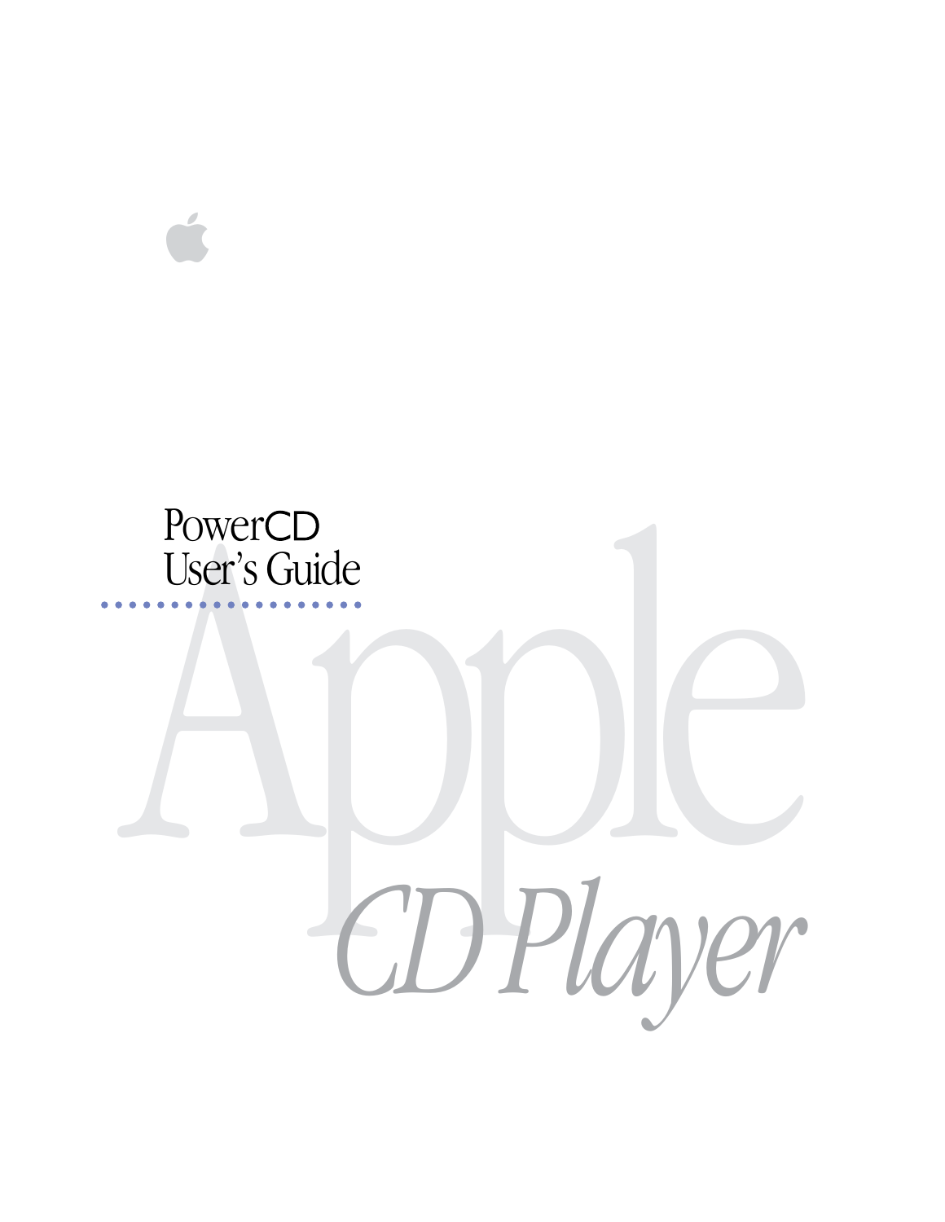# PowerCD User's Guide

Apple

*CD Player*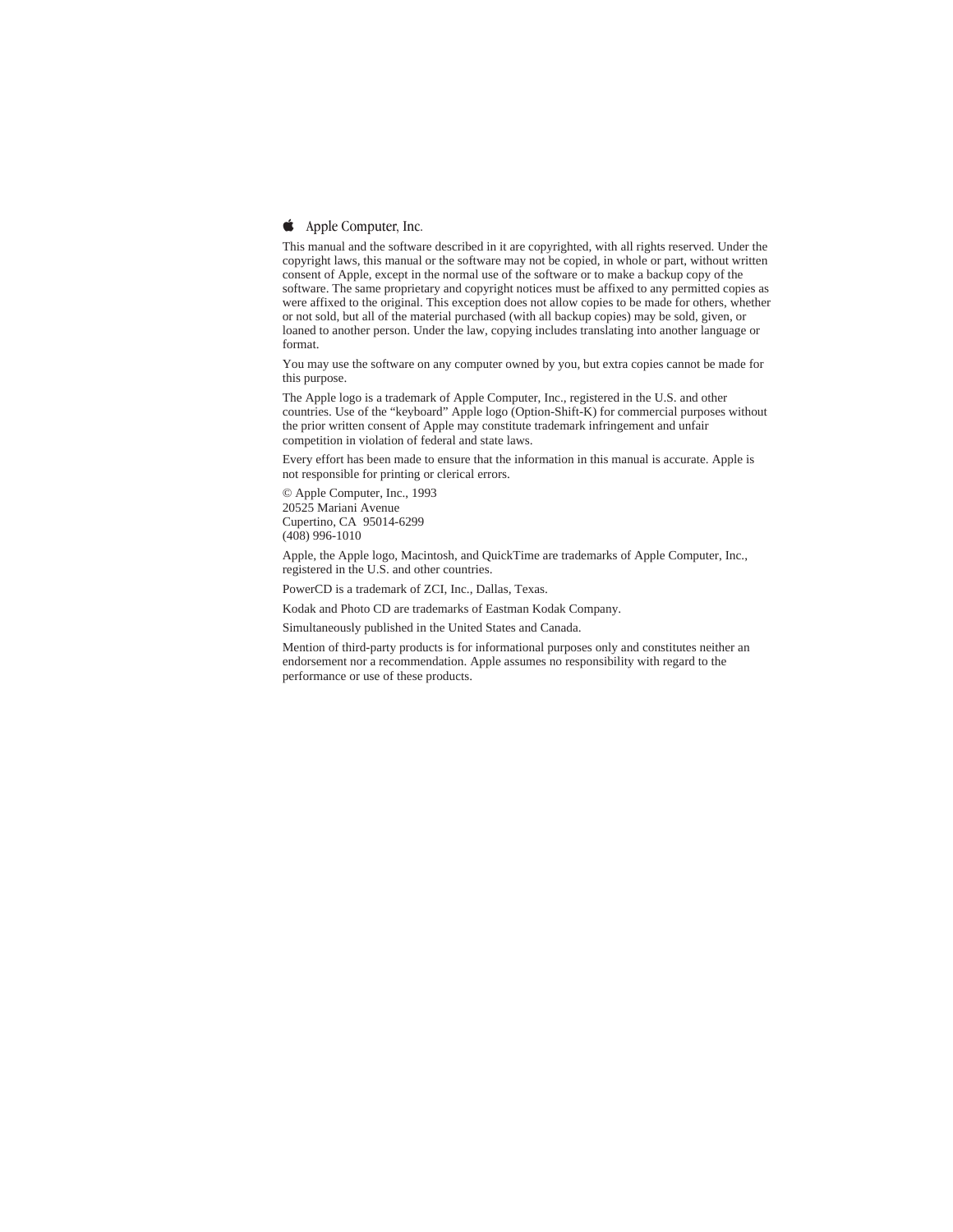Apple Computer, Inc.

This manual and the software described in it are copyrighted, with all rights reserved. Under the copyright laws, this manual or the software may not be copied, in whole or part, without written consent of Apple, except in the normal use of the software or to make a backup copy of the software. The same proprietary and copyright notices must be affixed to any permitted copies as were affixed to the original. This exception does not allow copies to be made for others, whether or not sold, but all of the material purchased (with all backup copies) may be sold, given, or loaned to another person. Under the law, copying includes translating into another language or format.

You may use the software on any computer owned by you, but extra copies cannot be made for this purpose.

The Apple logo is a trademark of Apple Computer, Inc., registered in the U.S. and other countries. Use of the "keyboard" Apple logo (Option-Shift-K) for commercial purposes without the prior written consent of Apple may constitute trademark infringement and unfair competition in violation of federal and state laws.

Every effort has been made to ensure that the information in this manual is accurate. Apple is not responsible for printing or clerical errors.

© Apple Computer, Inc., 1993
20525 Mariani Avenue
Cupertino, CA 95014-6299
(408) 996-1010

Apple, the Apple logo, Macintosh, and QuickTime are trademarks of Apple Computer, Inc., registered in the U.S. and other countries.

PowerCD is a trademark of ZCI, Inc., Dallas, Texas.

Kodak and Photo CD are trademarks of Eastman Kodak Company.

Simultaneously published in the United States and Canada.

Mention of third-party products is for informational purposes only and constitutes neither an endorsement nor a recommendation. Apple assumes no responsibility with regard to the performance or use of these products.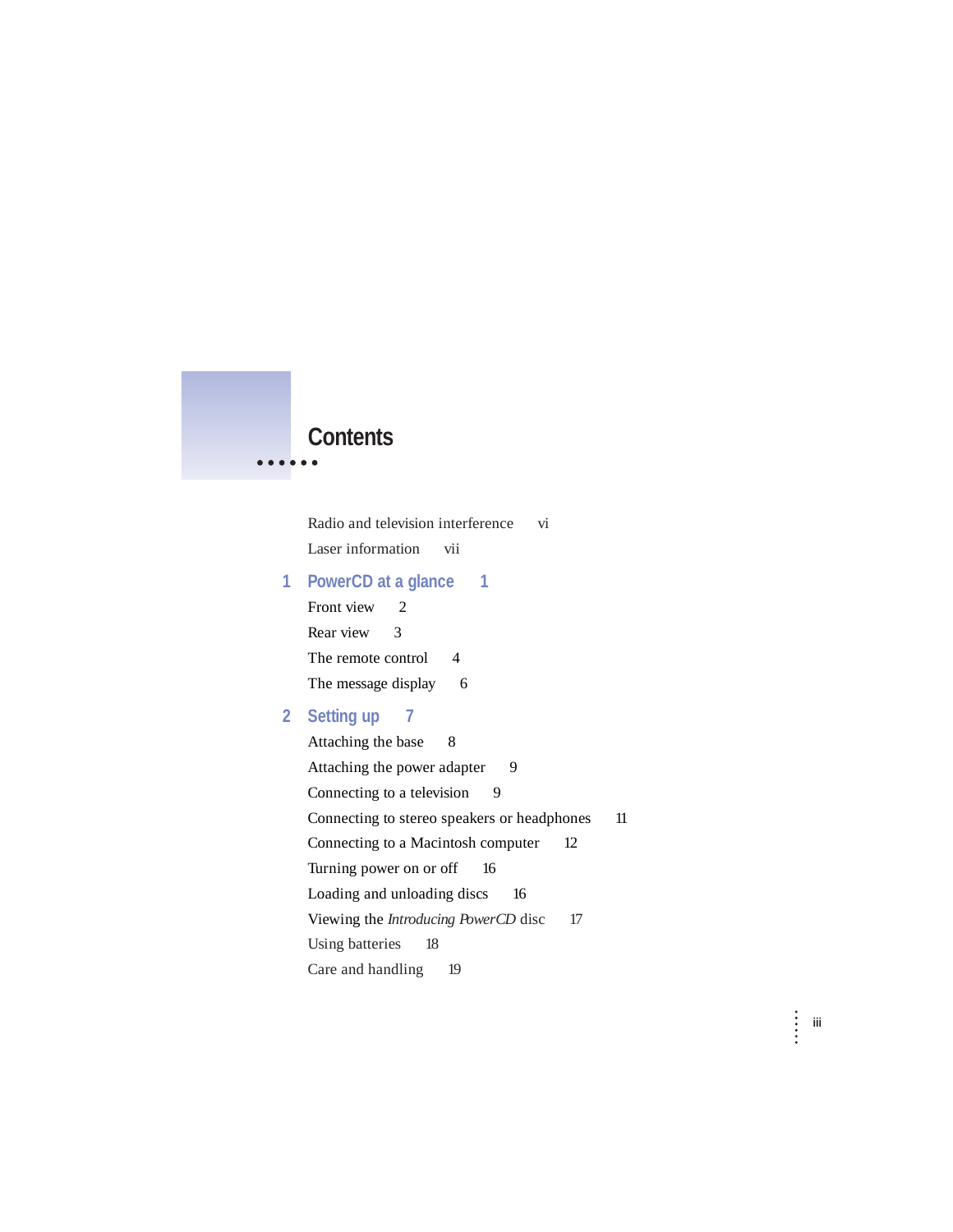# Contents

Radio and television interference vi

Laser information vii

## 1 PowerCD at a glance 1

Front view 2

Rear view 3

The remote control 4

The message display 6

## 2 Setting up 7

Attaching the base 8

Attaching the power adapter 9

Connecting to a television 9

Connecting to stereo speakers or headphones 11

Connecting to a Macintosh computer 12

Turning power on or off 16

Loading and unloading discs 16

Viewing the *Introducing PowerCD* disc 17

Using batteries 18

Care and handling 19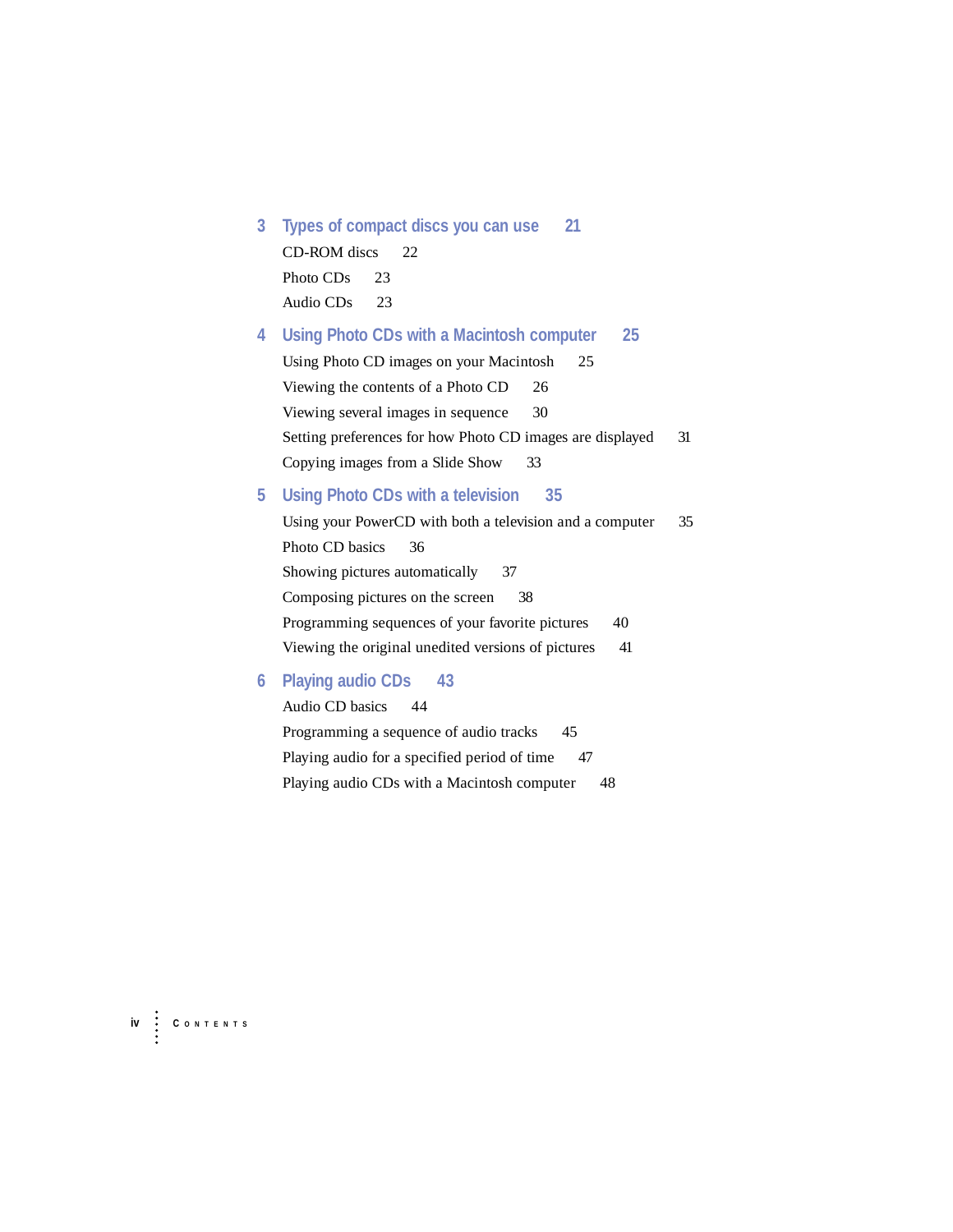## 3 Types of compact discs you can use 21

CD-ROM discs 22

Photo CDs 23

Audio CDs 23

## 4 Using Photo CDs with a Macintosh computer 25

Using Photo CD images on your Macintosh 25

Viewing the contents of a Photo CD 26

Viewing several images in sequence 30

Setting preferences for how Photo CD images are displayed 31

Copying images from a Slide Show 33

## 5 Using Photo CDs with a television 35

Using your PowerCD with both a television and a computer 35

Photo CD basics 36

Showing pictures automatically 37

Composing pictures on the screen 38

Programming sequences of your favorite pictures 40

Viewing the original unedited versions of pictures 41

## 6 Playing audio CDs 43

Audio CD basics 44

Programming a sequence of audio tracks 45

Playing audio for a specified period of time 47

Playing audio CDs with a Macintosh computer 48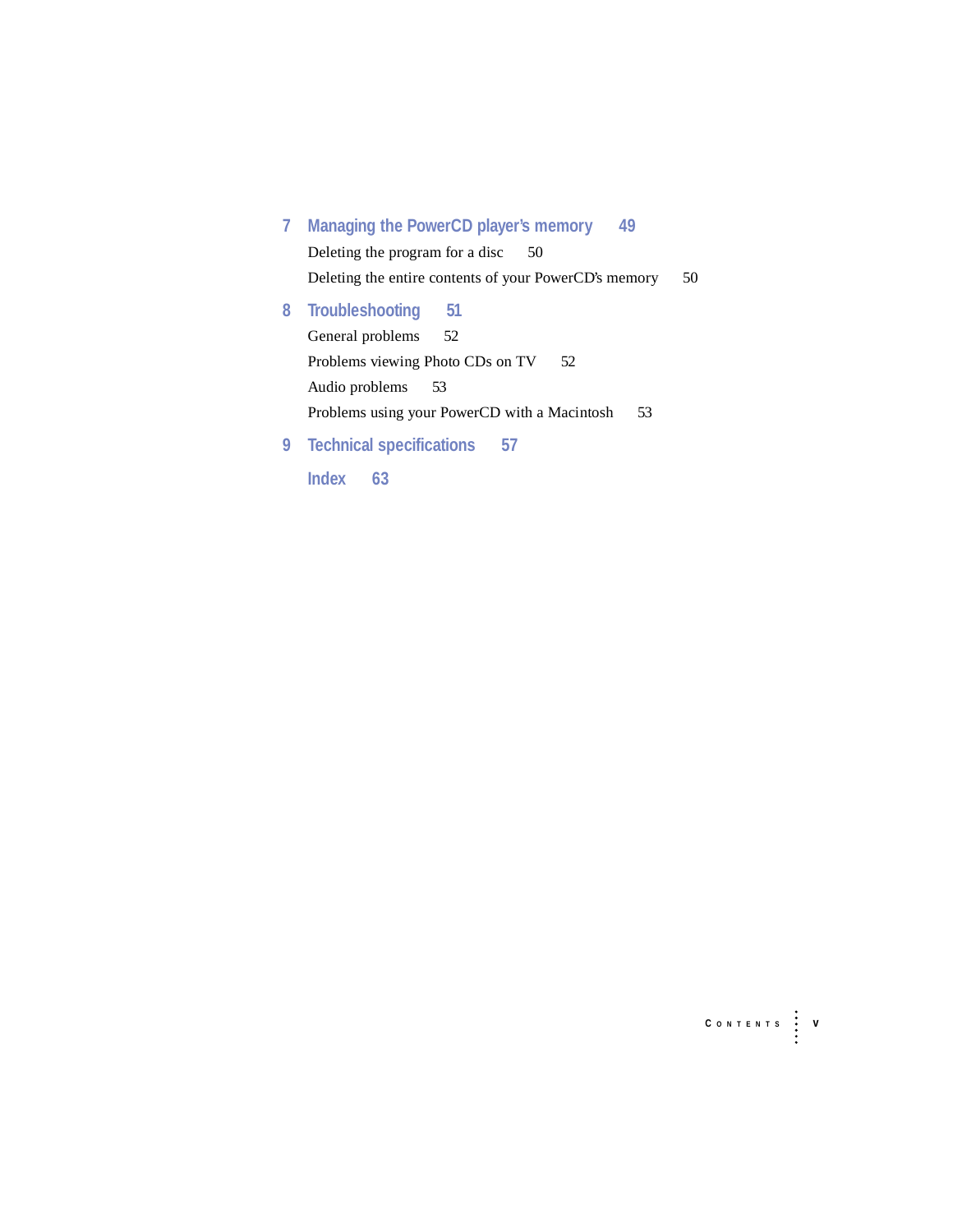## 7 Managing the PowerCD player's memory 49

Deleting the program for a disc 50

Deleting the entire contents of your PowerCD's memory 50

## 8 Troubleshooting 51

General problems 52

Problems viewing Photo CDs on TV 52

Audio problems 53

Problems using your PowerCD with a Macintosh 53

## 9 Technical specifications 57

## Index 63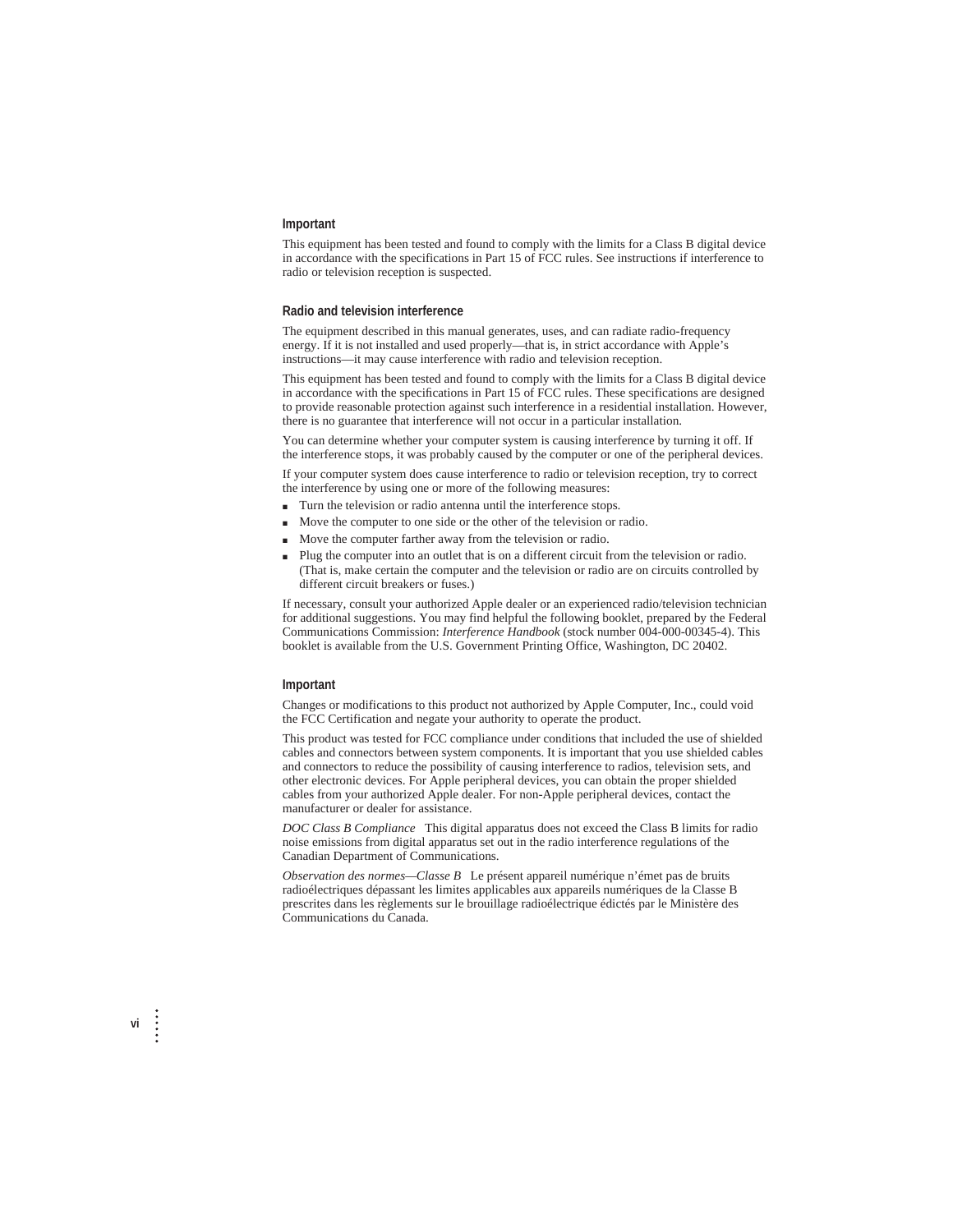### Important

This equipment has been tested and found to comply with the limits for a Class B digital device in accordance with the specifications in Part 15 of FCC rules. See instructions if interference to radio or television reception is suspected.

### Radio and television interference

The equipment described in this manual generates, uses, and can radiate radio-frequency energy. If it is not installed and used properly—that is, in strict accordance with Apple's instructions—it may cause interference with radio and television reception.

This equipment has been tested and found to comply with the limits for a Class B digital device in accordance with the specifications in Part 15 of FCC rules. These specifications are designed to provide reasonable protection against such interference in a residential installation. However, there is no guarantee that interference will not occur in a particular installation.

You can determine whether your computer system is causing interference by turning it off. If the interference stops, it was probably caused by the computer or one of the peripheral devices.

If your computer system does cause interference to radio or television reception, try to correct the interference by using one or more of the following measures:

- Turn the television or radio antenna until the interference stops.
- Move the computer to one side or the other of the television or radio.
- Move the computer farther away from the television or radio.
- Plug the computer into an outlet that is on a different circuit from the television or radio. (That is, make certain the computer and the television or radio are on circuits controlled by different circuit breakers or fuses.)

If necessary, consult your authorized Apple dealer or an experienced radio/television technician for additional suggestions. You may find helpful the following booklet, prepared by the Federal Communications Commission: *Interference Handbook* (stock number 004-000-00345-4). This booklet is available from the U.S. Government Printing Office, Washington, DC 20402.

### Important

Changes or modifications to this product not authorized by Apple Computer, Inc., could void the FCC Certification and negate your authority to operate the product.

This product was tested for FCC compliance under conditions that included the use of shielded cables and connectors between system components. It is important that you use shielded cables and connectors to reduce the possibility of causing interference to radios, television sets, and other electronic devices. For Apple peripheral devices, you can obtain the proper shielded cables from your authorized Apple dealer. For non-Apple peripheral devices, contact the manufacturer or dealer for assistance.

*DOC Class B Compliance* This digital apparatus does not exceed the Class B limits for radio noise emissions from digital apparatus set out in the radio interference regulations of the Canadian Department of Communications.

*Observation des normes—Classe B* Le présent appareil numérique n'émet pas de bruits radioélectriques dépassant les limites applicables aux appareils numériques de la Classe B prescrites dans les règlements sur le brouillage radioélectrique édictés par le Ministère des Communications du Canada.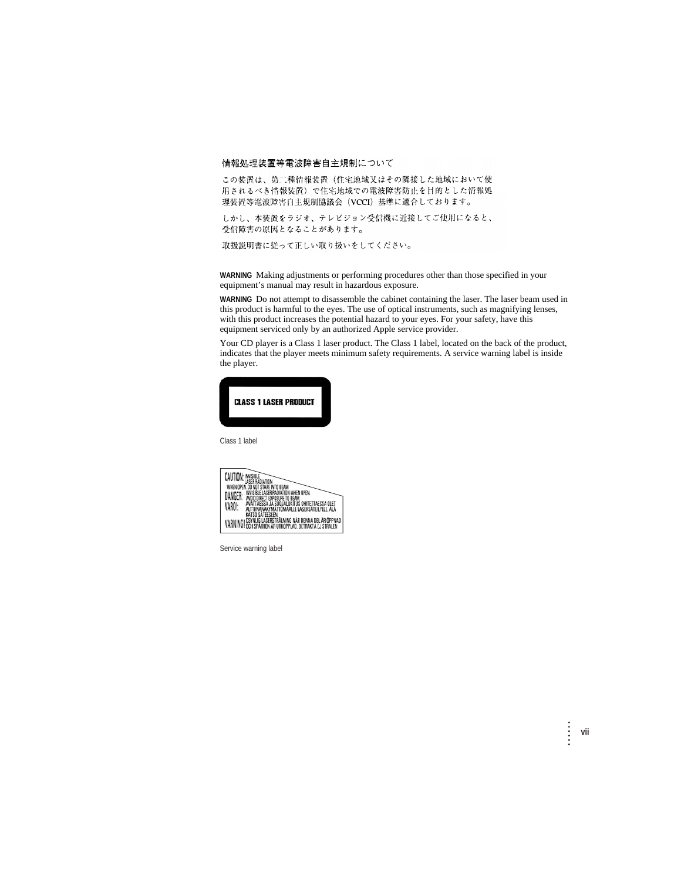情報処理装置等電波障害自主規制について

この装置は、第二種情報装置（住宅地域又はその隣接した地域において使用されるべき情報装置）で住宅地域での電波障害防止を目的とした情報処理装置等電波障害自主規制協議会（VCCI）基準に適合しております。

しかし、本装置をラジオ、テレビジョン受信機に近接してご使用になると、受信障害の原因となることがあります。

取扱説明書に従って正しい取り扱いをしてください。

**WARNING** Making adjustments or performing procedures other than those specified in your equipment's manual may result in hazardous exposure.

**WARNING** Do not attempt to disassemble the cabinet containing the laser. The laser beam used in this product is harmful to the eyes. The use of optical instruments, such as magnifying lenses, with this product increases the potential hazard to your eyes. For your safety, have this equipment serviced only by an authorized Apple service provider.

Your CD player is a Class 1 laser product. The Class 1 label, located on the back of the product, indicates that the player meets minimum safety requirements. A service warning label is inside the player.

CLASS 1 LASER PRODUCT

Class 1 label

CAUTION: INVISIBLE LASER RADIATION WHEN OPEN. DO NOT STARE INTO BEAM
DANGER: INVISIBLE LASER RADIATION WHEN OPEN. AVOID DIRECT EXPOSURE TO BEAM
VARO!: AVATTAESSA JA SUOJALUKITUS OHITETTAESSA OLET ALTTIINA NAKYMATTOMAALLE LASERSATEILYLLE. ALA KATSO SATEESEEN.
VARNING! OSYNLIG LASERSTRÅLNING NÄR DENNA DEL ÄR ÖPPNAD OCH SPÄRREN ÄR URKOPPLAD. BETRAKTA EJ STRÅLEN

Service warning label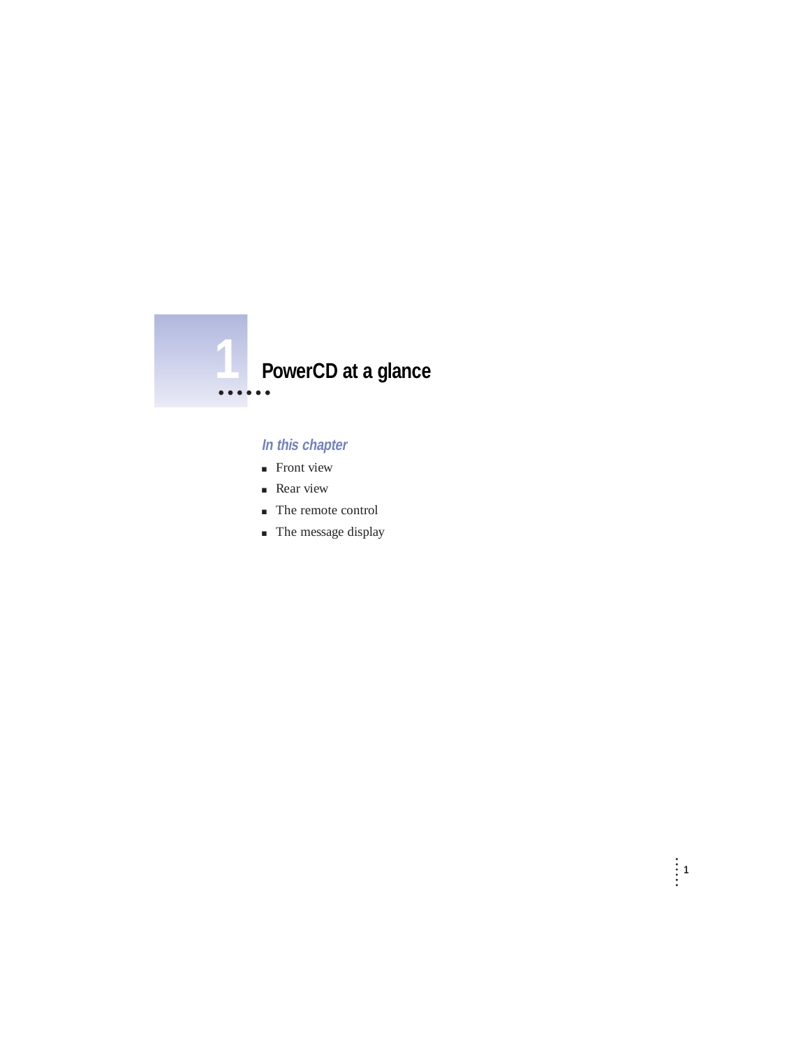# 1 PowerCD at a glance

### *In this chapter*

- Front view
- Rear view
- The remote control
- The message display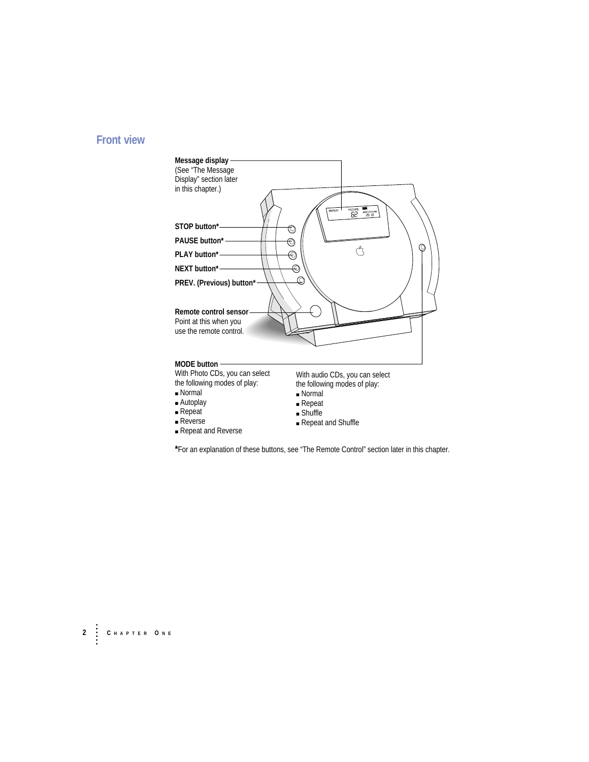## Front view

**Message display**
(See "The Message Display" section later in this chapter.)

**STOP button***

**PAUSE button***

**PLAY button***

**NEXT button***

**PREV. (Previous) button***

**Remote control sensor**
Point at this when you use the remote control.

**MODE button**
With Photo CDs, you can select the following modes of play:

- Normal
- Autoplay
- Repeat
- Reverse
- Repeat and Reverse

With audio CDs, you can select the following modes of play:

- Normal
- Repeat
- Shuffle
- Repeat and Shuffle

*For an explanation of these buttons, see "The Remote Control" section later in this chapter.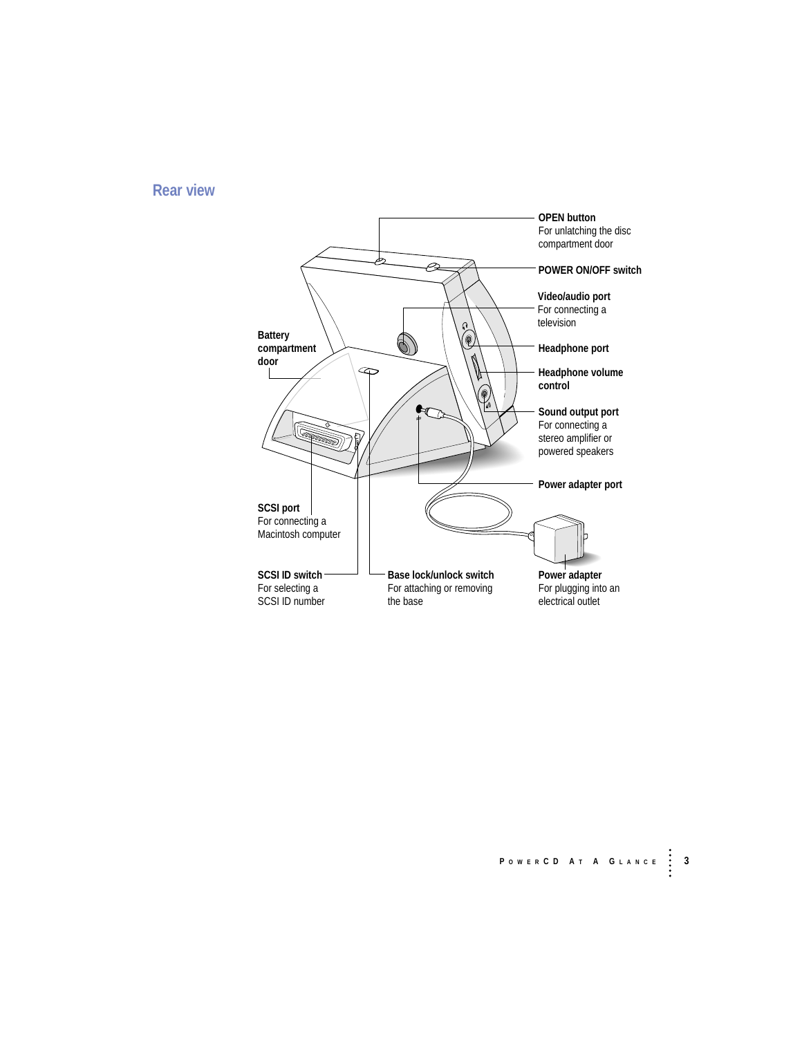## Rear view

**OPEN button**
For unlatching the disc compartment door

**POWER ON/OFF switch**

**Video/audio port**
For connecting a television

**Headphone port**

**Headphone volume control**

**Sound output port**
For connecting a stereo amplifier or powered speakers

**Power adapter port**

**Battery compartment door**

**SCSI port**
For connecting a Macintosh computer

**SCSI ID switch**
For selecting a SCSI ID number

**Base lock/unlock switch**
For attaching or removing the base

**Power adapter**
For plugging into an electrical outlet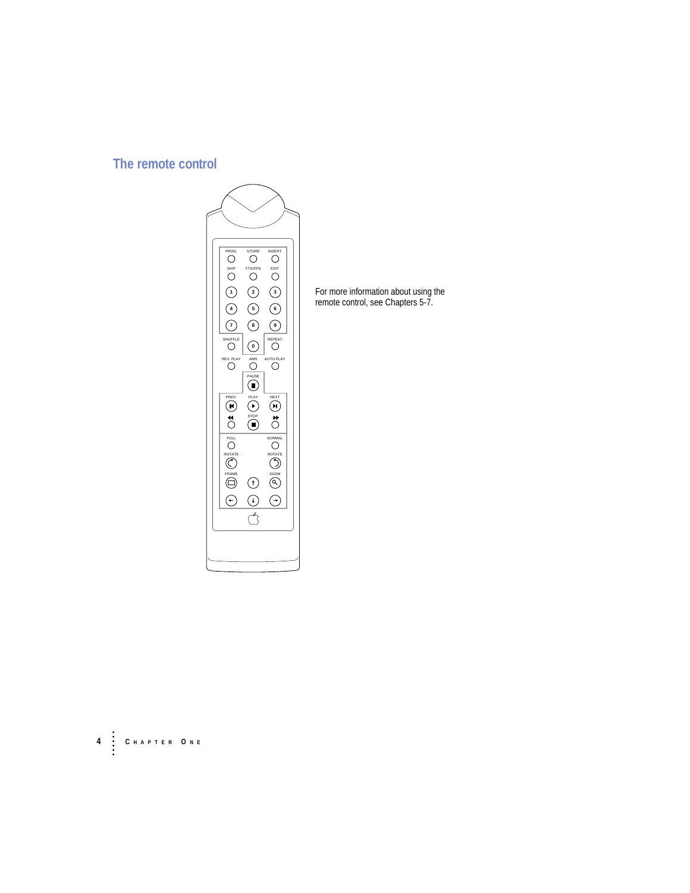## The remote control

For more information about using the remote control, see Chapters 5-7.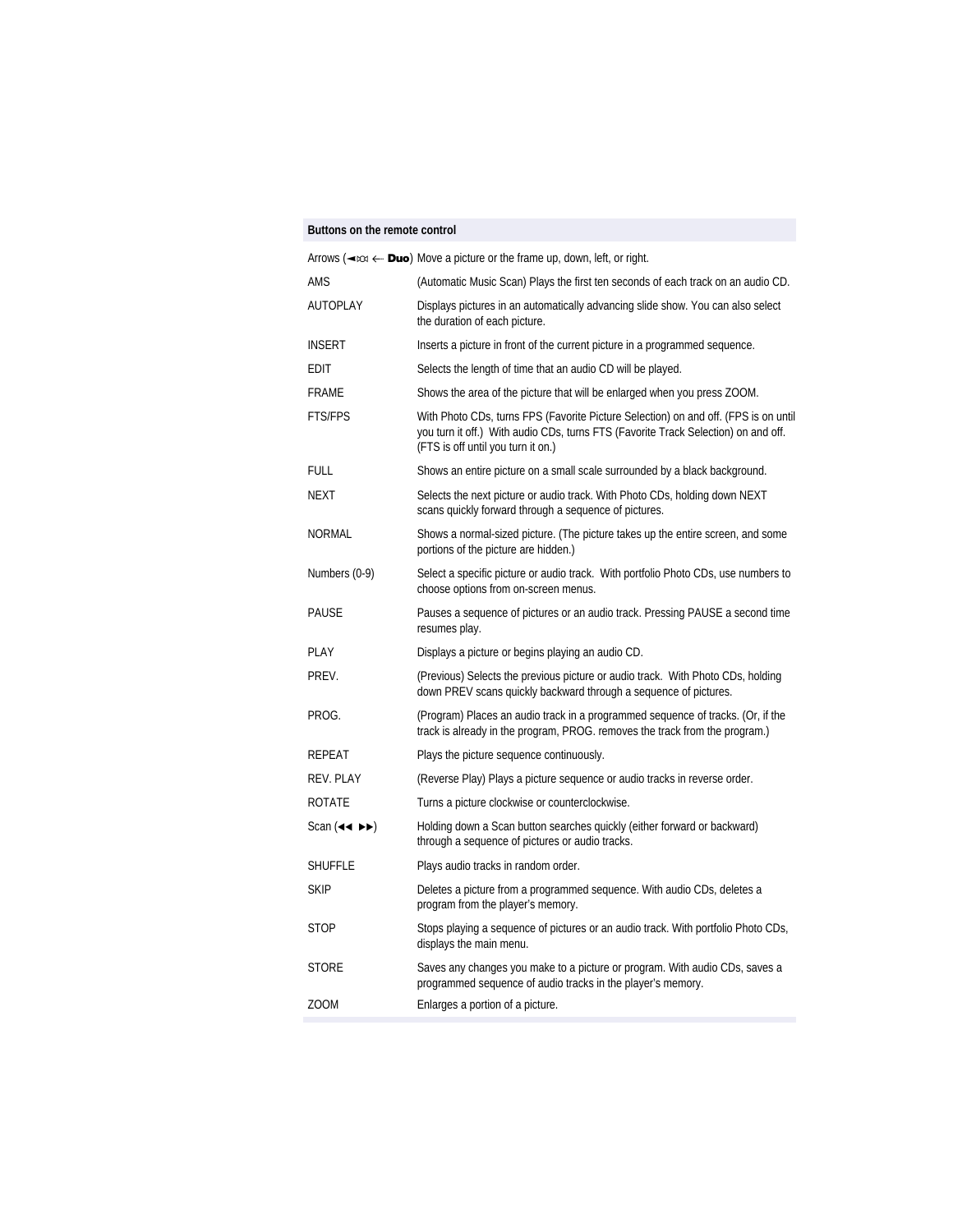| Buttons on the remote control | |
|---|---|
| Arrows (◄¤¤ ← **Duo**) | Move a picture or the frame up, down, left, or right. |
| AMS | (Automatic Music Scan) Plays the first ten seconds of each track on an audio CD. |
| AUTOPLAY | Displays pictures in an automatically advancing slide show. You can also select the duration of each picture. |
| INSERT | Inserts a picture in front of the current picture in a programmed sequence. |
| EDIT | Selects the length of time that an audio CD will be played. |
| FRAME | Shows the area of the picture that will be enlarged when you press ZOOM. |
| FTS/FPS | With Photo CDs, turns FPS (Favorite Picture Selection) on and off. (FPS is on until you turn it off.) With audio CDs, turns FTS (Favorite Track Selection) on and off. (FTS is off until you turn it on.) |
| FULL | Shows an entire picture on a small scale surrounded by a black background. |
| NEXT | Selects the next picture or audio track. With Photo CDs, holding down NEXT scans quickly forward through a sequence of pictures. |
| NORMAL | Shows a normal-sized picture. (The picture takes up the entire screen, and some portions of the picture are hidden.) |
| Numbers (0-9) | Select a specific picture or audio track. With portfolio Photo CDs, use numbers to choose options from on-screen menus. |
| PAUSE | Pauses a sequence of pictures or an audio track. Pressing PAUSE a second time resumes play. |
| PLAY | Displays a picture or begins playing an audio CD. |
| PREV. | (Previous) Selects the previous picture or audio track. With Photo CDs, holding down PREV scans quickly backward through a sequence of pictures. |
| PROG. | (Program) Places an audio track in a programmed sequence of tracks. (Or, if the track is already in the program, PROG. removes the track from the program.) |
| REPEAT | Plays the picture sequence continuously. |
| REV. PLAY | (Reverse Play) Plays a picture sequence or audio tracks in reverse order. |
| ROTATE | Turns a picture clockwise or counterclockwise. |
| Scan (◄◄ ►►) | Holding down a Scan button searches quickly (either forward or backward) through a sequence of pictures or audio tracks. |
| SHUFFLE | Plays audio tracks in random order. |
| SKIP | Deletes a picture from a programmed sequence. With audio CDs, deletes a program from the player's memory. |
| STOP | Stops playing a sequence of pictures or an audio track. With portfolio Photo CDs, displays the main menu. |
| STORE | Saves any changes you make to a picture or program. With audio CDs, saves a programmed sequence of audio tracks in the player's memory. |
| ZOOM | Enlarges a portion of a picture. |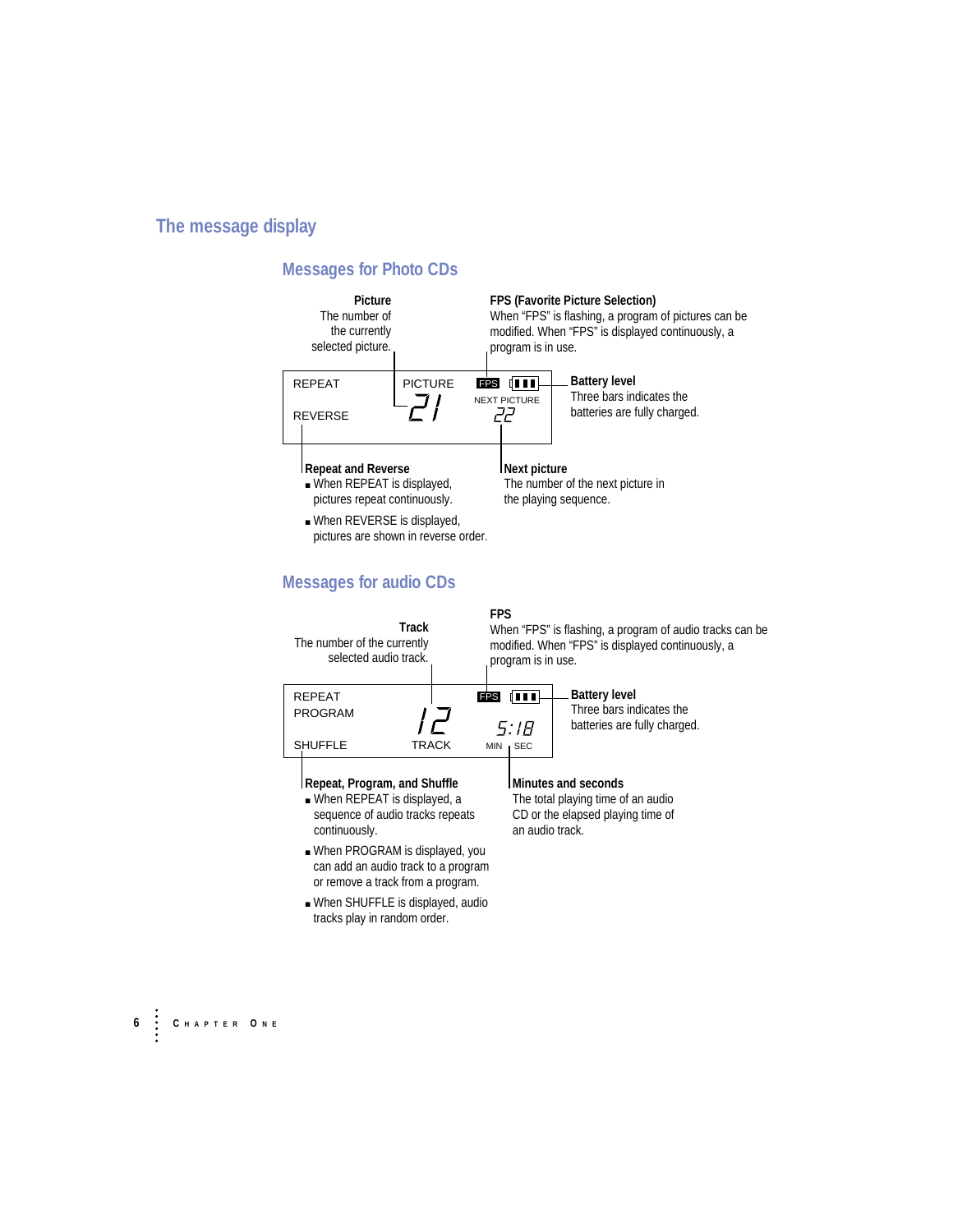## The message display

### Messages for Photo CDs

**Picture**
The number of the currently selected picture.

**FPS (Favorite Picture Selection)**
When "FPS" is flashing, a program of pictures can be modified. When "FPS" is displayed continuously, a program is in use.

REPEAT
REVERSE
PICTURE
21
FPS
NEXT PICTURE
22

**Battery level**
Three bars indicates the batteries are fully charged.

**Repeat and Reverse**

- When REPEAT is displayed, pictures repeat continuously.
- When REVERSE is displayed, pictures are shown in reverse order.

**Next picture**
The number of the next picture in the playing sequence.

### Messages for audio CDs

**Track**
The number of the currently selected audio track.

**FPS**
When "FPS" is flashing, a program of audio tracks can be modified. When "FPS" is displayed continuously, a program is in use.

REPEAT
PROGRAM
SHUFFLE
12
TRACK
FPS
5:18
MIN SEC

**Battery level**
Three bars indicates the batteries are fully charged.

**Repeat, Program, and Shuffle**

- When REPEAT is displayed, a sequence of audio tracks repeats continuously.
- When PROGRAM is displayed, you can add an audio track to a program or remove a track from a program.
- When SHUFFLE is displayed, audio tracks play in random order.

**Minutes and seconds**
The total playing time of an audio CD or the elapsed playing time of an audio track.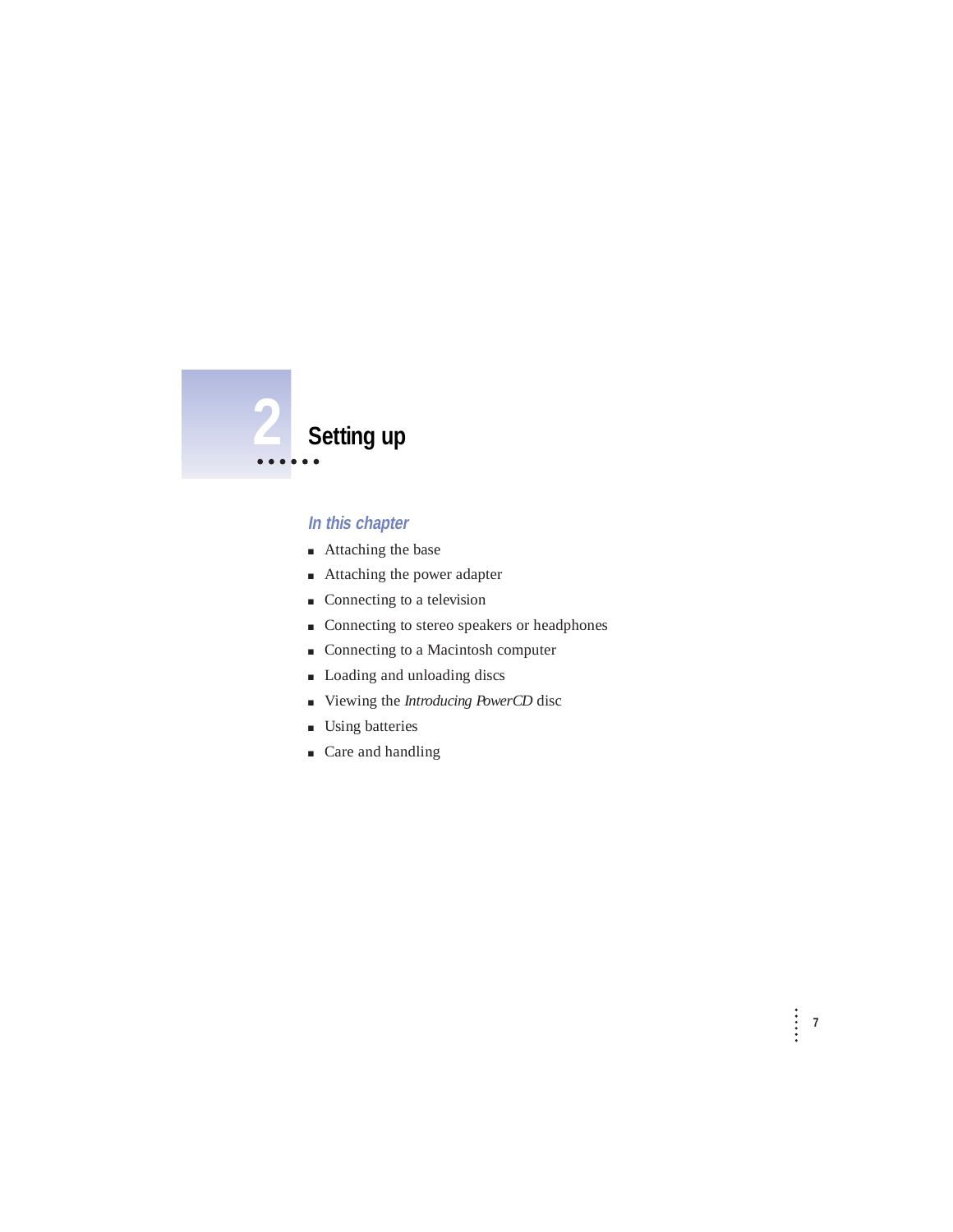# 2 Setting up

### *In this chapter*

- Attaching the base
- Attaching the power adapter
- Connecting to a television
- Connecting to stereo speakers or headphones
- Connecting to a Macintosh computer
- Loading and unloading discs
- Viewing the *Introducing PowerCD* disc
- Using batteries
- Care and handling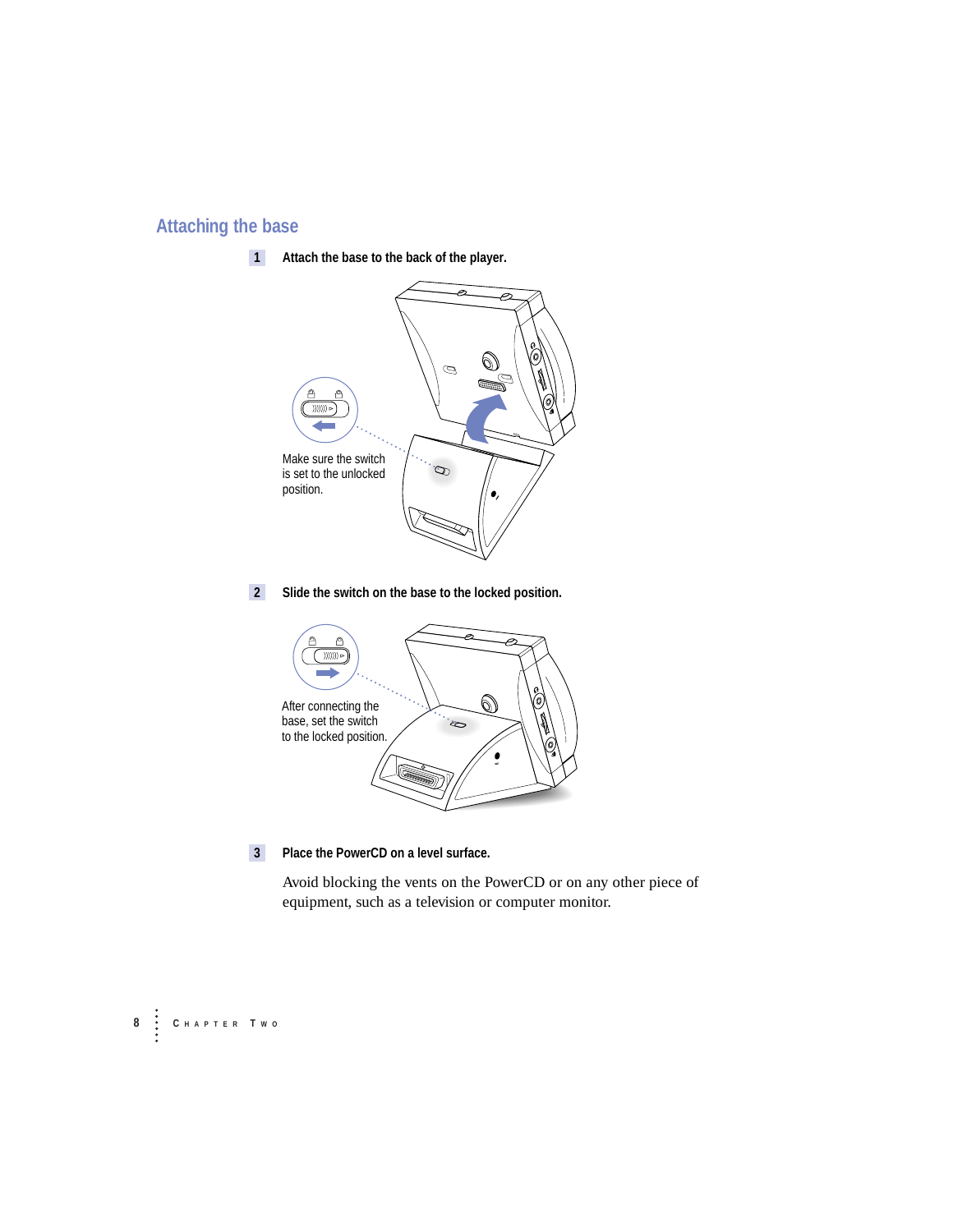## Attaching the base

**1** **Attach the base to the back of the player.**

Make sure the switch is set to the unlocked position.

**2** **Slide the switch on the base to the locked position.**

After connecting the base, set the switch to the locked position.

**3** **Place the PowerCD on a level surface.**

Avoid blocking the vents on the PowerCD or on any other piece of equipment, such as a television or computer monitor.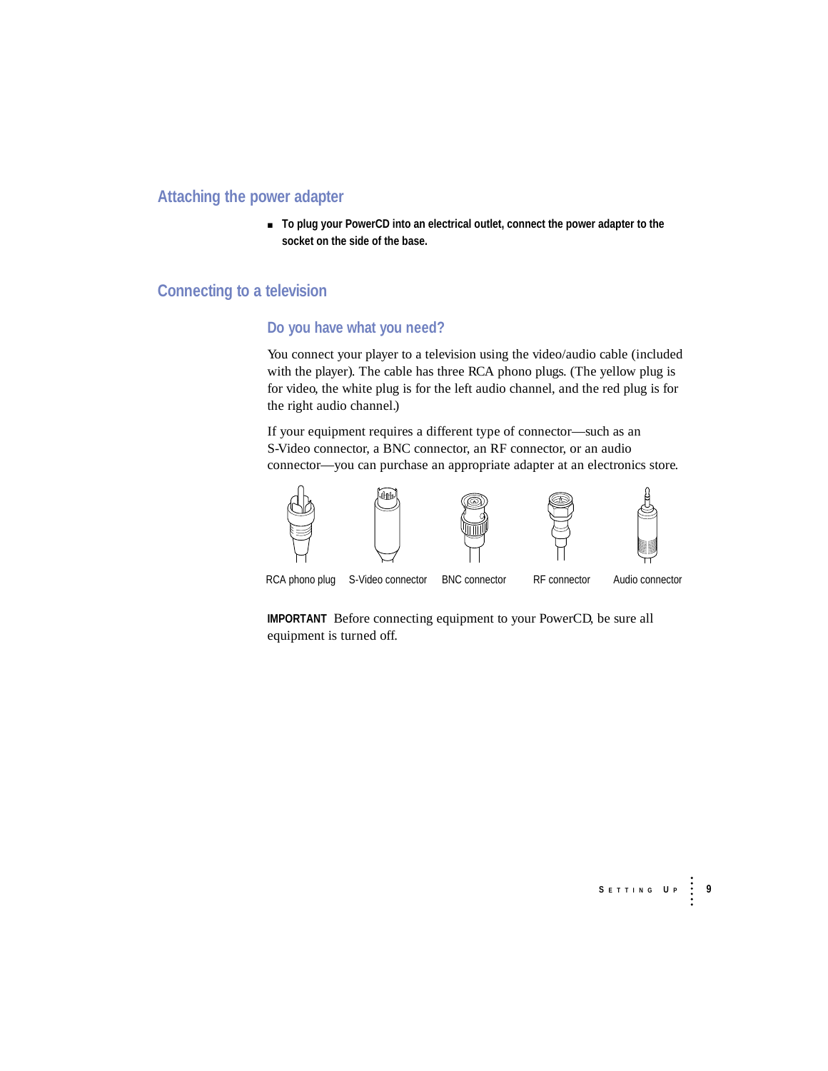## Attaching the power adapter

- **To plug your PowerCD into an electrical outlet, connect the power adapter to the socket on the side of the base.**

## Connecting to a television

### Do you have what you need?

You connect your player to a television using the video/audio cable (included with the player). The cable has three RCA phono plugs. (The yellow plug is for video, the white plug is for the left audio channel, and the red plug is for the right audio channel.)

If your equipment requires a different type of connector—such as an S-Video connector, a BNC connector, an RF connector, or an audio connector—you can purchase an appropriate adapter at an electronics store.

RCA phono plug | S-Video connector | BNC connector | RF connector | Audio connector

**IMPORTANT** Before connecting equipment to your PowerCD, be sure all equipment is turned off.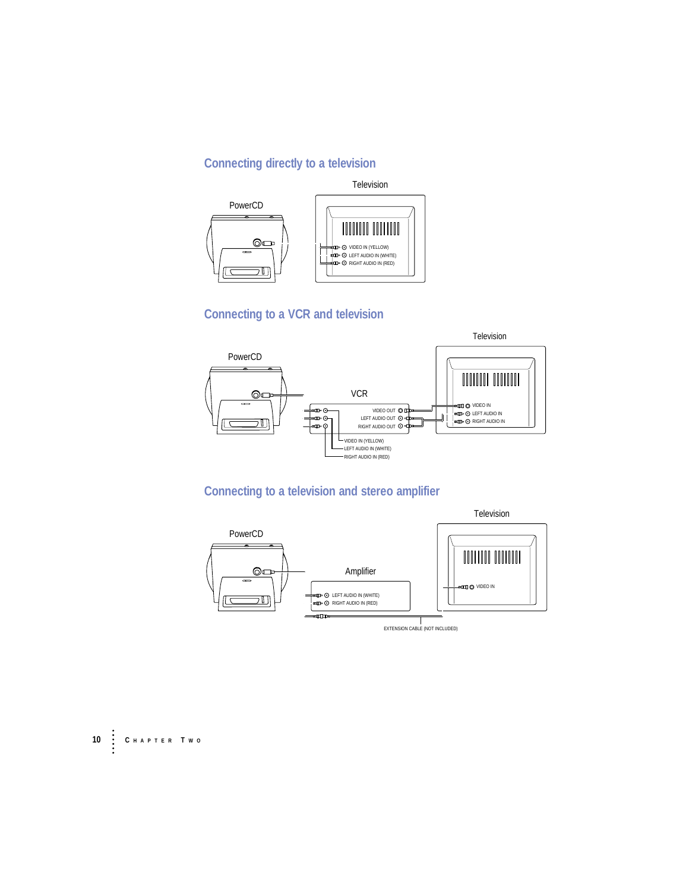## Connecting directly to a television

Television

PowerCD

VIDEO IN (YELLOW)
LEFT AUDIO IN (WHITE)
RIGHT AUDIO IN (RED)

## Connecting to a VCR and television

Television

PowerCD

VCR

VIDEO OUT
LEFT AUDIO OUT
RIGHT AUDIO OUT

VIDEO IN
LEFT AUDIO IN
RIGHT AUDIO IN

VIDEO IN (YELLOW)
LEFT AUDIO IN (WHITE)
RIGHT AUDIO IN (RED)

## Connecting to a television and stereo amplifier

Television

PowerCD

Amplifier

LEFT AUDIO IN (WHITE)
RIGHT AUDIO IN (RED)

VIDEO IN

EXTENSION CABLE (NOT INCLUDED)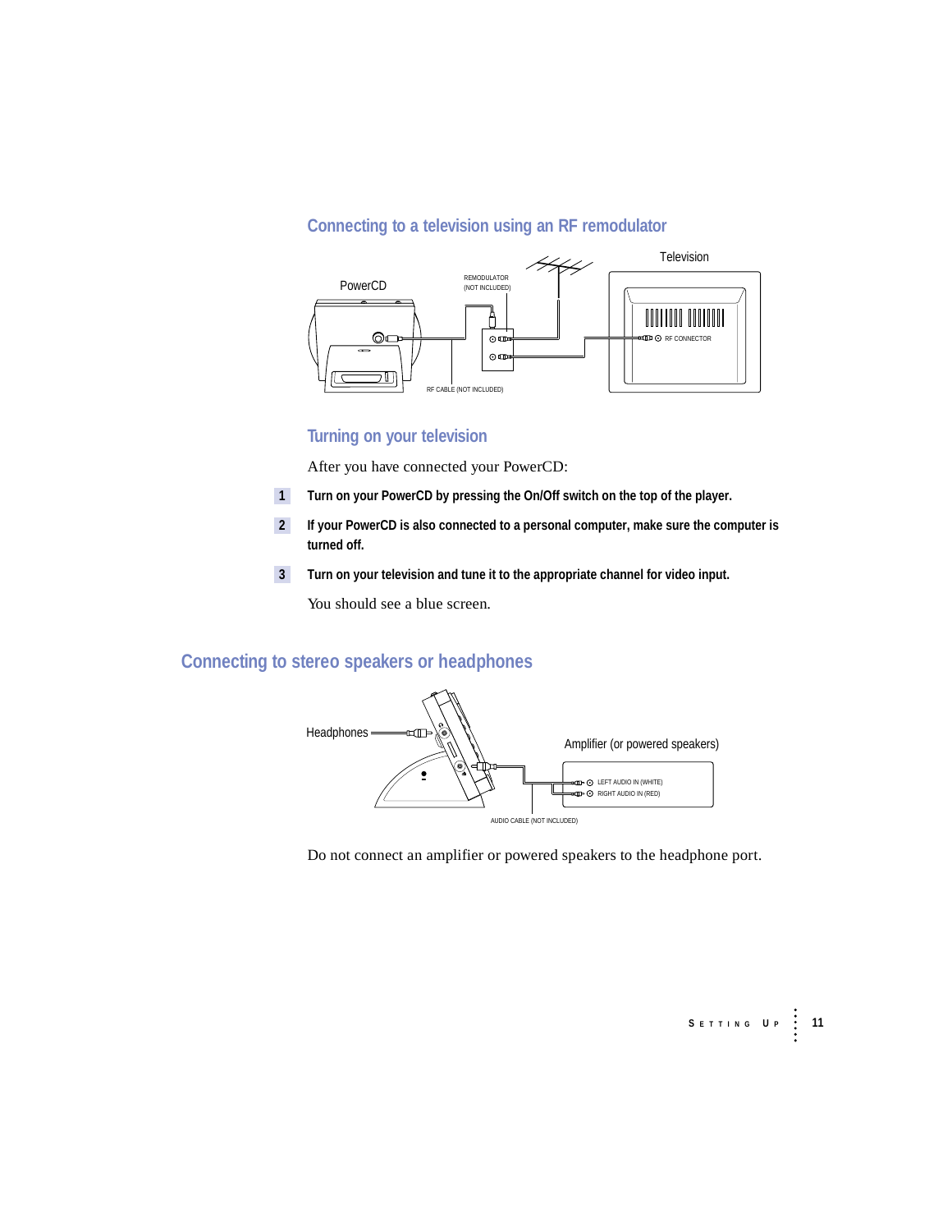### Connecting to a television using an RF remodulator

### Turning on your television

After you have connected your PowerCD:

1. **Turn on your PowerCD by pressing the On/Off switch on the top of the player.**
2. **If your PowerCD is also connected to a personal computer, make sure the computer is turned off.**
3. **Turn on your television and tune it to the appropriate channel for video input.**

   You should see a blue screen.

## Connecting to stereo speakers or headphones

Do not connect an amplifier or powered speakers to the headphone port.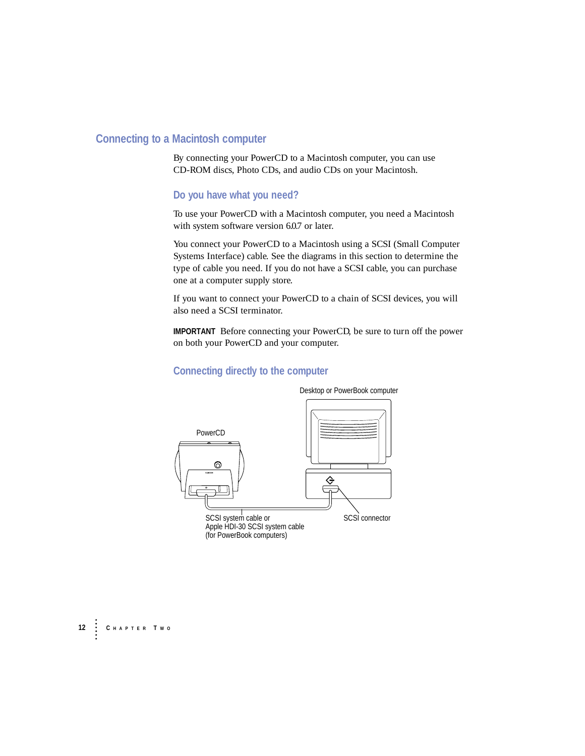## Connecting to a Macintosh computer

By connecting your PowerCD to a Macintosh computer, you can use CD-ROM discs, Photo CDs, and audio CDs on your Macintosh.

### Do you have what you need?

To use your PowerCD with a Macintosh computer, you need a Macintosh with system software version 6.0.7 or later.

You connect your PowerCD to a Macintosh using a SCSI (Small Computer Systems Interface) cable. See the diagrams in this section to determine the type of cable you need. If you do not have a SCSI cable, you can purchase one at a computer supply store.

If you want to connect your PowerCD to a chain of SCSI devices, you will also need a SCSI terminator.

**IMPORTANT** Before connecting your PowerCD, be sure to turn off the power on both your PowerCD and your computer.

### Connecting directly to the computer

Desktop or PowerBook computer

PowerCD

SCSI system cable or Apple HDI-30 SCSI system cable (for PowerBook computers)

SCSI connector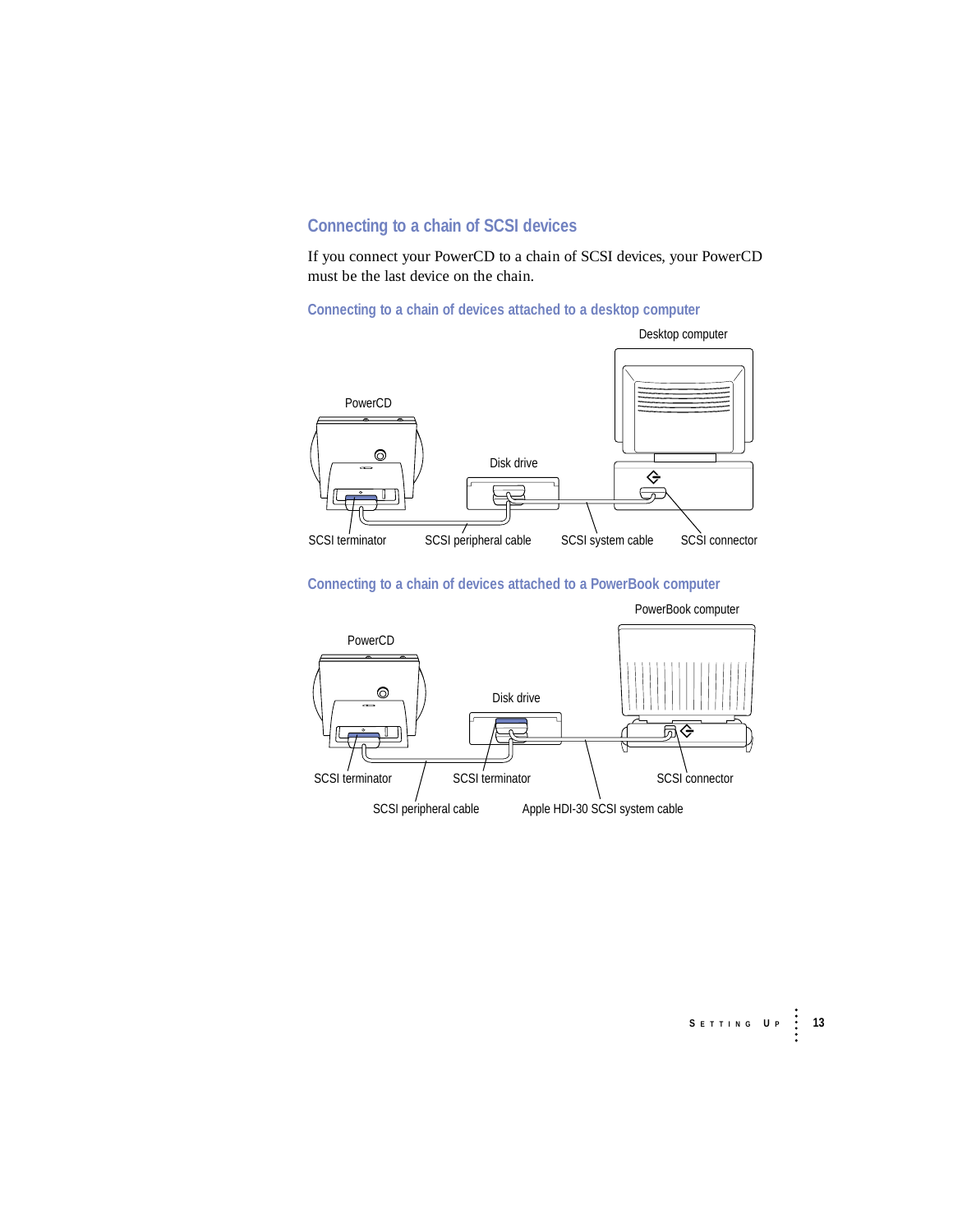## Connecting to a chain of SCSI devices

If you connect your PowerCD to a chain of SCSI devices, your PowerCD must be the last device on the chain.

### Connecting to a chain of devices attached to a desktop computer

Desktop computer

PowerCD

Disk drive

SCSI terminator

SCSI peripheral cable

SCSI system cable

SCSI connector

### Connecting to a chain of devices attached to a PowerBook computer

PowerBook computer

PowerCD

Disk drive

SCSI terminator

SCSI terminator

SCSI connector

SCSI peripheral cable

Apple HDI-30 SCSI system cable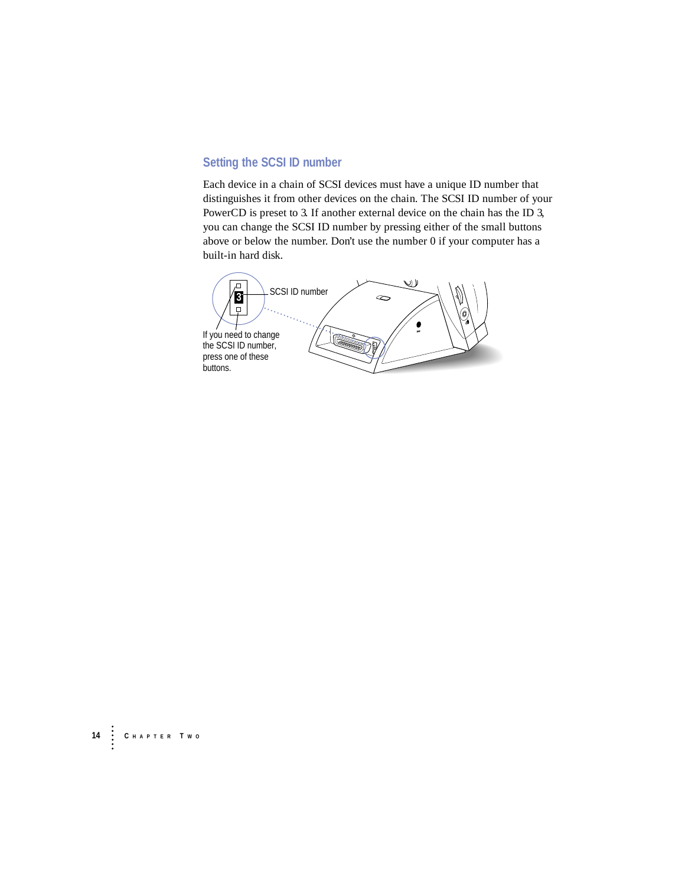## Setting the SCSI ID number

Each device in a chain of SCSI devices must have a unique ID number that distinguishes it from other devices on the chain. The SCSI ID number of your PowerCD is preset to 3. If another external device on the chain has the ID 3, you can change the SCSI ID number by pressing either of the small buttons above or below the number. Don't use the number 0 if your computer has a built-in hard disk.

SCSI ID number

If you need to change the SCSI ID number, press one of these buttons.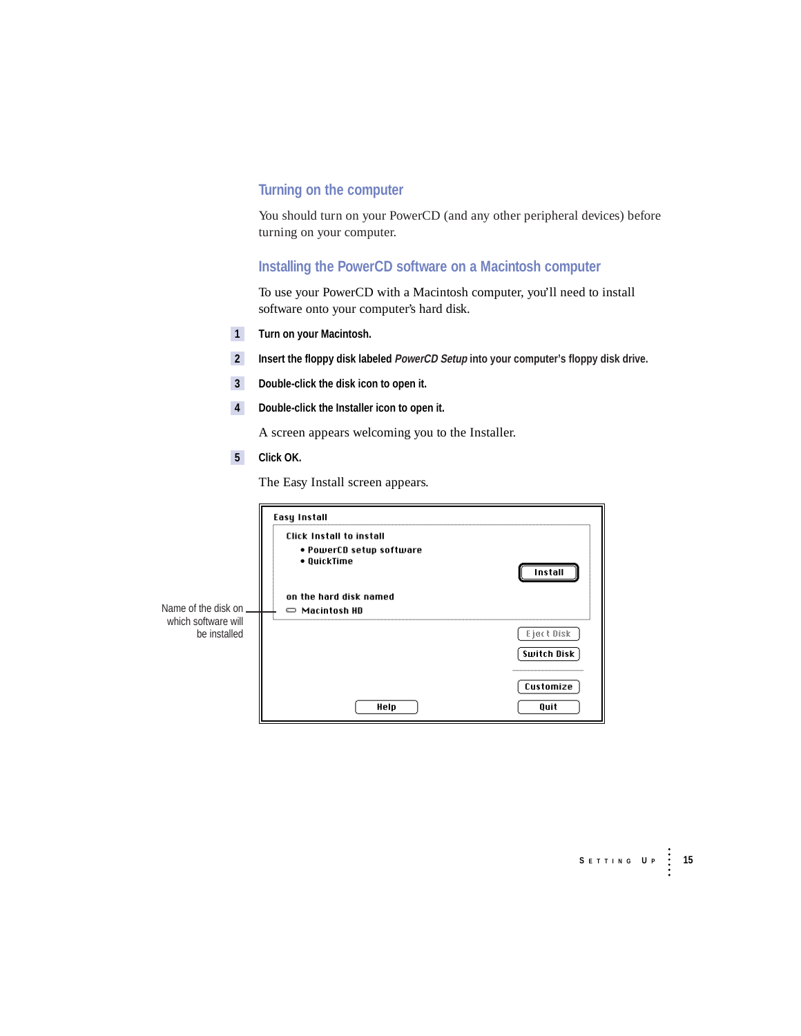## Turning on the computer

You should turn on your PowerCD (and any other peripheral devices) before turning on your computer.

## Installing the PowerCD software on a Macintosh computer

To use your PowerCD with a Macintosh computer, you'll need to install software onto your computer's hard disk.

1. **Turn on your Macintosh.**
2. **Insert the floppy disk labeled *PowerCD Setup* into your computer's floppy disk drive.**
3. **Double-click the disk icon to open it.**
4. **Double-click the Installer icon to open it.**

   A screen appears welcoming you to the Installer.

5. **Click OK.**

   The Easy Install screen appears.

Easy Install

Click Install to install
- PowerCD setup software
- QuickTime

on the hard disk named
Macintosh HD

Install | Eject Disk | Switch Disk | Customize | Help | Quit

Name of the disk on which software will be installed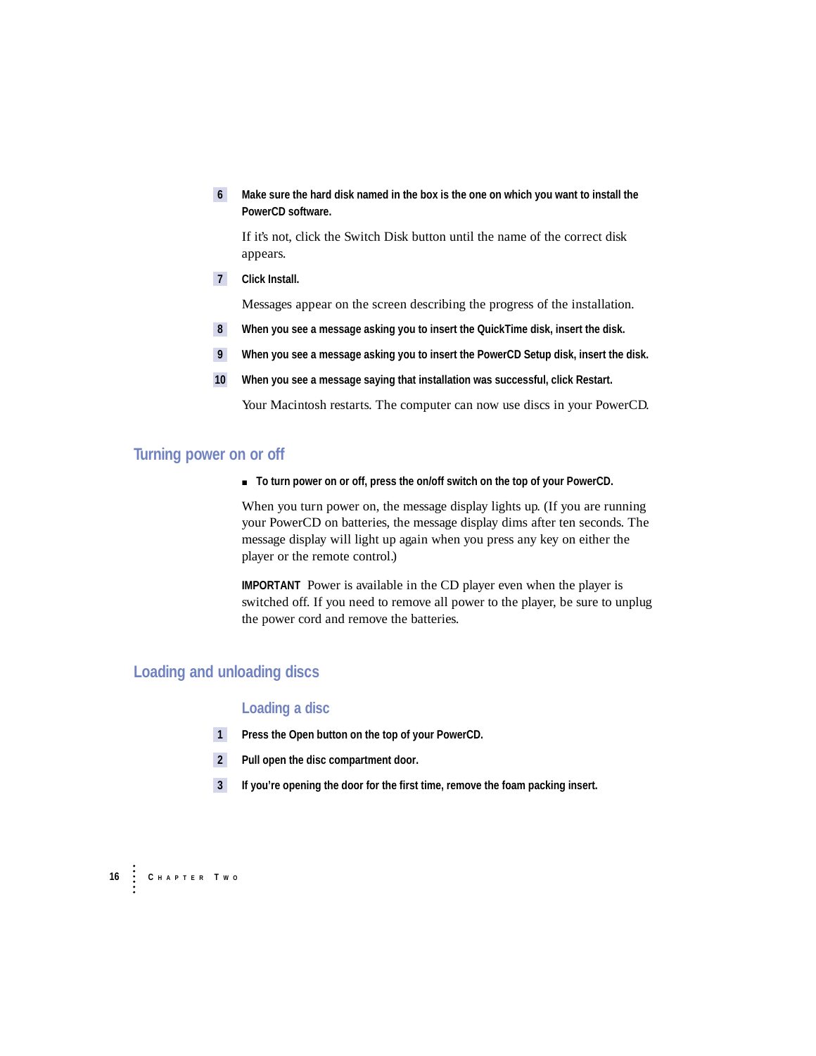6. **Make sure the hard disk named in the box is the one on which you want to install the PowerCD software.**

   If it's not, click the Switch Disk button until the name of the correct disk appears.

7. **Click Install.**

   Messages appear on the screen describing the progress of the installation.

8. **When you see a message asking you to insert the QuickTime disk, insert the disk.**

9. **When you see a message asking you to insert the PowerCD Setup disk, insert the disk.**

10. **When you see a message saying that installation was successful, click Restart.**

    Your Macintosh restarts. The computer can now use discs in your PowerCD.

## Turning power on or off

- **To turn power on or off, press the on/off switch on the top of your PowerCD.**

When you turn power on, the message display lights up. (If you are running your PowerCD on batteries, the message display dims after ten seconds. The message display will light up again when you press any key on either the player or the remote control.)

**IMPORTANT** Power is available in the CD player even when the player is switched off. If you need to remove all power to the player, be sure to unplug the power cord and remove the batteries.

## Loading and unloading discs

### Loading a disc

1. **Press the Open button on the top of your PowerCD.**
2. **Pull open the disc compartment door.**
3. **If you're opening the door for the first time, remove the foam packing insert.**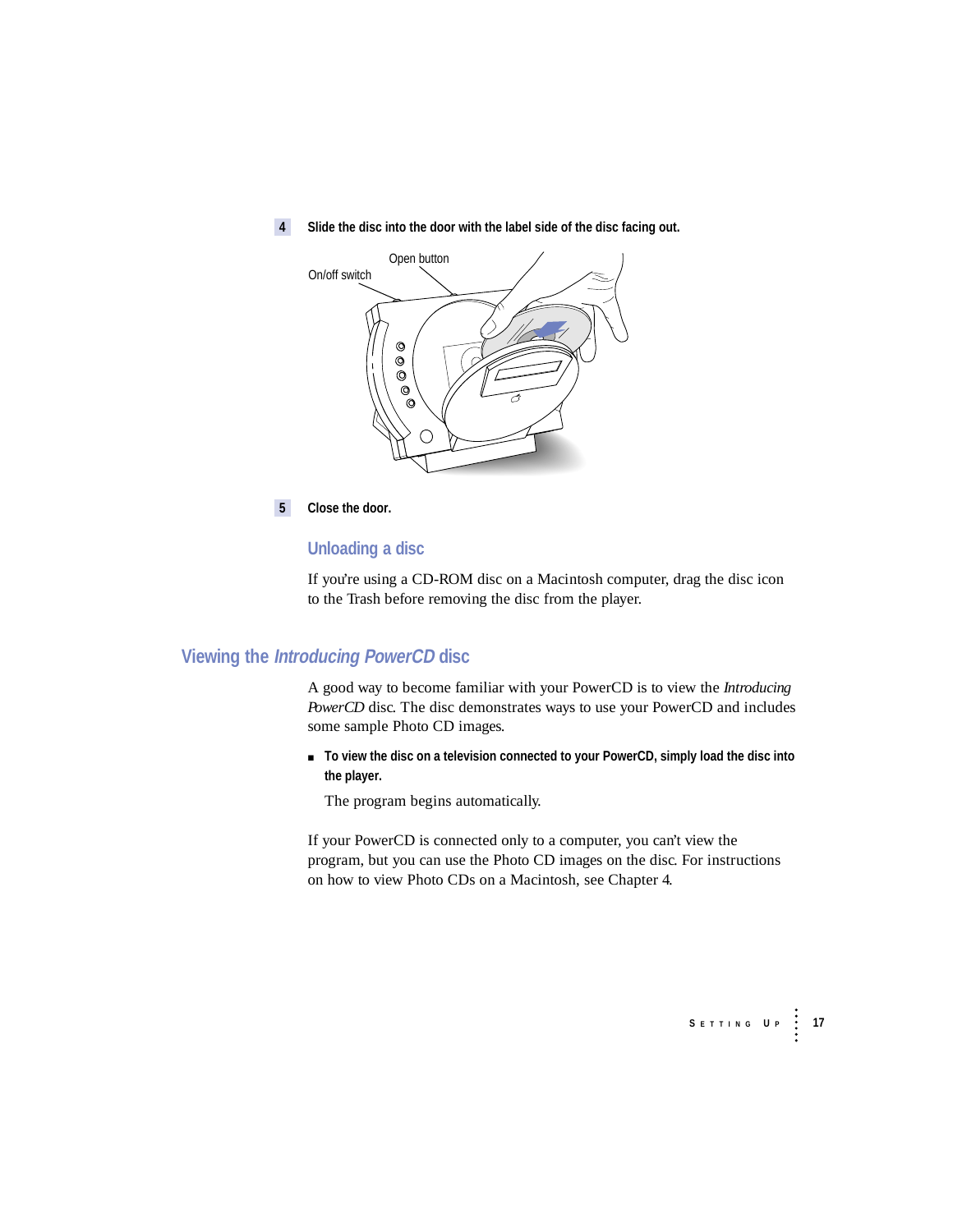4 **Slide the disc into the door with the label side of the disc facing out.**

Open button

On/off switch

5 **Close the door.**

### Unloading a disc

If you're using a CD-ROM disc on a Macintosh computer, drag the disc icon to the Trash before removing the disc from the player.

## Viewing the *Introducing PowerCD* disc

A good way to become familiar with your PowerCD is to view the *Introducing PowerCD* disc. The disc demonstrates ways to use your PowerCD and includes some sample Photo CD images.

- **To view the disc on a television connected to your PowerCD, simply load the disc into the player.**

  The program begins automatically.

If your PowerCD is connected only to a computer, you can't view the program, but you can use the Photo CD images on the disc. For instructions on how to view Photo CDs on a Macintosh, see Chapter 4.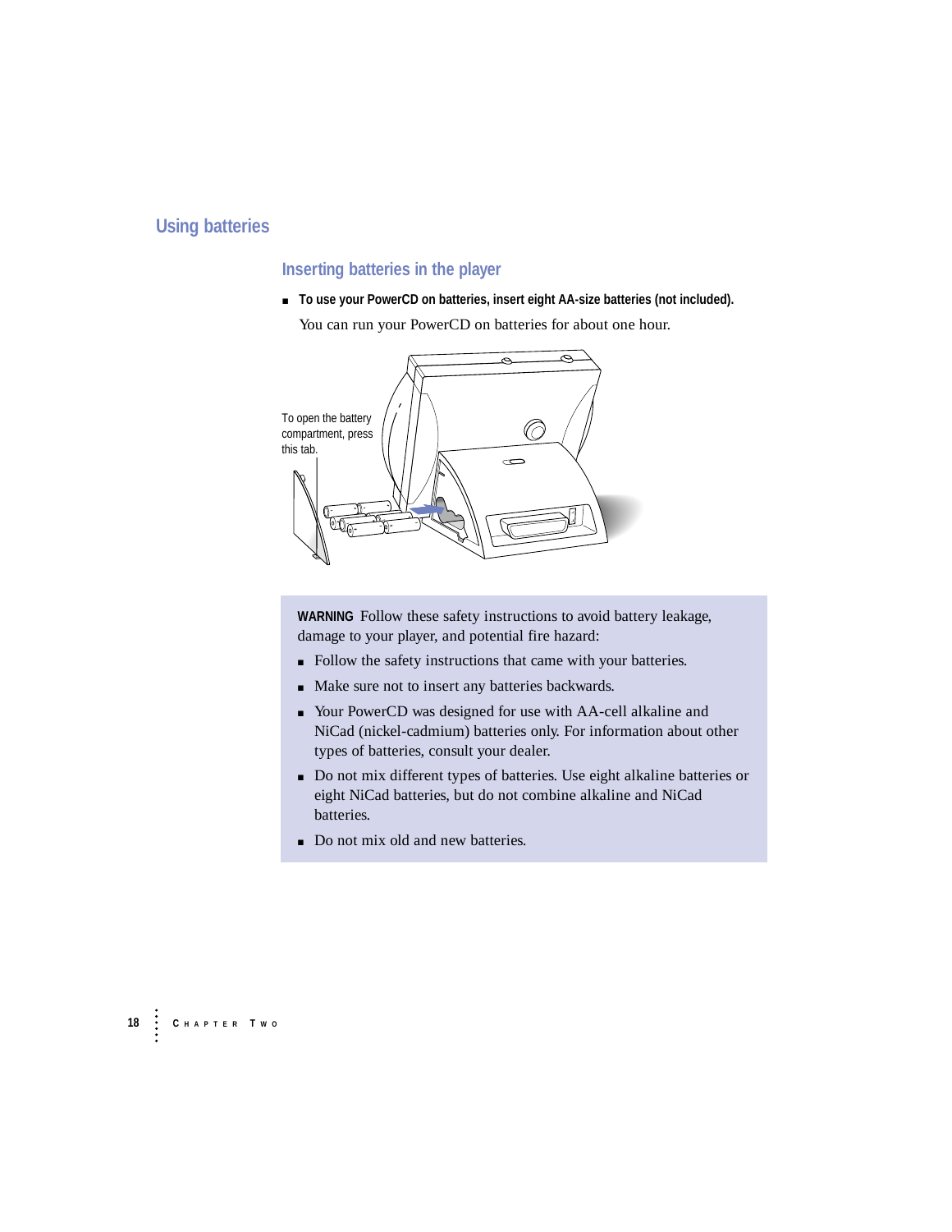## Using batteries

### Inserting batteries in the player

- **To use your PowerCD on batteries, insert eight AA-size batteries (not included).**

  You can run your PowerCD on batteries for about one hour.

To open the battery compartment, press this tab.

**WARNING** Follow these safety instructions to avoid battery leakage, damage to your player, and potential fire hazard:

- Follow the safety instructions that came with your batteries.
- Make sure not to insert any batteries backwards.
- Your PowerCD was designed for use with AA-cell alkaline and NiCad (nickel-cadmium) batteries only. For information about other types of batteries, consult your dealer.
- Do not mix different types of batteries. Use eight alkaline batteries or eight NiCad batteries, but do not combine alkaline and NiCad batteries.
- Do not mix old and new batteries.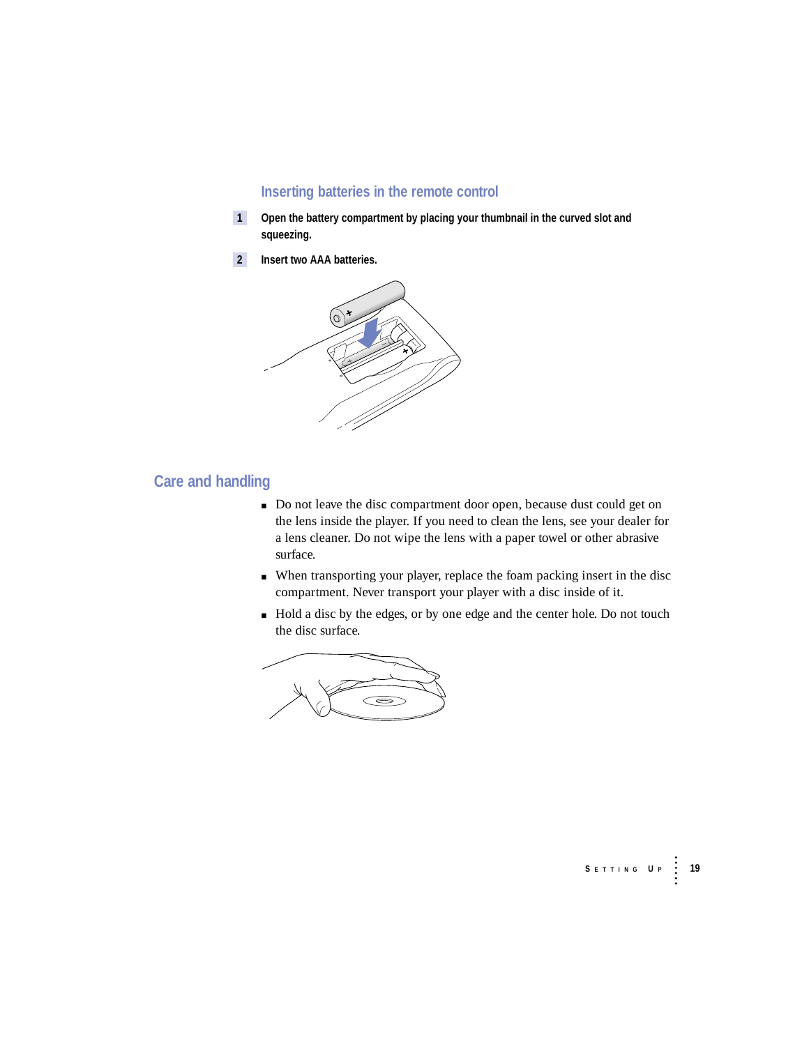### Inserting batteries in the remote control

1. **Open the battery compartment by placing your thumbnail in the curved slot and squeezing.**
2. **Insert two AAA batteries.**

## Care and handling

- Do not leave the disc compartment door open, because dust could get on the lens inside the player. If you need to clean the lens, see your dealer for a lens cleaner. Do not wipe the lens with a paper towel or other abrasive surface.
- When transporting your player, replace the foam packing insert in the disc compartment. Never transport your player with a disc inside of it.
- Hold a disc by the edges, or by one edge and the center hole. Do not touch the disc surface.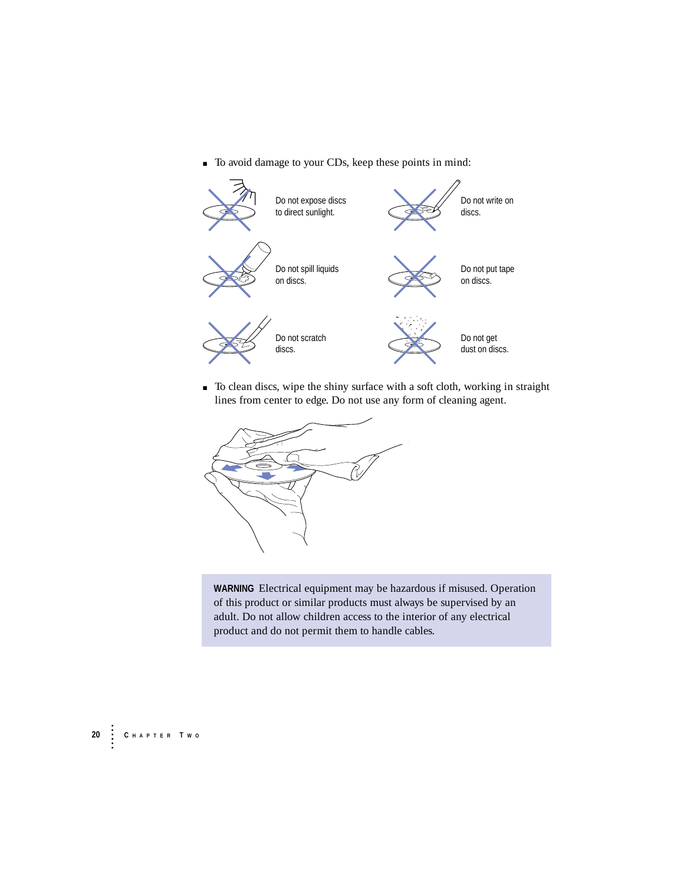- To avoid damage to your CDs, keep these points in mind:

Do not expose discs to direct sunlight.

Do not write on discs.

Do not spill liquids on discs.

Do not put tape on discs.

Do not scratch discs.

Do not get dust on discs.

- To clean discs, wipe the shiny surface with a soft cloth, working in straight lines from center to edge. Do not use any form of cleaning agent.

**WARNING** Electrical equipment may be hazardous if misused. Operation of this product or similar products must always be supervised by an adult. Do not allow children access to the interior of any electrical product and do not permit them to handle cables.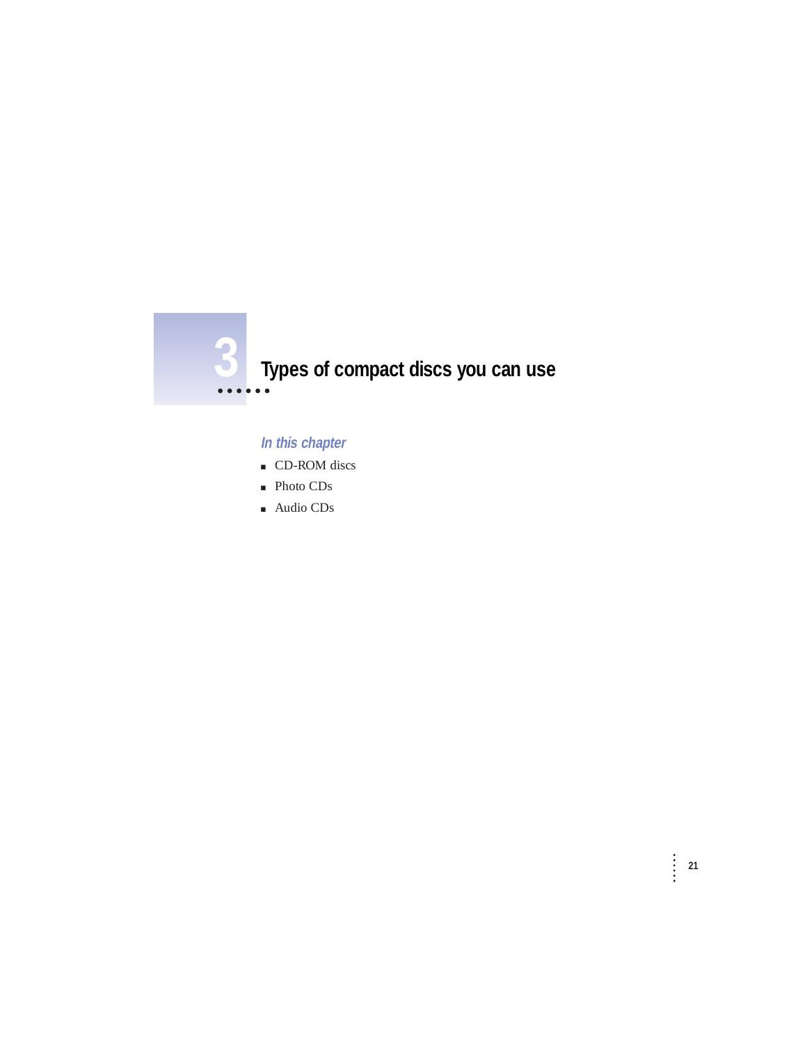# 3 Types of compact discs you can use

*In this chapter*

- CD-ROM discs
- Photo CDs
- Audio CDs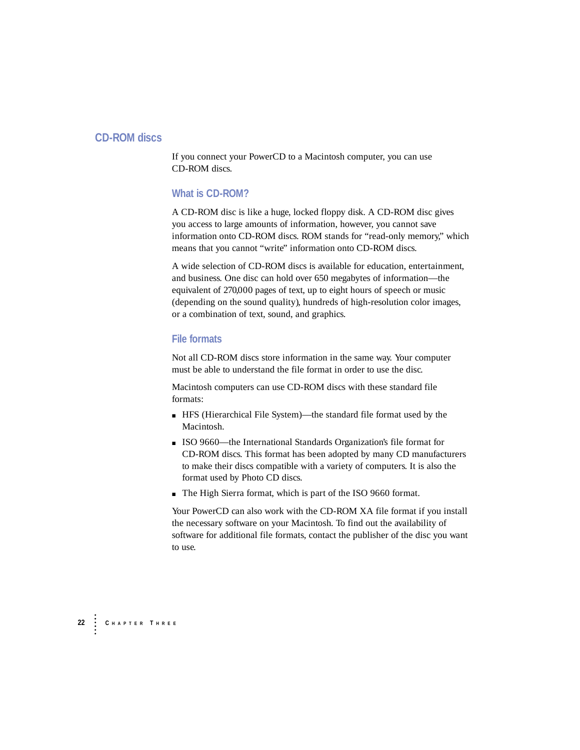## CD-ROM discs

If you connect your PowerCD to a Macintosh computer, you can use CD-ROM discs.

### What is CD-ROM?

A CD-ROM disc is like a huge, locked floppy disk. A CD-ROM disc gives you access to large amounts of information, however, you cannot save information onto CD-ROM discs. ROM stands for "read-only memory," which means that you cannot "write" information onto CD-ROM discs.

A wide selection of CD-ROM discs is available for education, entertainment, and business. One disc can hold over 650 megabytes of information—the equivalent of 270,000 pages of text, up to eight hours of speech or music (depending on the sound quality), hundreds of high-resolution color images, or a combination of text, sound, and graphics.

### File formats

Not all CD-ROM discs store information in the same way. Your computer must be able to understand the file format in order to use the disc.

Macintosh computers can use CD-ROM discs with these standard file formats:

- HFS (Hierarchical File System)—the standard file format used by the Macintosh.
- ISO 9660—the International Standards Organization's file format for CD-ROM discs. This format has been adopted by many CD manufacturers to make their discs compatible with a variety of computers. It is also the format used by Photo CD discs.
- The High Sierra format, which is part of the ISO 9660 format.

Your PowerCD can also work with the CD-ROM XA file format if you install the necessary software on your Macintosh. To find out the availability of software for additional file formats, contact the publisher of the disc you want to use.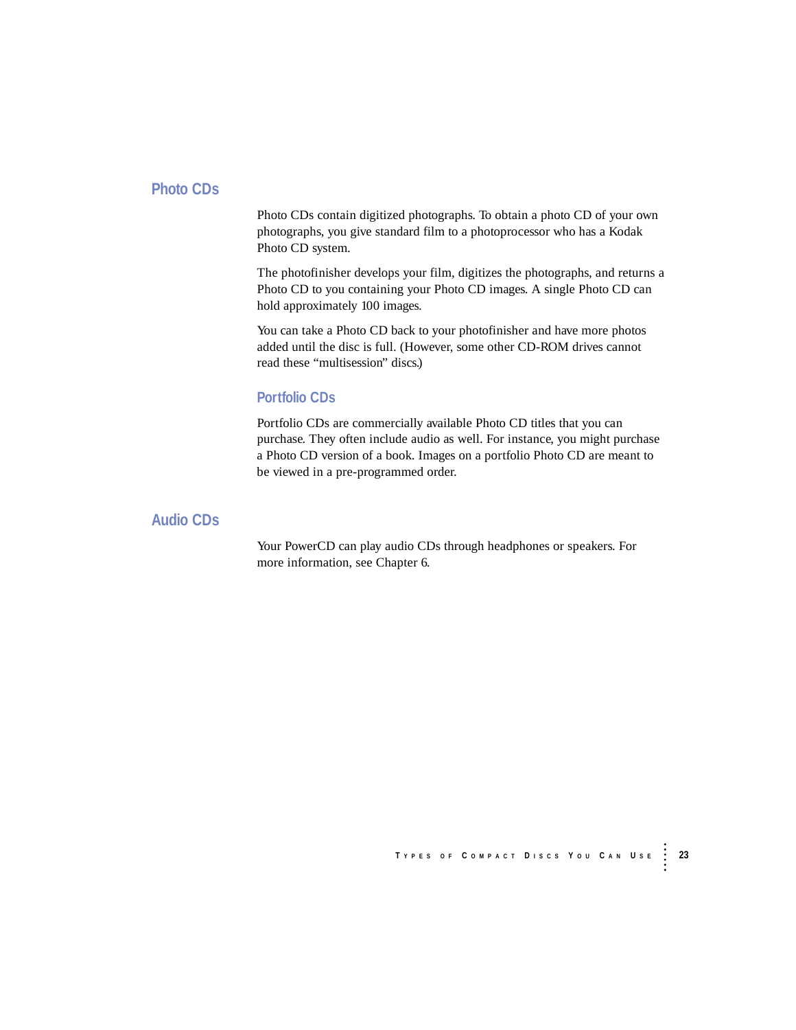## Photo CDs

Photo CDs contain digitized photographs. To obtain a photo CD of your own photographs, you give standard film to a photoprocessor who has a Kodak Photo CD system.

The photofinisher develops your film, digitizes the photographs, and returns a Photo CD to you containing your Photo CD images. A single Photo CD can hold approximately 100 images.

You can take a Photo CD back to your photofinisher and have more photos added until the disc is full. (However, some other CD-ROM drives cannot read these “multisession” discs.)

### Portfolio CDs

Portfolio CDs are commercially available Photo CD titles that you can purchase. They often include audio as well. For instance, you might purchase a Photo CD version of a book. Images on a portfolio Photo CD are meant to be viewed in a pre-programmed order.

## Audio CDs

Your PowerCD can play audio CDs through headphones or speakers. For more information, see Chapter 6.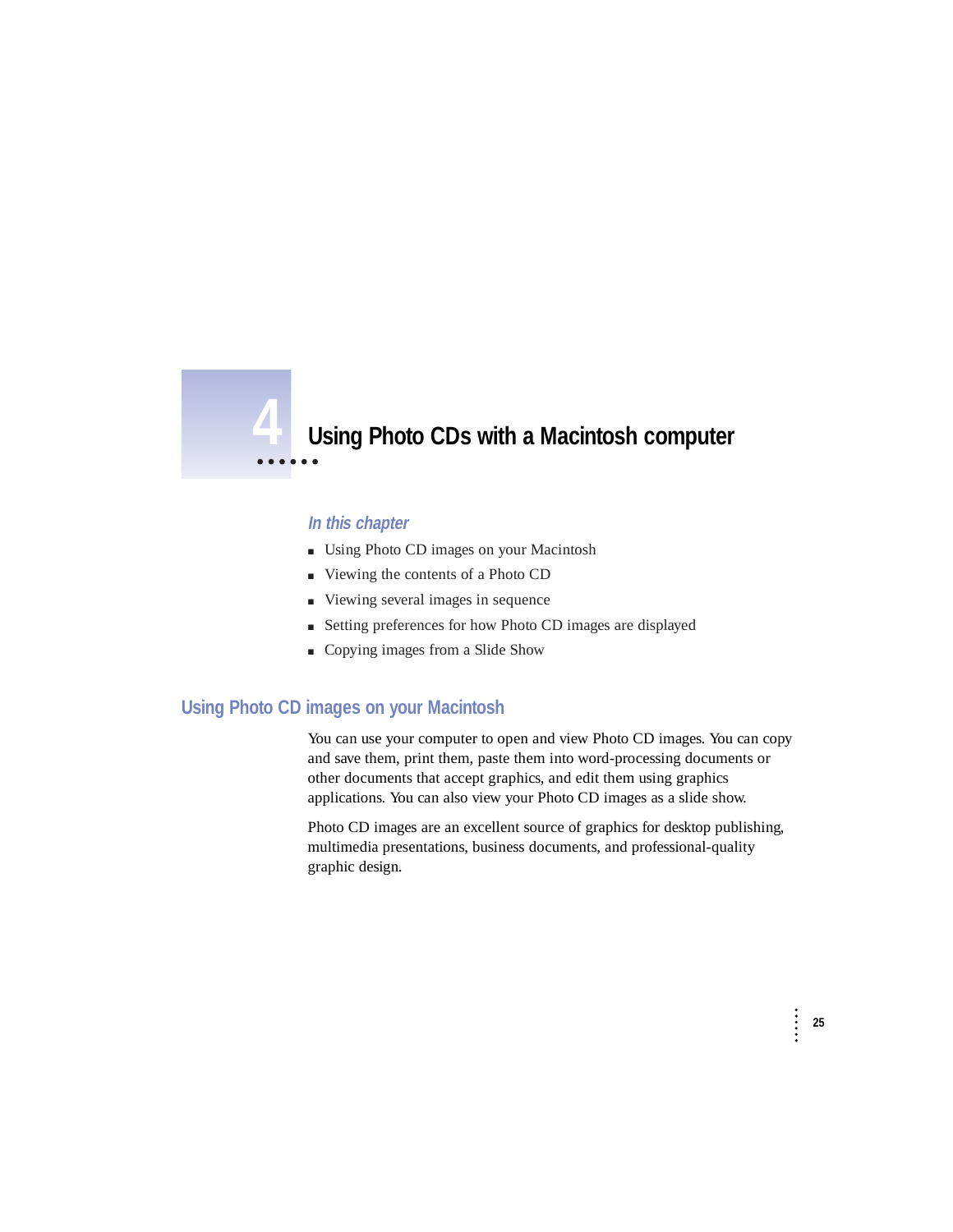# 4 Using Photo CDs with a Macintosh computer

### *In this chapter*

- Using Photo CD images on your Macintosh
- Viewing the contents of a Photo CD
- Viewing several images in sequence
- Setting preferences for how Photo CD images are displayed
- Copying images from a Slide Show

## Using Photo CD images on your Macintosh

You can use your computer to open and view Photo CD images. You can copy and save them, print them, paste them into word-processing documents or other documents that accept graphics, and edit them using graphics applications. You can also view your Photo CD images as a slide show.

Photo CD images are an excellent source of graphics for desktop publishing, multimedia presentations, business documents, and professional-quality graphic design.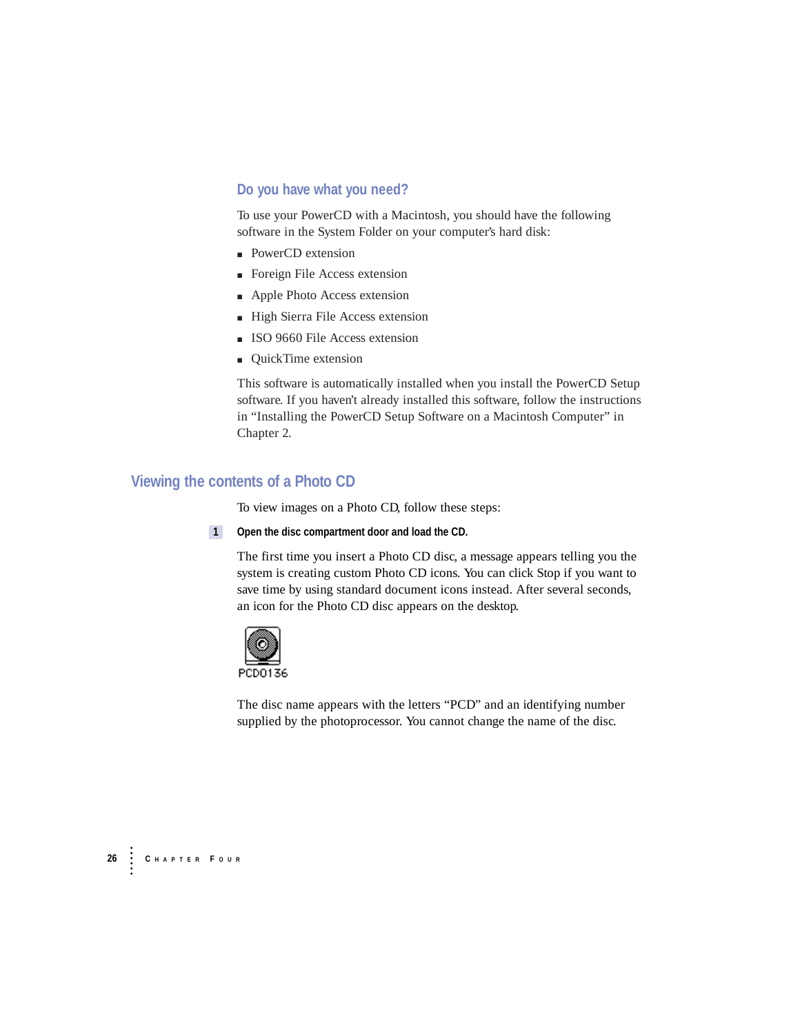### Do you have what you need?

To use your PowerCD with a Macintosh, you should have the following software in the System Folder on your computer's hard disk:

- PowerCD extension
- Foreign File Access extension
- Apple Photo Access extension
- High Sierra File Access extension
- ISO 9660 File Access extension
- QuickTime extension

This software is automatically installed when you install the PowerCD Setup software. If you haven't already installed this software, follow the instructions in "Installing the PowerCD Setup Software on a Macintosh Computer" in Chapter 2.

## Viewing the contents of a Photo CD

To view images on a Photo CD, follow these steps:

**1 Open the disc compartment door and load the CD.**

The first time you insert a Photo CD disc, a message appears telling you the system is creating custom Photo CD icons. You can click Stop if you want to save time by using standard document icons instead. After several seconds, an icon for the Photo CD disc appears on the desktop.

PCD0136

The disc name appears with the letters "PCD" and an identifying number supplied by the photoprocessor. You cannot change the name of the disc.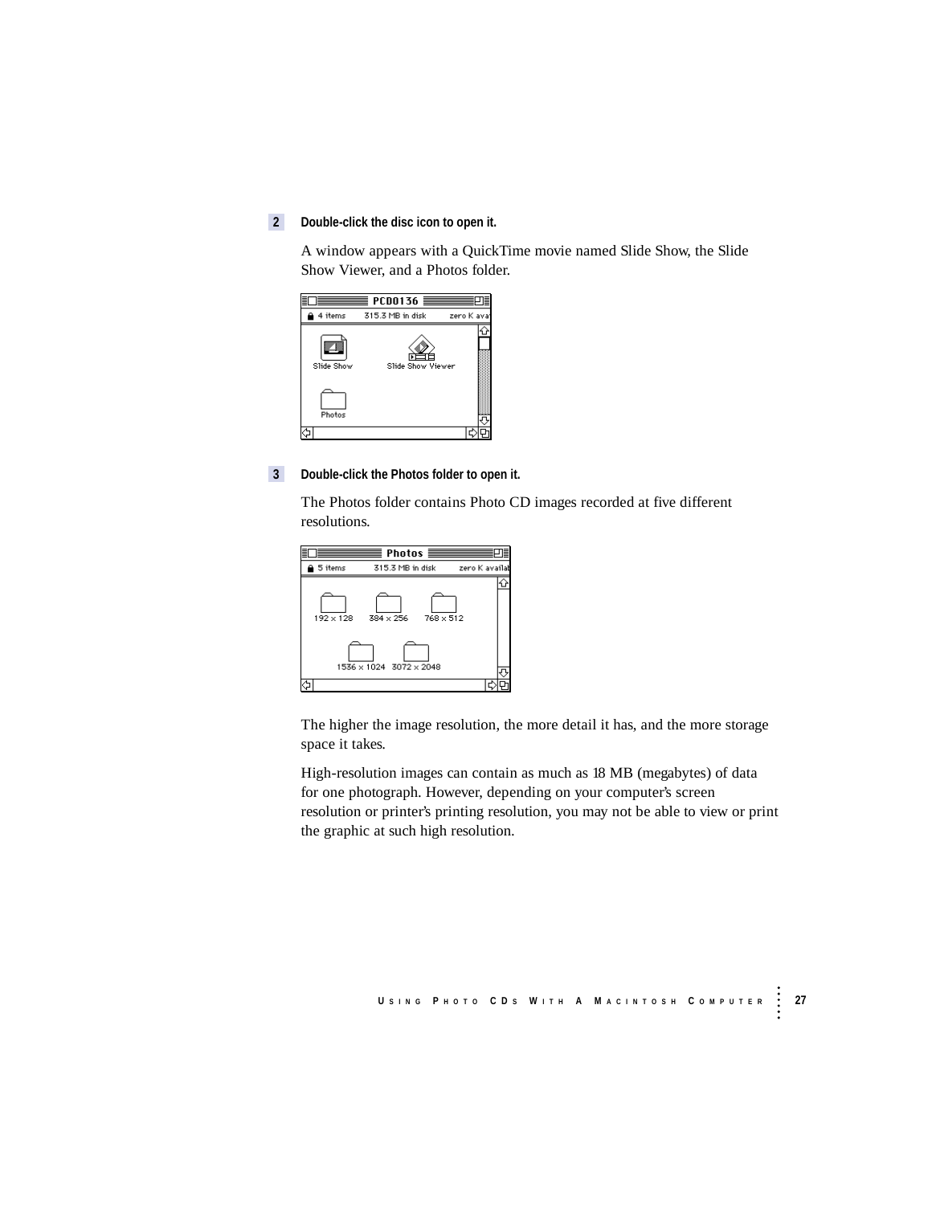**2** **Double-click the disc icon to open it.**

A window appears with a QuickTime movie named Slide Show, the Slide Show Viewer, and a Photos folder.

**3** **Double-click the Photos folder to open it.**

The Photos folder contains Photo CD images recorded at five different resolutions.

The higher the image resolution, the more detail it has, and the more storage space it takes.

High-resolution images can contain as much as 18 MB (megabytes) of data for one photograph. However, depending on your computer's screen resolution or printer's printing resolution, you may not be able to view or print the graphic at such high resolution.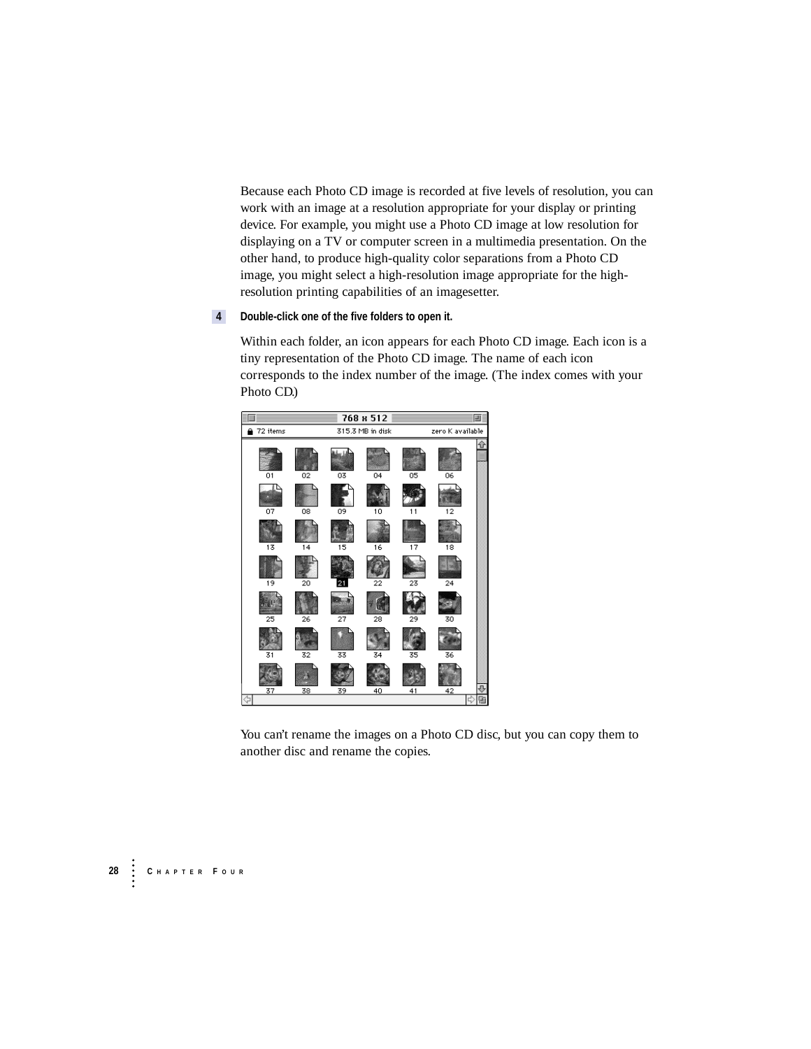Because each Photo CD image is recorded at five levels of resolution, you can work with an image at a resolution appropriate for your display or printing device. For example, you might use a Photo CD image at low resolution for displaying on a TV or computer screen in a multimedia presentation. On the other hand, to produce high-quality color separations from a Photo CD image, you might select a high-resolution image appropriate for the high-resolution printing capabilities of an imagesetter.

**4** **Double-click one of the five folders to open it.**

Within each folder, an icon appears for each Photo CD image. Each icon is a tiny representation of the Photo CD image. The name of each icon corresponds to the index number of the image. (The index comes with your Photo CD.)

You can't rename the images on a Photo CD disc, but you can copy them to another disc and rename the copies.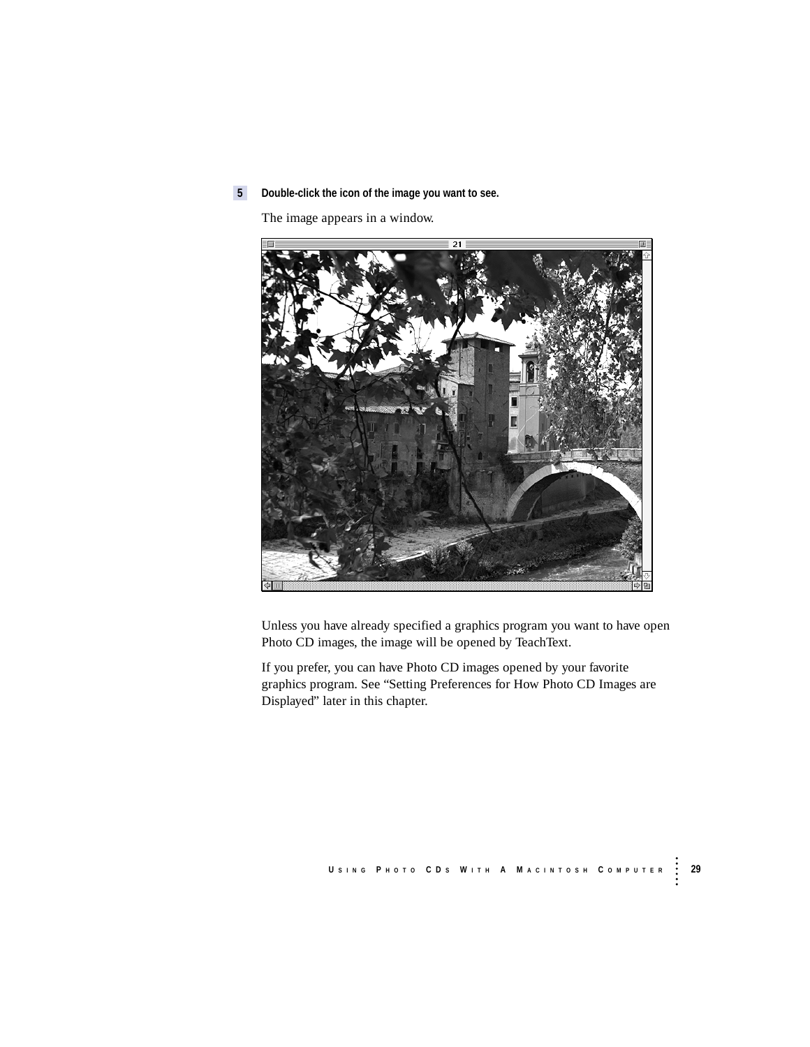**5** **Double-click the icon of the image you want to see.**

The image appears in a window.

Unless you have already specified a graphics program you want to have open Photo CD images, the image will be opened by TeachText.

If you prefer, you can have Photo CD images opened by your favorite graphics program. See "Setting Preferences for How Photo CD Images are Displayed" later in this chapter.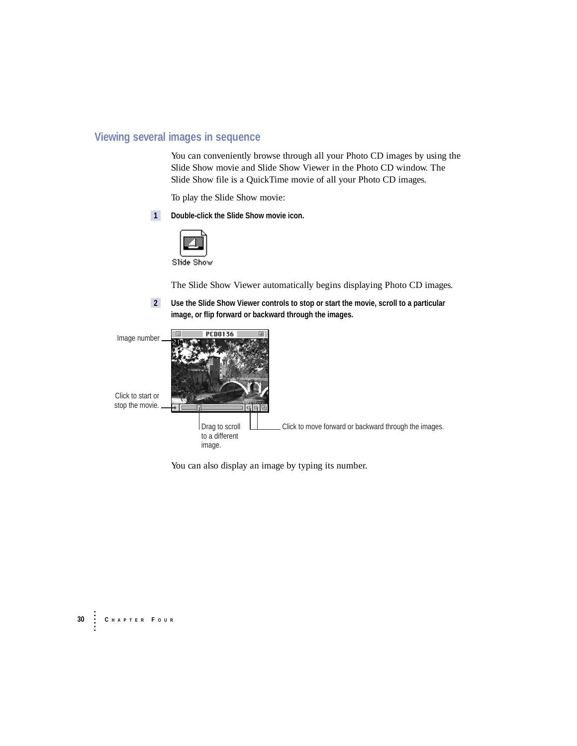## Viewing several images in sequence

You can conveniently browse through all your Photo CD images by using the Slide Show movie and Slide Show Viewer in the Photo CD window. The Slide Show file is a QuickTime movie of all your Photo CD images.

To play the Slide Show movie:

1. **Double-click the Slide Show movie icon.**

   Slide Show

   The Slide Show Viewer automatically begins displaying Photo CD images.

2. **Use the Slide Show Viewer controls to stop or start the movie, scroll to a particular image, or flip forward or backward through the images.**

   Image number

   Click to start or stop the movie.

   Drag to scroll to a different image.

   Click to move forward or backward through the images.

   You can also display an image by typing its number.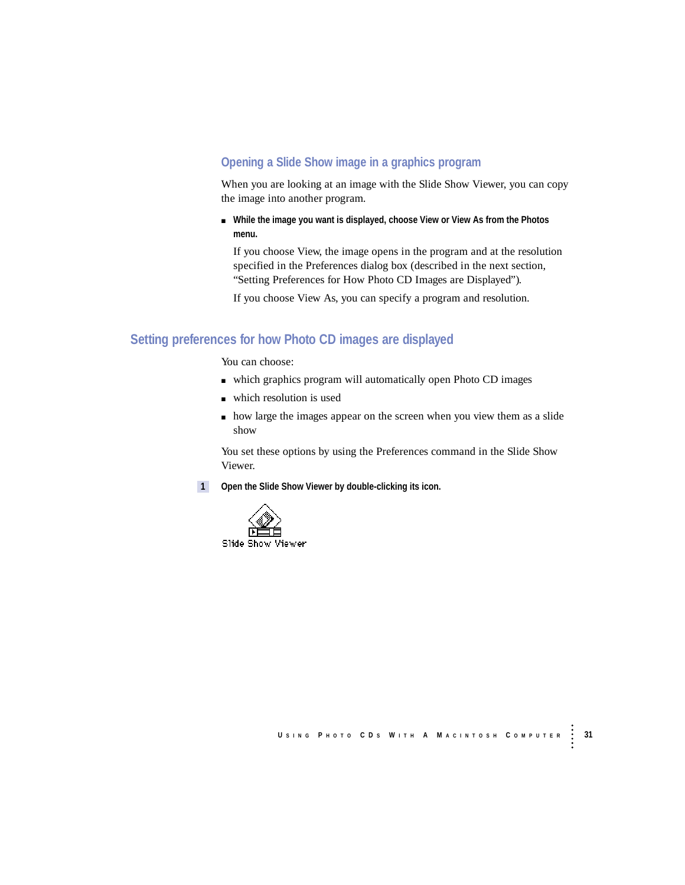### Opening a Slide Show image in a graphics program

When you are looking at an image with the Slide Show Viewer, you can copy the image into another program.

- **While the image you want is displayed, choose View or View As from the Photos menu.**

  If you choose View, the image opens in the program and at the resolution specified in the Preferences dialog box (described in the next section, "Setting Preferences for How Photo CD Images are Displayed").

  If you choose View As, you can specify a program and resolution.

## Setting preferences for how Photo CD images are displayed

You can choose:

- which graphics program will automatically open Photo CD images
- which resolution is used
- how large the images appear on the screen when you view them as a slide show

You set these options by using the Preferences command in the Slide Show Viewer.

1. **Open the Slide Show Viewer by double-clicking its icon.**

Slide Show Viewer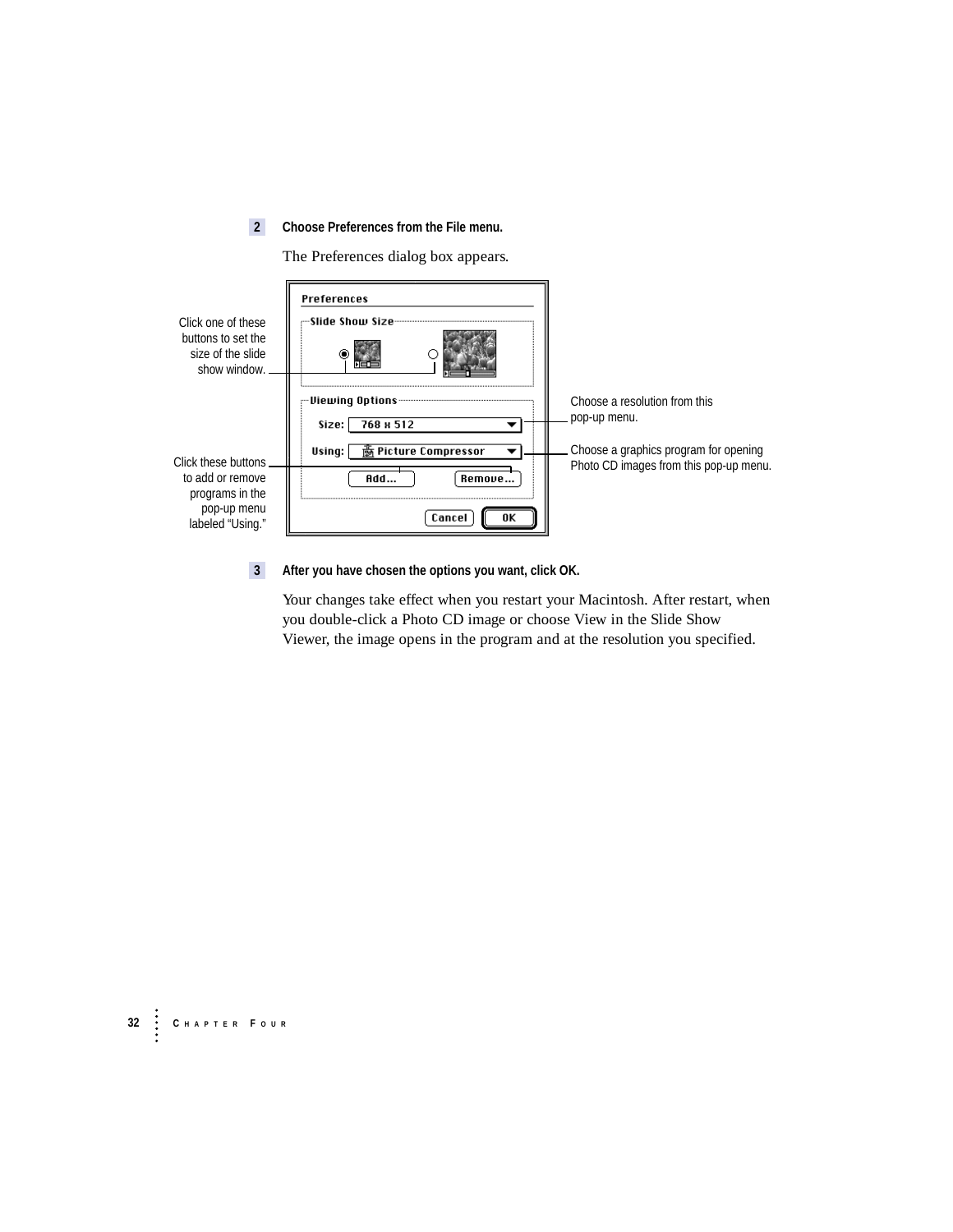**2** **Choose Preferences from the File menu.**

The Preferences dialog box appears.

Click one of these buttons to set the size of the slide show window.

Preferences

Slide Show Size

Viewing Options

Size: 768 x 512

Using: Picture Compressor

Add… Remove…

Cancel OK

Choose a resolution from this pop-up menu.

Choose a graphics program for opening Photo CD images from this pop-up menu.

Click these buttons to add or remove programs in the pop-up menu labeled "Using."

**3** **After you have chosen the options you want, click OK.**

Your changes take effect when you restart your Macintosh. After restart, when you double-click a Photo CD image or choose View in the Slide Show Viewer, the image opens in the program and at the resolution you specified.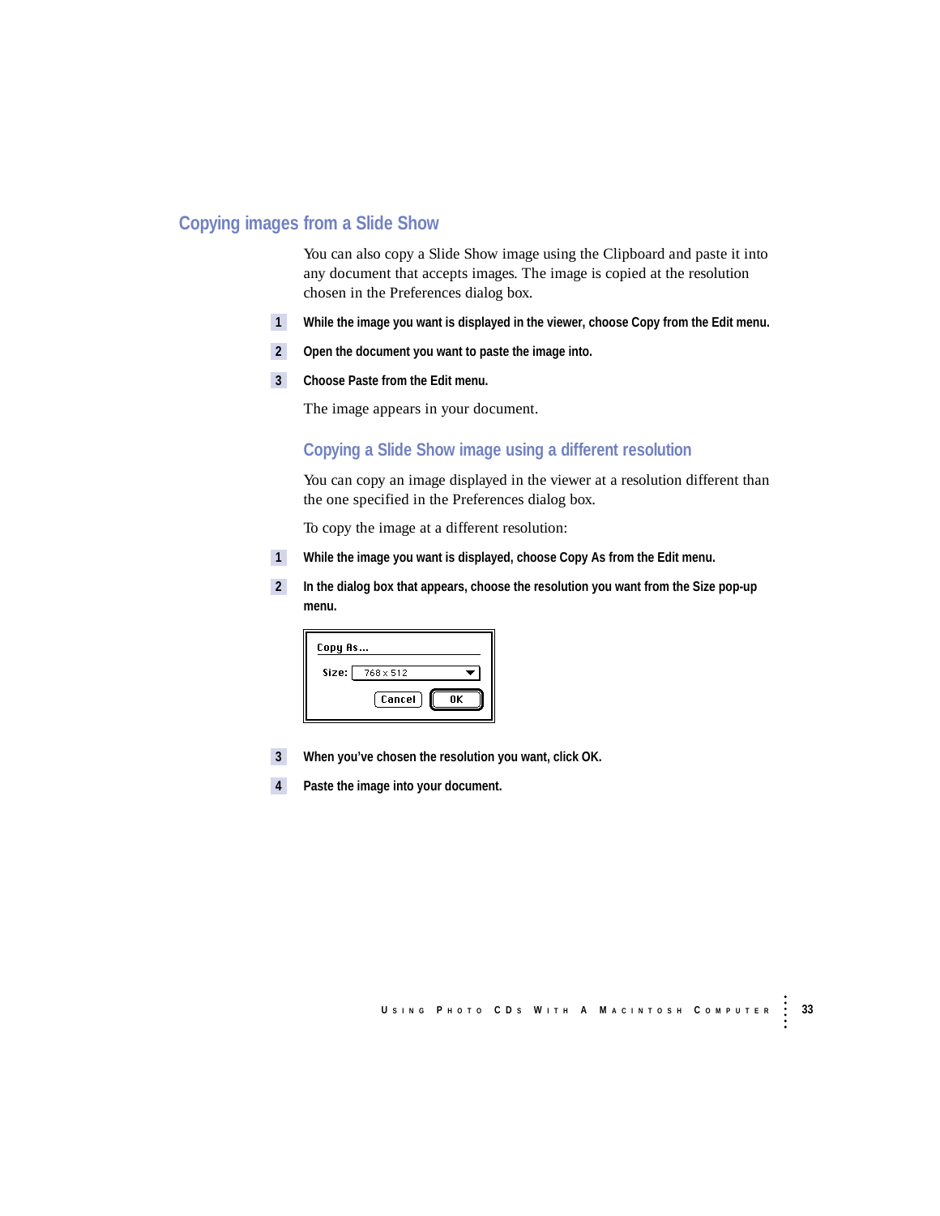## Copying images from a Slide Show

You can also copy a Slide Show image using the Clipboard and paste it into any document that accepts images. The image is copied at the resolution chosen in the Preferences dialog box.

1. **While the image you want is displayed in the viewer, choose Copy from the Edit menu.**
2. **Open the document you want to paste the image into.**
3. **Choose Paste from the Edit menu.**

   The image appears in your document.

### Copying a Slide Show image using a different resolution

You can copy an image displayed in the viewer at a resolution different than the one specified in the Preferences dialog box.

To copy the image at a different resolution:

1. **While the image you want is displayed, choose Copy As from the Edit menu.**
2. **In the dialog box that appears, choose the resolution you want from the Size pop-up menu.**

   Copy As…

   Size: 768 x 512

   Cancel   OK

3. **When you've chosen the resolution you want, click OK.**
4. **Paste the image into your document.**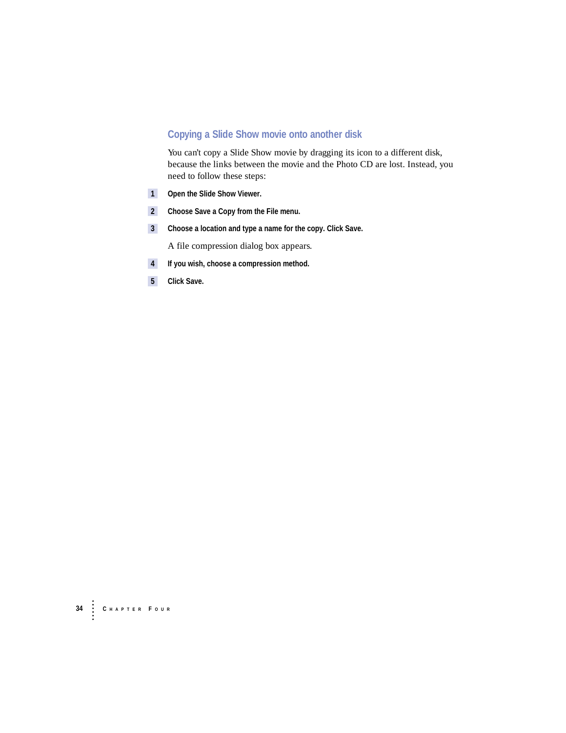## Copying a Slide Show movie onto another disk

You can't copy a Slide Show movie by dragging its icon to a different disk, because the links between the movie and the Photo CD are lost. Instead, you need to follow these steps:

1. **Open the Slide Show Viewer.**
2. **Choose Save a Copy from the File menu.**
3. **Choose a location and type a name for the copy. Click Save.**

   A file compression dialog box appears.

4. **If you wish, choose a compression method.**
5. **Click Save.**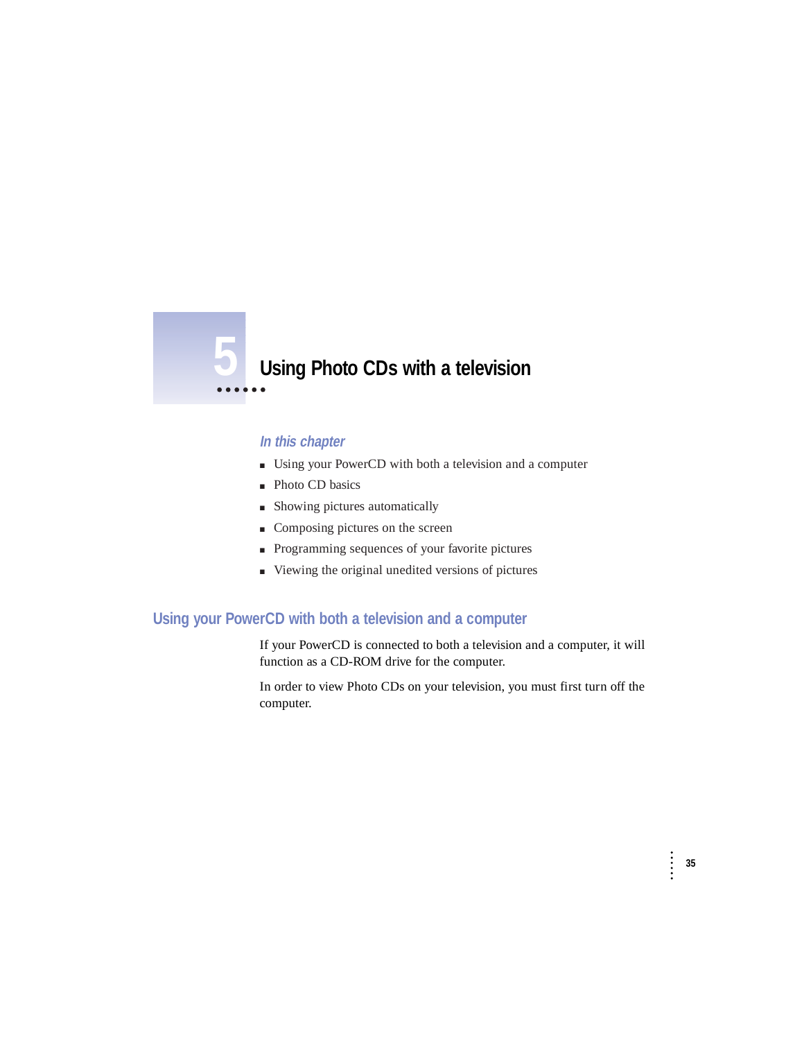# 5 Using Photo CDs with a television

### *In this chapter*

- Using your PowerCD with both a television and a computer
- Photo CD basics
- Showing pictures automatically
- Composing pictures on the screen
- Programming sequences of your favorite pictures
- Viewing the original unedited versions of pictures

## Using your PowerCD with both a television and a computer

If your PowerCD is connected to both a television and a computer, it will function as a CD-ROM drive for the computer.

In order to view Photo CDs on your television, you must first turn off the computer.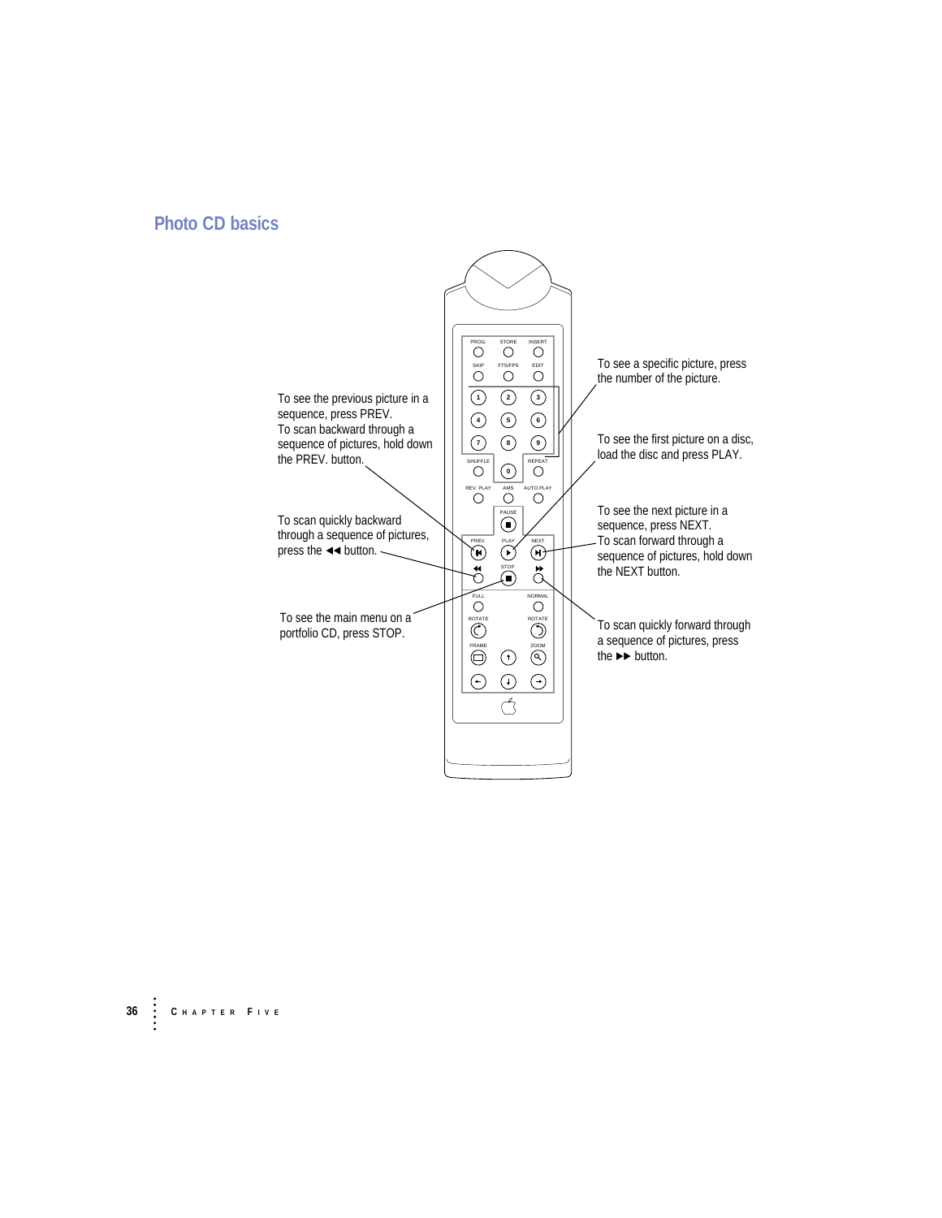## Photo CD basics

To see the previous picture in a sequence, press PREV.
To scan backward through a sequence of pictures, hold down the PREV. button.

To scan quickly backward through a sequence of pictures, press the ◀◀ button.

To see the main menu on a portfolio CD, press STOP.

To see a specific picture, press the number of the picture.

To see the first picture on a disc, load the disc and press PLAY.

To see the next picture in a sequence, press NEXT.
To scan forward through a sequence of pictures, hold down the NEXT button.

To scan quickly forward through a sequence of pictures, press the ▶▶ button.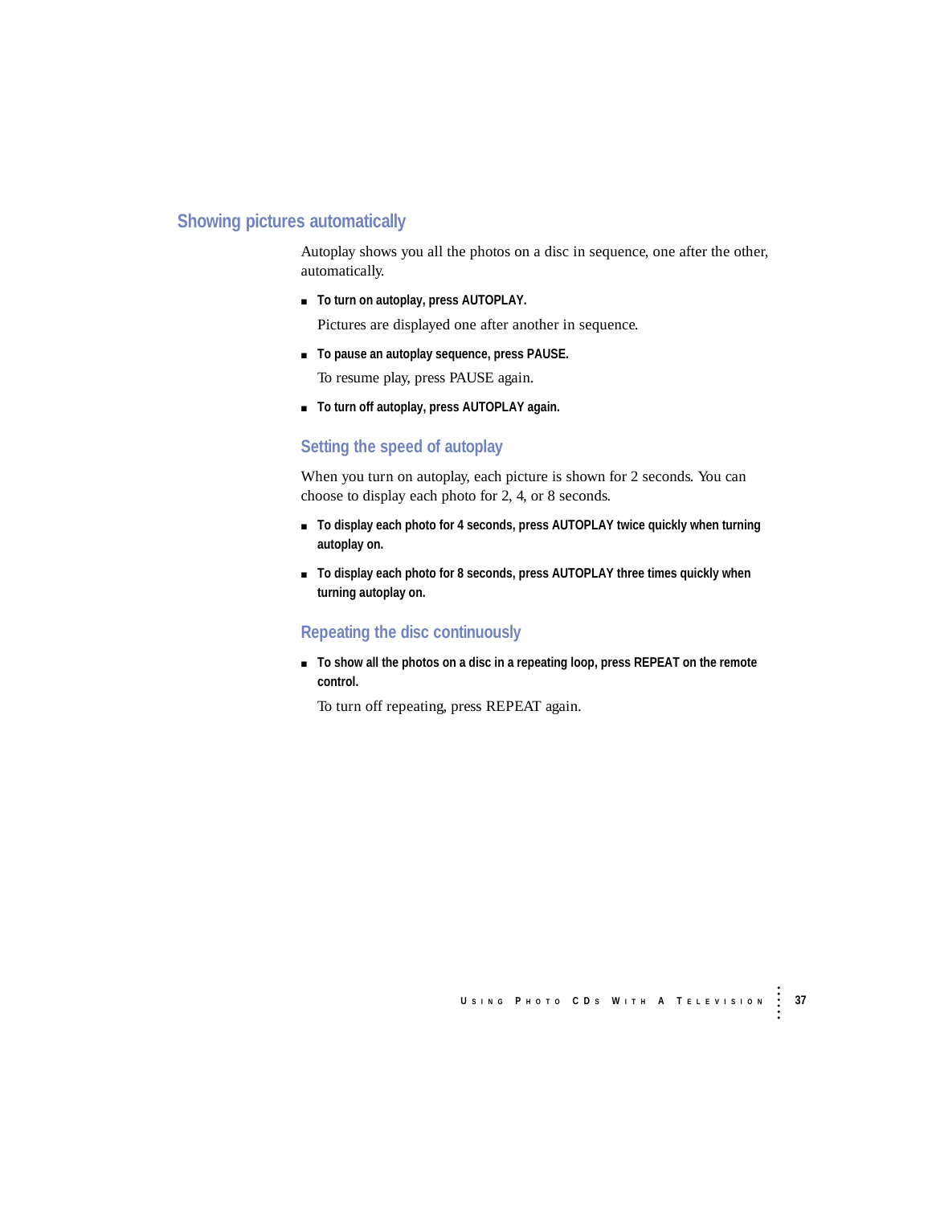## Showing pictures automatically

Autoplay shows you all the photos on a disc in sequence, one after the other, automatically.

- **To turn on autoplay, press AUTOPLAY.**

  Pictures are displayed one after another in sequence.

- **To pause an autoplay sequence, press PAUSE.**

  To resume play, press PAUSE again.

- **To turn off autoplay, press AUTOPLAY again.**

### Setting the speed of autoplay

When you turn on autoplay, each picture is shown for 2 seconds. You can choose to display each photo for 2, 4, or 8 seconds.

- **To display each photo for 4 seconds, press AUTOPLAY twice quickly when turning autoplay on.**

- **To display each photo for 8 seconds, press AUTOPLAY three times quickly when turning autoplay on.**

### Repeating the disc continuously

- **To show all the photos on a disc in a repeating loop, press REPEAT on the remote control.**

  To turn off repeating, press REPEAT again.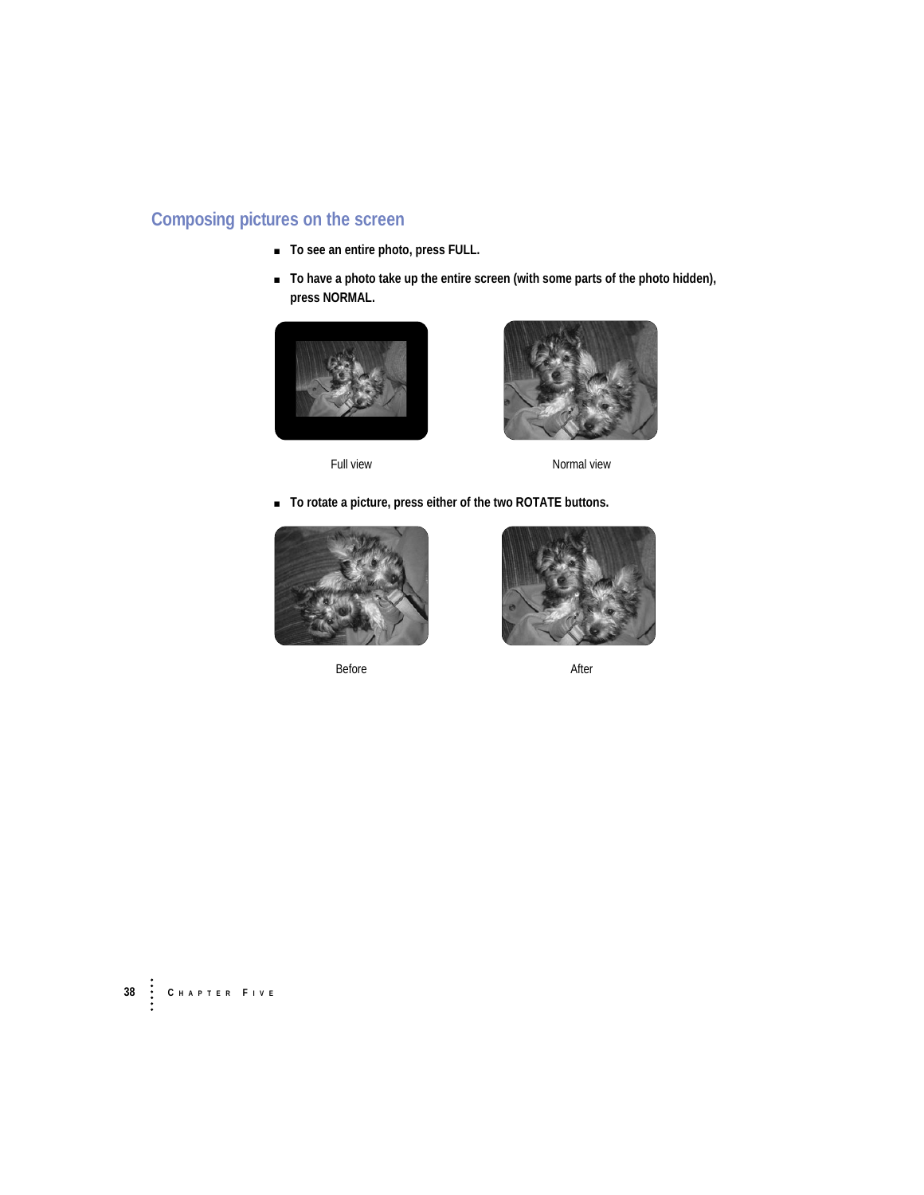## Composing pictures on the screen

- **To see an entire photo, press FULL.**
- **To have a photo take up the entire screen (with some parts of the photo hidden), press NORMAL.**

Full view

Normal view

- **To rotate a picture, press either of the two ROTATE buttons.**

Before

After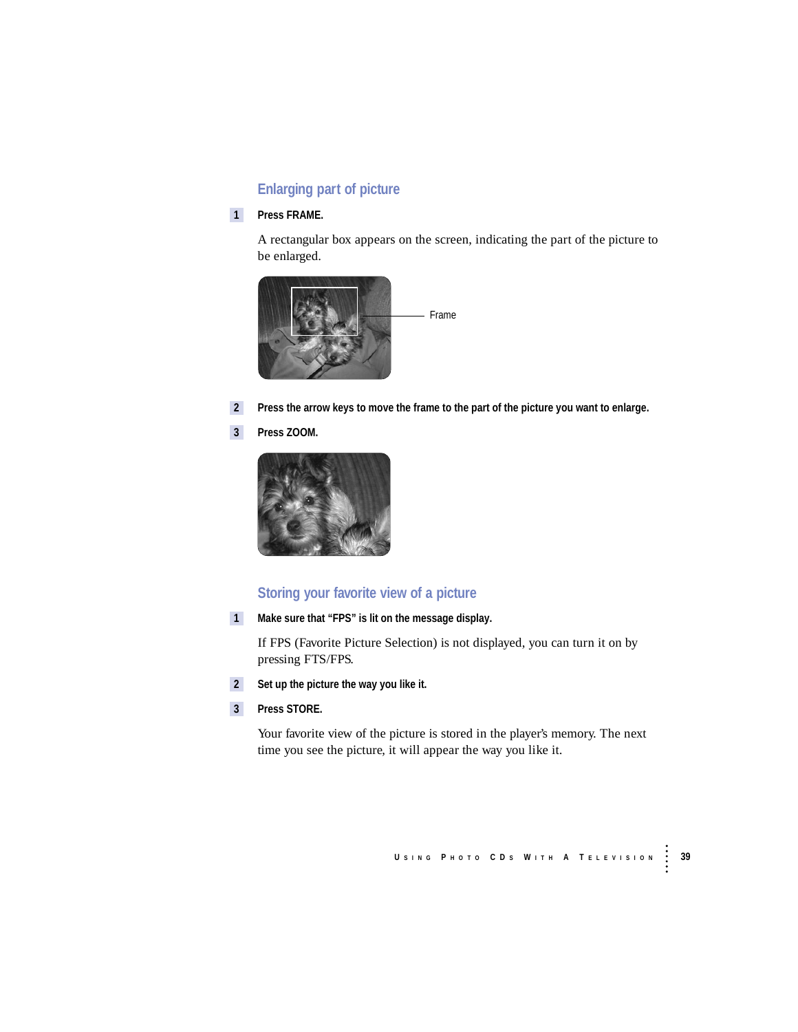## Enlarging part of picture

1. **Press FRAME.**

   A rectangular box appears on the screen, indicating the part of the picture to be enlarged.

   Frame

2. **Press the arrow keys to move the frame to the part of the picture you want to enlarge.**

3. **Press ZOOM.**

## Storing your favorite view of a picture

1. **Make sure that "FPS" is lit on the message display.**

   If FPS (Favorite Picture Selection) is not displayed, you can turn it on by pressing FTS/FPS.

2. **Set up the picture the way you like it.**

3. **Press STORE.**

   Your favorite view of the picture is stored in the player's memory. The next time you see the picture, it will appear the way you like it.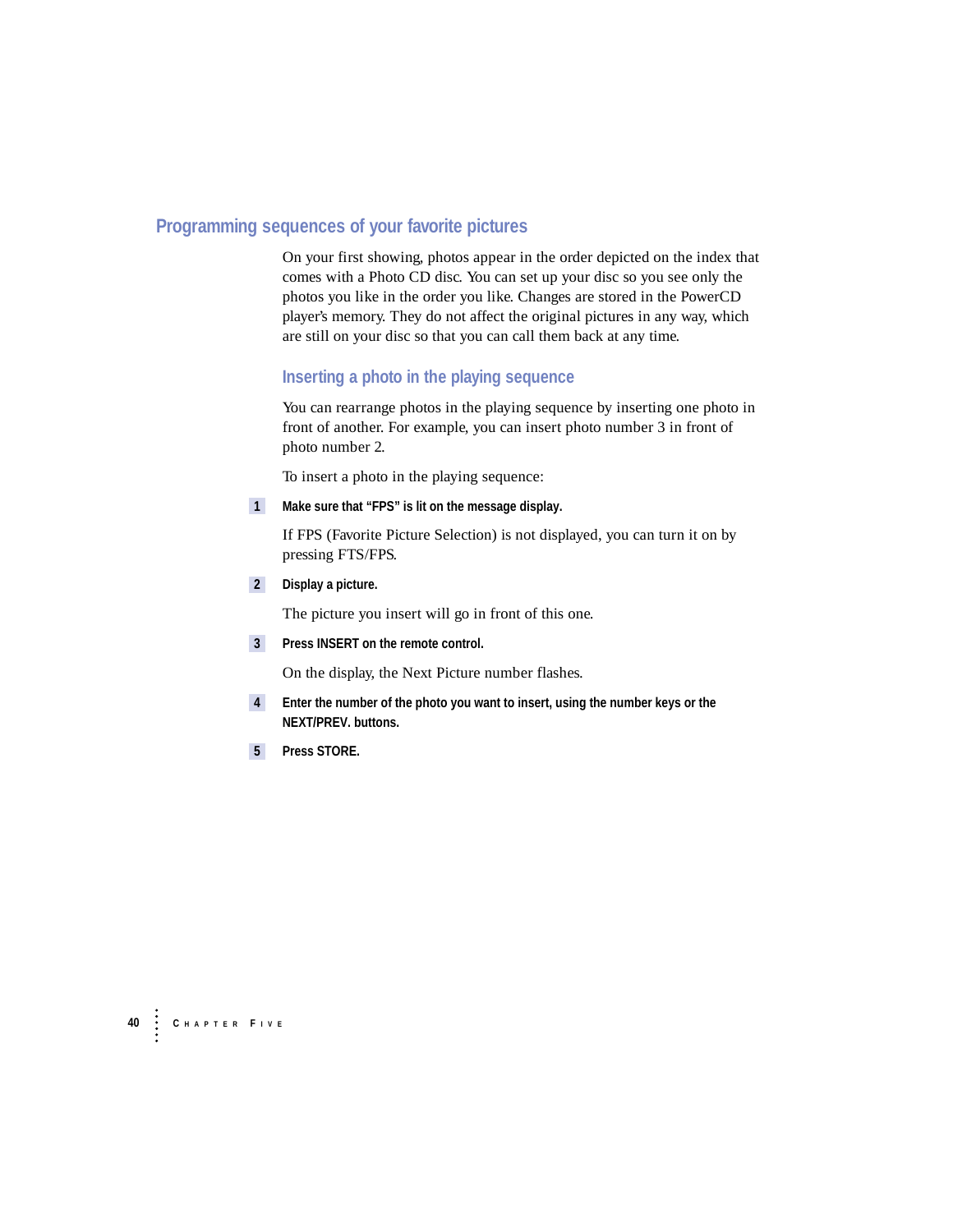## Programming sequences of your favorite pictures

On your first showing, photos appear in the order depicted on the index that comes with a Photo CD disc. You can set up your disc so you see only the photos you like in the order you like. Changes are stored in the PowerCD player's memory. They do not affect the original pictures in any way, which are still on your disc so that you can call them back at any time.

### Inserting a photo in the playing sequence

You can rearrange photos in the playing sequence by inserting one photo in front of another. For example, you can insert photo number 3 in front of photo number 2.

To insert a photo in the playing sequence:

1. **Make sure that "FPS" is lit on the message display.**

   If FPS (Favorite Picture Selection) is not displayed, you can turn it on by pressing FTS/FPS.

2. **Display a picture.**

   The picture you insert will go in front of this one.

3. **Press INSERT on the remote control.**

   On the display, the Next Picture number flashes.

4. **Enter the number of the photo you want to insert, using the number keys or the NEXT/PREV. buttons.**

5. **Press STORE.**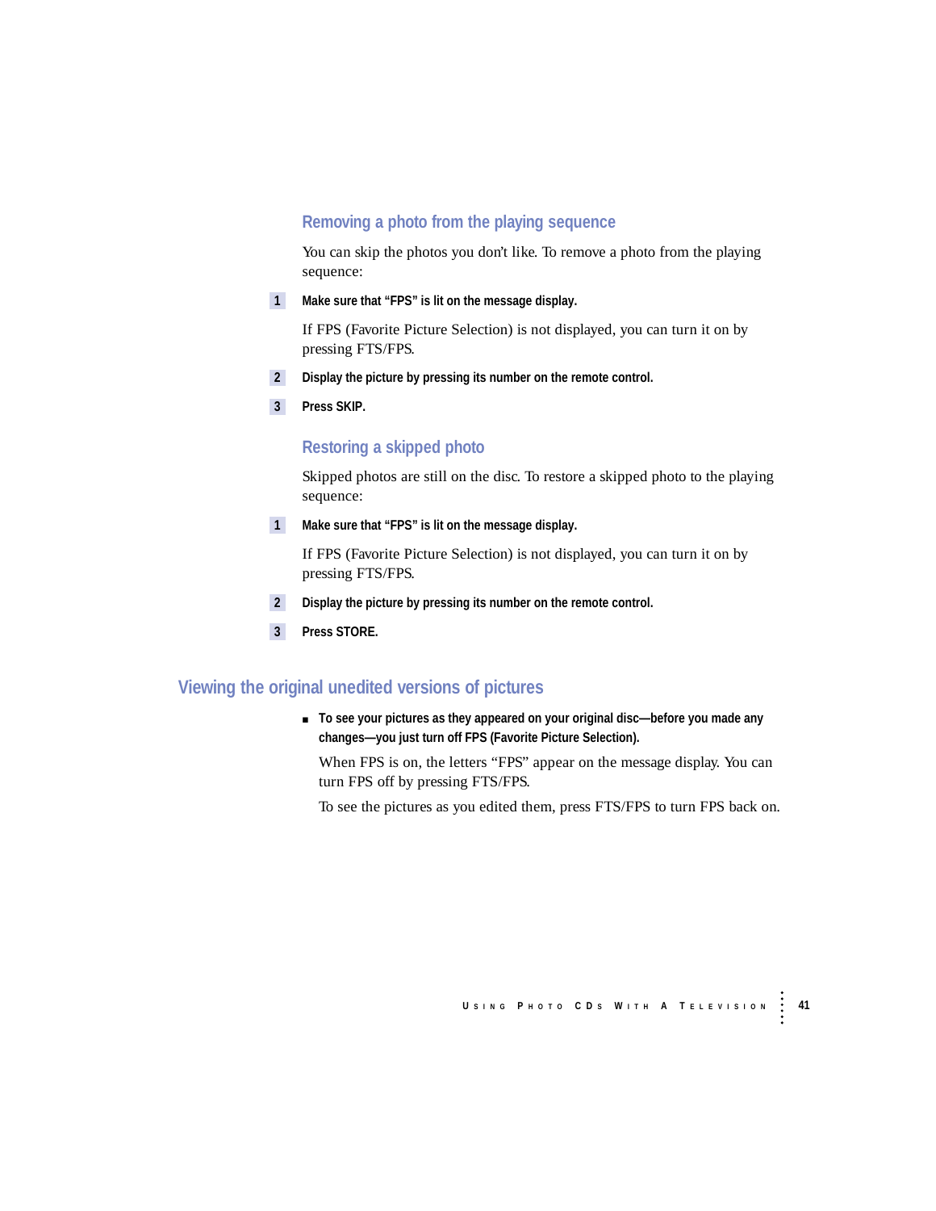### Removing a photo from the playing sequence

You can skip the photos you don't like. To remove a photo from the playing sequence:

1. **Make sure that "FPS" is lit on the message display.**

   If FPS (Favorite Picture Selection) is not displayed, you can turn it on by pressing FTS/FPS.

2. **Display the picture by pressing its number on the remote control.**

3. **Press SKIP.**

### Restoring a skipped photo

Skipped photos are still on the disc. To restore a skipped photo to the playing sequence:

1. **Make sure that "FPS" is lit on the message display.**

   If FPS (Favorite Picture Selection) is not displayed, you can turn it on by pressing FTS/FPS.

2. **Display the picture by pressing its number on the remote control.**

3. **Press STORE.**

## Viewing the original unedited versions of pictures

- **To see your pictures as they appeared on your original disc—before you made any changes—you just turn off FPS (Favorite Picture Selection).**

  When FPS is on, the letters "FPS" appear on the message display. You can turn FPS off by pressing FTS/FPS.

  To see the pictures as you edited them, press FTS/FPS to turn FPS back on.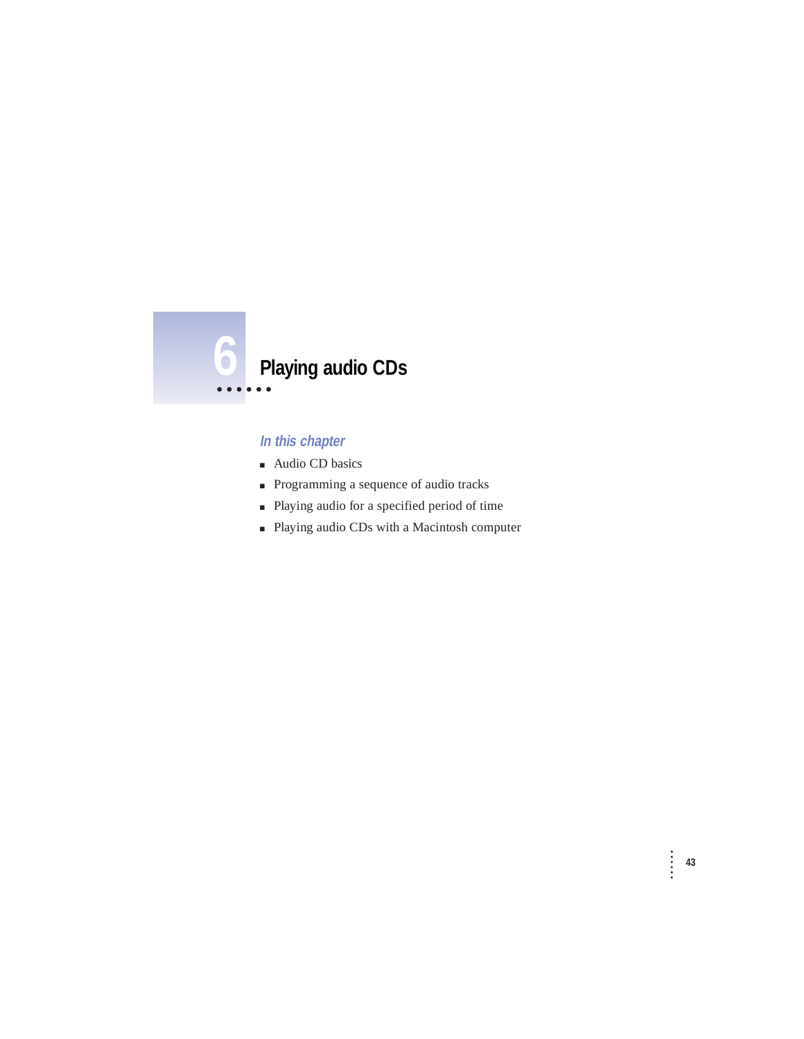# 6 Playing audio CDs

### *In this chapter*

- Audio CD basics
- Programming a sequence of audio tracks
- Playing audio for a specified period of time
- Playing audio CDs with a Macintosh computer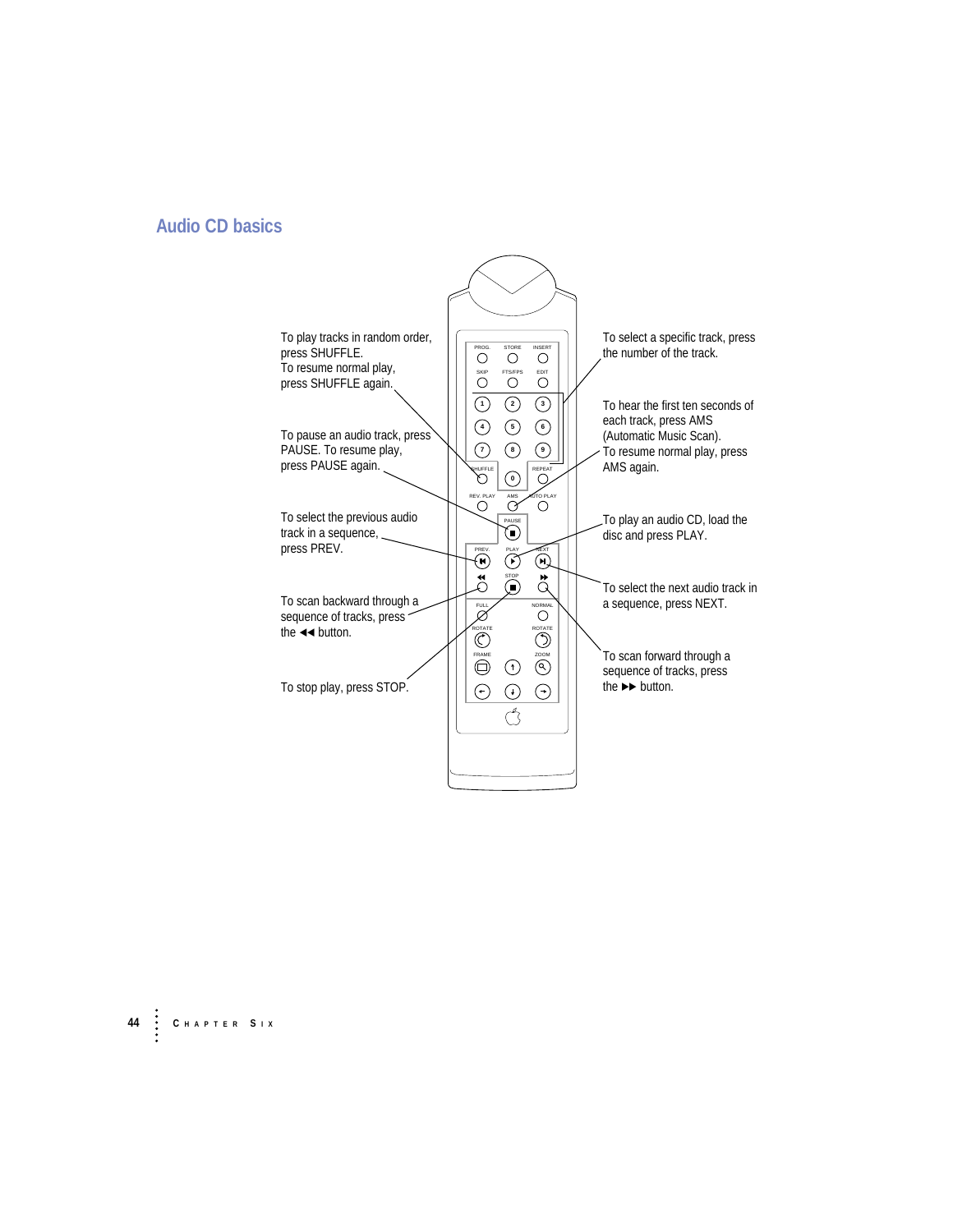## Audio CD basics

To play tracks in random order, press SHUFFLE. To resume normal play, press SHUFFLE again.

To pause an audio track, press PAUSE. To resume play, press PAUSE again.

To select the previous audio track in a sequence, press PREV.

To scan backward through a sequence of tracks, press the ◀◀ button.

To stop play, press STOP.

To select a specific track, press the number of the track.

To hear the first ten seconds of each track, press AMS (Automatic Music Scan). To resume normal play, press AMS again.

To play an audio CD, load the disc and press PLAY.

To select the next audio track in a sequence, press NEXT.

To scan forward through a sequence of tracks, press the ▶▶ button.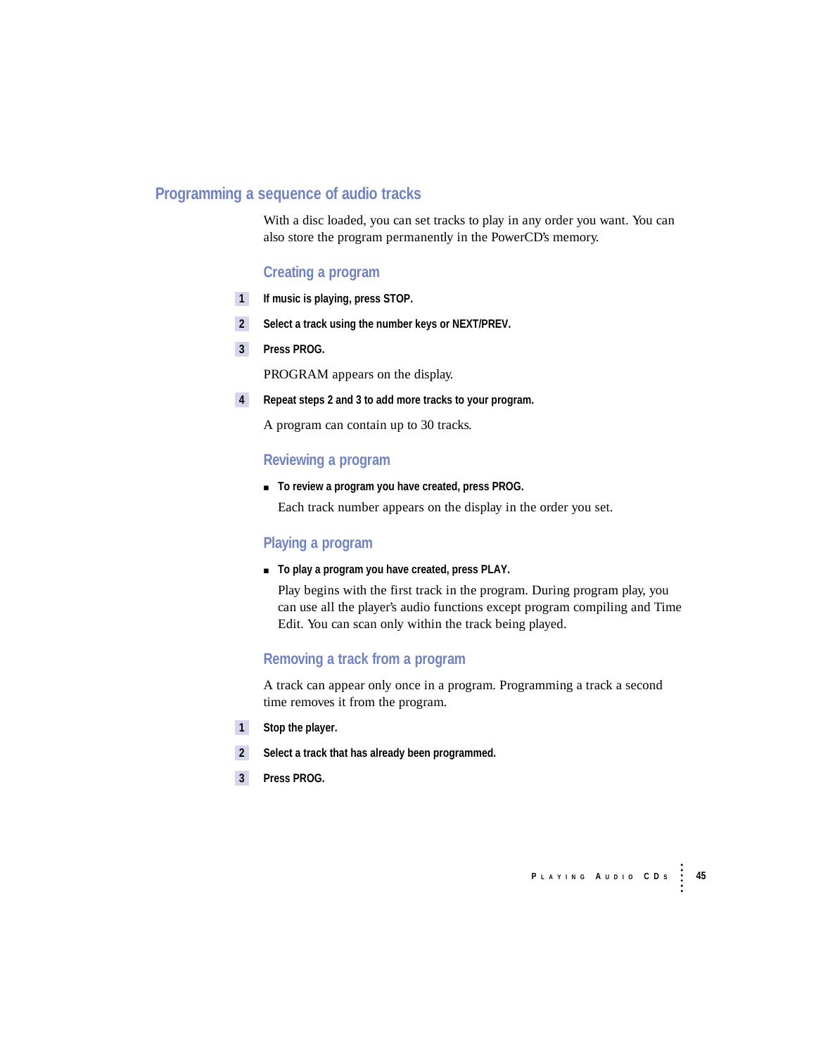## Programming a sequence of audio tracks

With a disc loaded, you can set tracks to play in any order you want. You can also store the program permanently in the PowerCD's memory.

### Creating a program

1. **If music is playing, press STOP.**
2. **Select a track using the number keys or NEXT/PREV.**
3. **Press PROG.**

   PROGRAM appears on the display.
4. **Repeat steps 2 and 3 to add more tracks to your program.**

   A program can contain up to 30 tracks.

### Reviewing a program

- **To review a program you have created, press PROG.**

  Each track number appears on the display in the order you set.

### Playing a program

- **To play a program you have created, press PLAY.**

  Play begins with the first track in the program. During program play, you can use all the player's audio functions except program compiling and Time Edit. You can scan only within the track being played.

### Removing a track from a program

A track can appear only once in a program. Programming a track a second time removes it from the program.

1. **Stop the player.**
2. **Select a track that has already been programmed.**
3. **Press PROG.**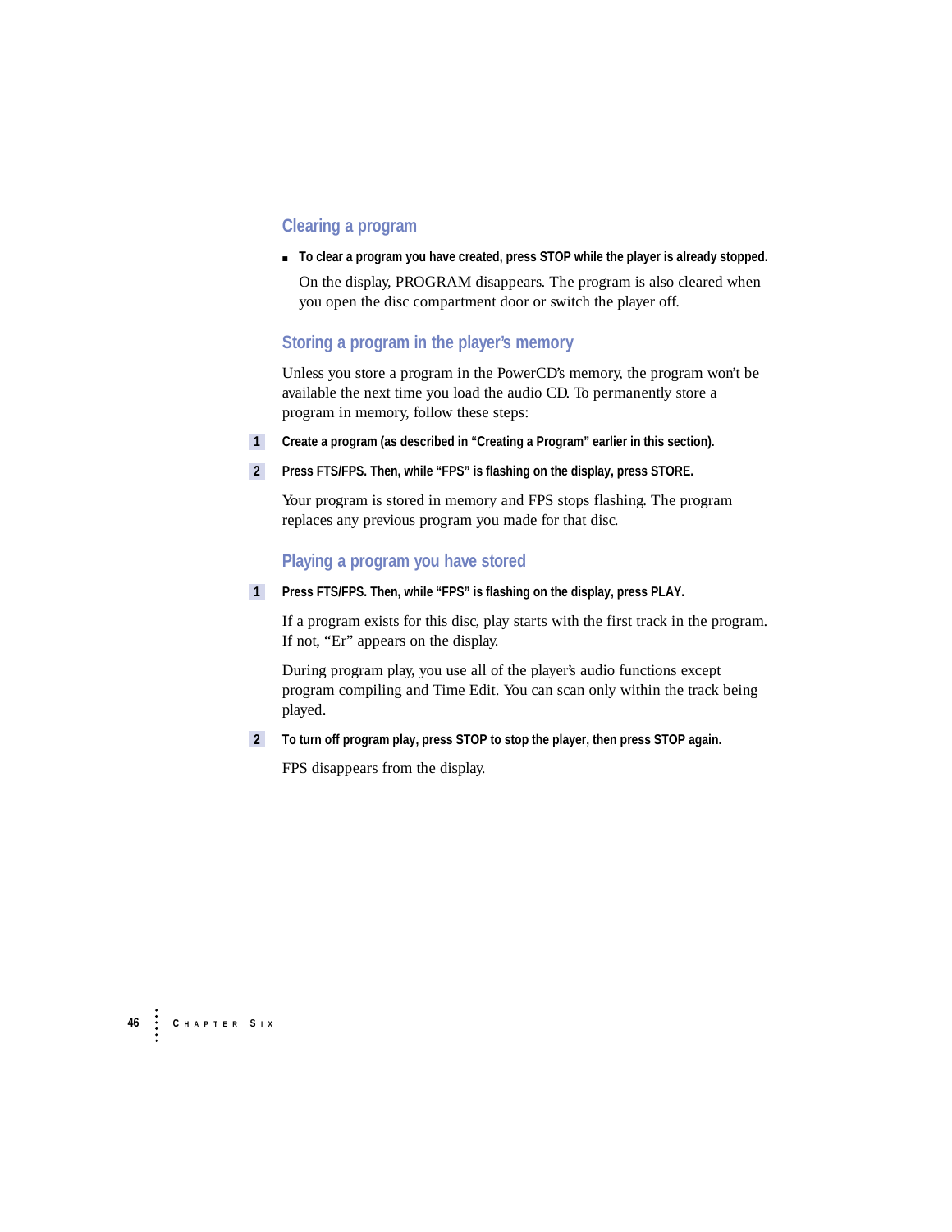### Clearing a program

- **To clear a program you have created, press STOP while the player is already stopped.**

  On the display, PROGRAM disappears. The program is also cleared when you open the disc compartment door or switch the player off.

### Storing a program in the player's memory

Unless you store a program in the PowerCD's memory, the program won't be available the next time you load the audio CD. To permanently store a program in memory, follow these steps:

1. **Create a program (as described in "Creating a Program" earlier in this section).**

2. **Press FTS/FPS. Then, while "FPS" is flashing on the display, press STORE.**

   Your program is stored in memory and FPS stops flashing. The program replaces any previous program you made for that disc.

### Playing a program you have stored

1. **Press FTS/FPS. Then, while "FPS" is flashing on the display, press PLAY.**

   If a program exists for this disc, play starts with the first track in the program. If not, "Er" appears on the display.

   During program play, you use all of the player's audio functions except program compiling and Time Edit. You can scan only within the track being played.

2. **To turn off program play, press STOP to stop the player, then press STOP again.**

   FPS disappears from the display.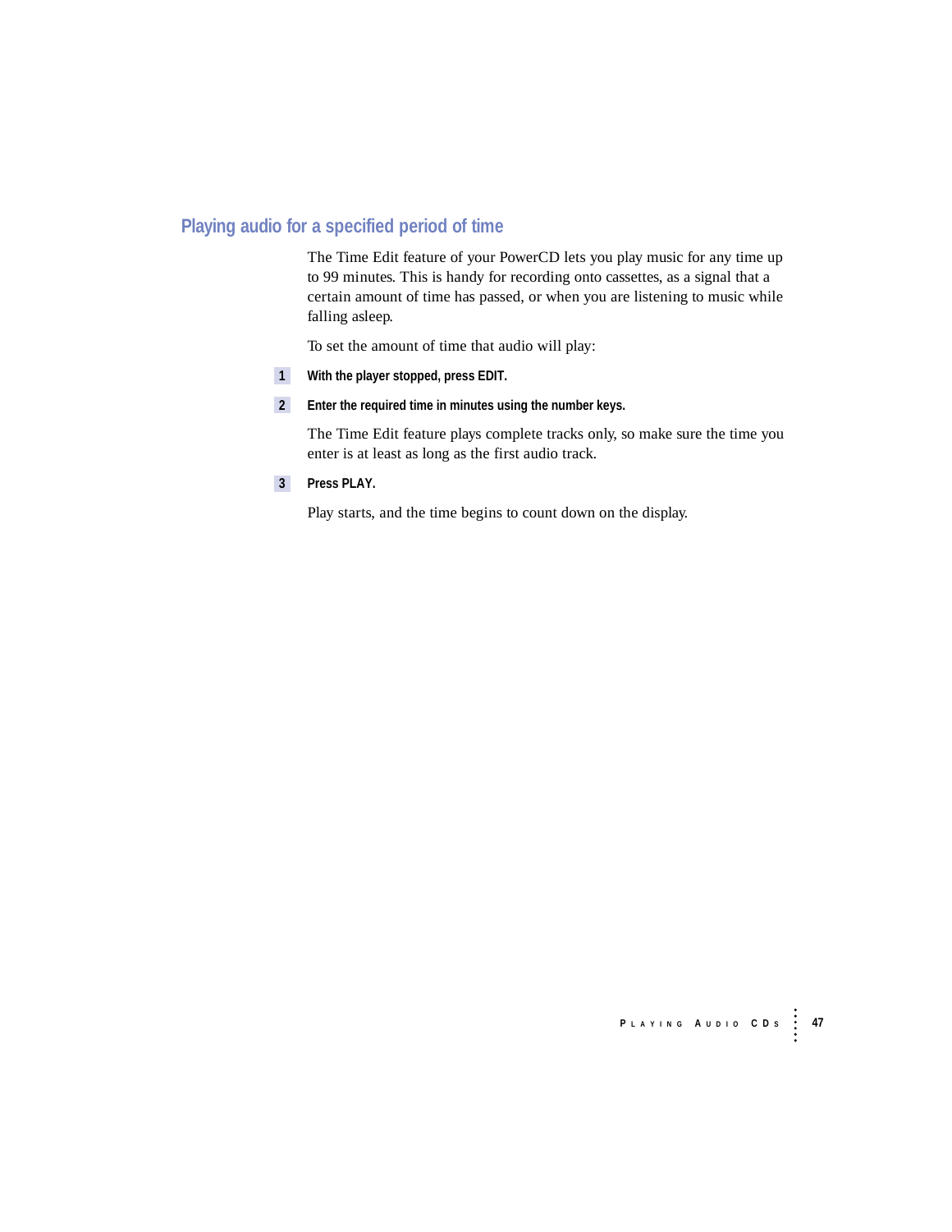## Playing audio for a specified period of time

The Time Edit feature of your PowerCD lets you play music for any time up to 99 minutes. This is handy for recording onto cassettes, as a signal that a certain amount of time has passed, or when you are listening to music while falling asleep.

To set the amount of time that audio will play:

1. **With the player stopped, press EDIT.**

2. **Enter the required time in minutes using the number keys.**

   The Time Edit feature plays complete tracks only, so make sure the time you enter is at least as long as the first audio track.

3. **Press PLAY.**

   Play starts, and the time begins to count down on the display.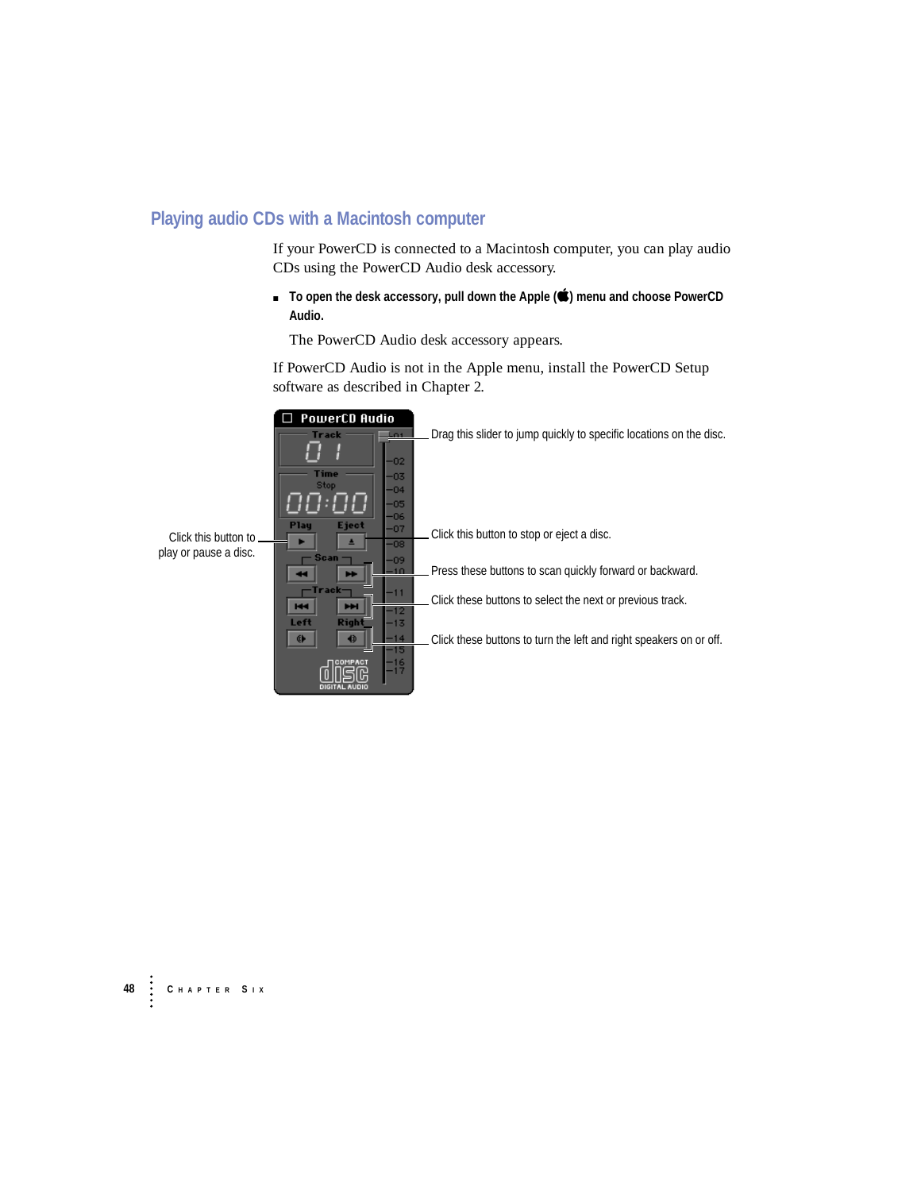## Playing audio CDs with a Macintosh computer

If your PowerCD is connected to a Macintosh computer, you can play audio CDs using the PowerCD Audio desk accessory.

- **To open the desk accessory, pull down the Apple () menu and choose PowerCD Audio.**

  The PowerCD Audio desk accessory appears.

If PowerCD Audio is not in the Apple menu, install the PowerCD Setup software as described in Chapter 2.

Drag this slider to jump quickly to specific locations on the disc.

Click this button to play or pause a disc.

Click this button to stop or eject a disc.

Press these buttons to scan quickly forward or backward.

Click these buttons to select the next or previous track.

Click these buttons to turn the left and right speakers on or off.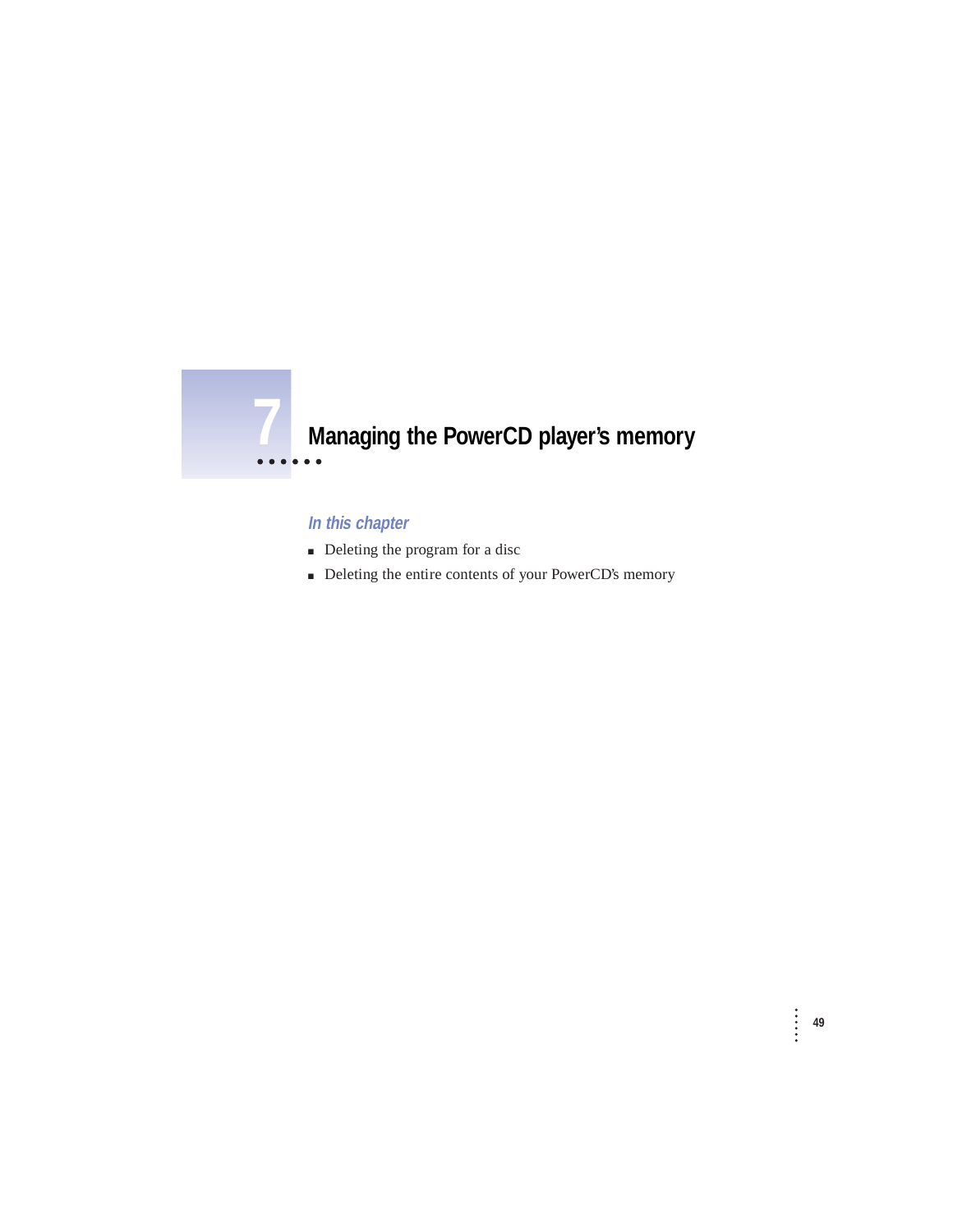# 7 Managing the PowerCD player's memory

### *In this chapter*

- Deleting the program for a disc
- Deleting the entire contents of your PowerCD's memory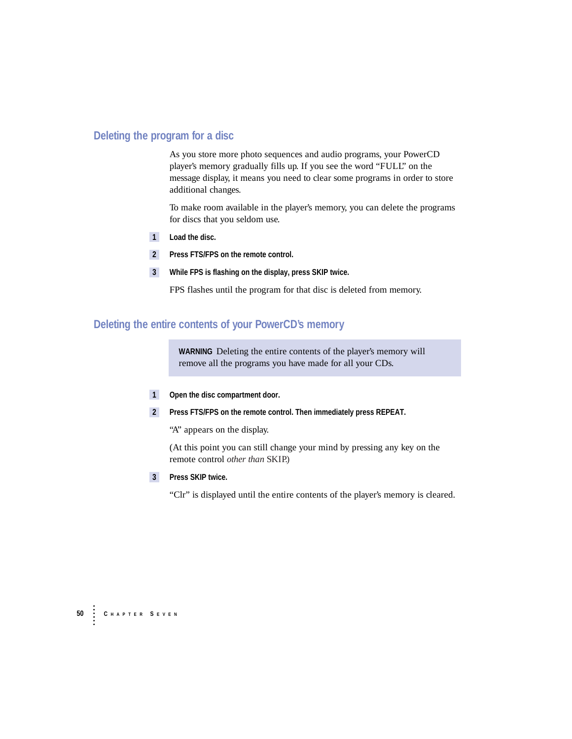## Deleting the program for a disc

As you store more photo sequences and audio programs, your PowerCD player's memory gradually fills up. If you see the word "FULL" on the message display, it means you need to clear some programs in order to store additional changes.

To make room available in the player's memory, you can delete the programs for discs that you seldom use.

1. **Load the disc.**
2. **Press FTS/FPS on the remote control.**
3. **While FPS is flashing on the display, press SKIP twice.**

   FPS flashes until the program for that disc is deleted from memory.

## Deleting the entire contents of your PowerCD's memory

> **WARNING** Deleting the entire contents of the player's memory will remove all the programs you have made for all your CDs.

1. **Open the disc compartment door.**
2. **Press FTS/FPS on the remote control. Then immediately press REPEAT.**

   "A" appears on the display.

   (At this point you can still change your mind by pressing any key on the remote control *other than* SKIP.)

3. **Press SKIP twice.**

   "Clr" is displayed until the entire contents of the player's memory is cleared.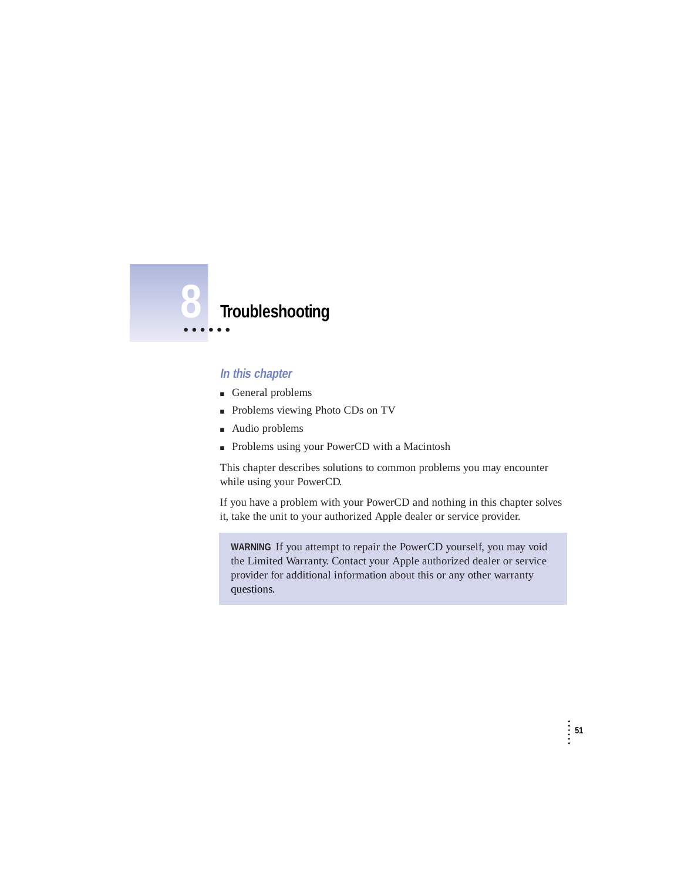# 8 Troubleshooting

### *In this chapter*

- General problems
- Problems viewing Photo CDs on TV
- Audio problems
- Problems using your PowerCD with a Macintosh

This chapter describes solutions to common problems you may encounter while using your PowerCD.

If you have a problem with your PowerCD and nothing in this chapter solves it, take the unit to your authorized Apple dealer or service provider.

> **WARNING** If you attempt to repair the PowerCD yourself, you may void the Limited Warranty. Contact your Apple authorized dealer or service provider for additional information about this or any other warranty questions.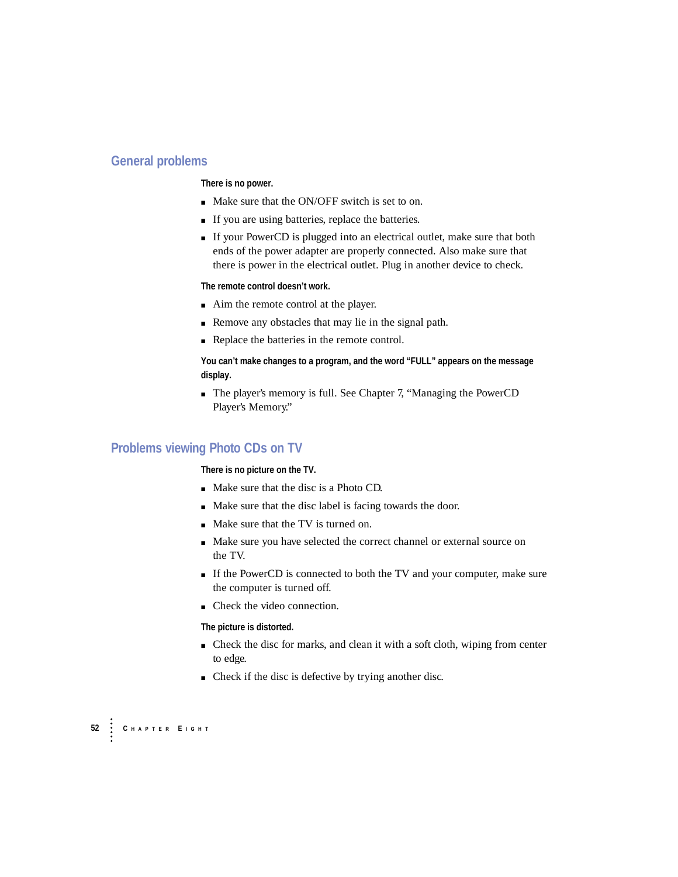## General problems

**There is no power.**

- Make sure that the ON/OFF switch is set to on.
- If you are using batteries, replace the batteries.
- If your PowerCD is plugged into an electrical outlet, make sure that both ends of the power adapter are properly connected. Also make sure that there is power in the electrical outlet. Plug in another device to check.

**The remote control doesn't work.**

- Aim the remote control at the player.
- Remove any obstacles that may lie in the signal path.
- Replace the batteries in the remote control.

**You can't make changes to a program, and the word "FULL" appears on the message display.**

- The player's memory is full. See Chapter 7, "Managing the PowerCD Player's Memory."

## Problems viewing Photo CDs on TV

**There is no picture on the TV.**

- Make sure that the disc is a Photo CD.
- Make sure that the disc label is facing towards the door.
- Make sure that the TV is turned on.
- Make sure you have selected the correct channel or external source on the TV.
- If the PowerCD is connected to both the TV and your computer, make sure the computer is turned off.
- Check the video connection.

**The picture is distorted.**

- Check the disc for marks, and clean it with a soft cloth, wiping from center to edge.
- Check if the disc is defective by trying another disc.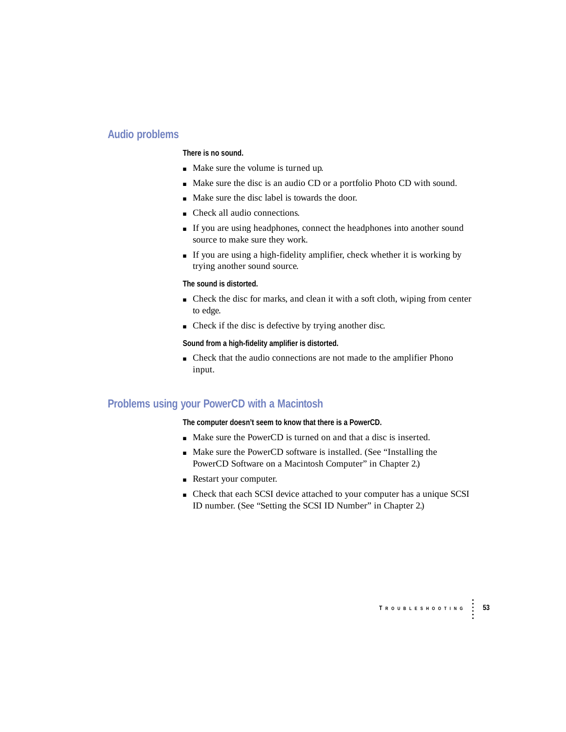## Audio problems

**There is no sound.**

- Make sure the volume is turned up.
- Make sure the disc is an audio CD or a portfolio Photo CD with sound.
- Make sure the disc label is towards the door.
- Check all audio connections.
- If you are using headphones, connect the headphones into another sound source to make sure they work.
- If you are using a high-fidelity amplifier, check whether it is working by trying another sound source.

**The sound is distorted.**

- Check the disc for marks, and clean it with a soft cloth, wiping from center to edge.
- Check if the disc is defective by trying another disc.

**Sound from a high-fidelity amplifier is distorted.**

- Check that the audio connections are not made to the amplifier Phono input.

## Problems using your PowerCD with a Macintosh

**The computer doesn't seem to know that there is a PowerCD.**

- Make sure the PowerCD is turned on and that a disc is inserted.
- Make sure the PowerCD software is installed. (See "Installing the PowerCD Software on a Macintosh Computer" in Chapter 2.)
- Restart your computer.
- Check that each SCSI device attached to your computer has a unique SCSI ID number. (See "Setting the SCSI ID Number" in Chapter 2.)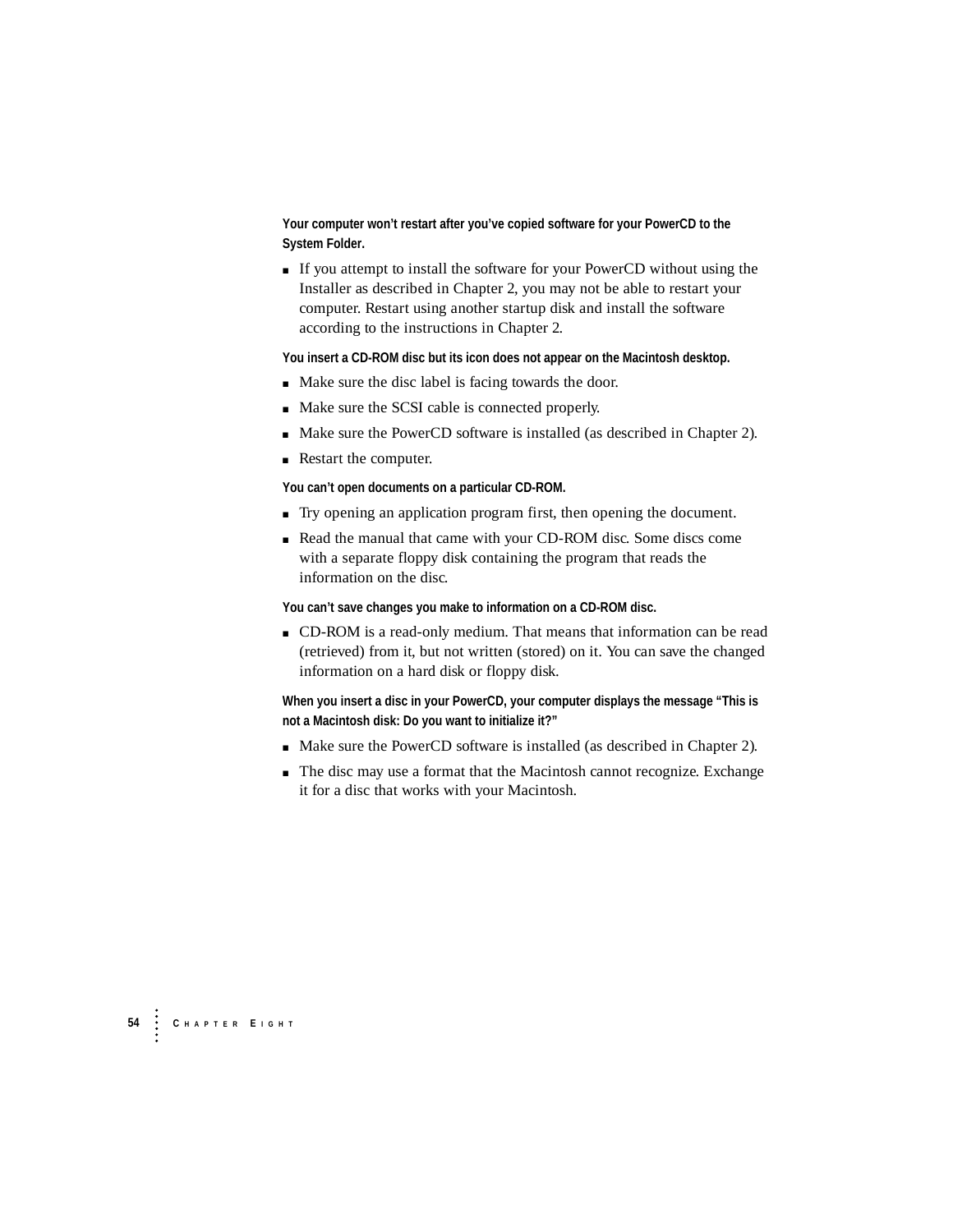**Your computer won't restart after you've copied software for your PowerCD to the System Folder.**

- If you attempt to install the software for your PowerCD without using the Installer as described in Chapter 2, you may not be able to restart your computer. Restart using another startup disk and install the software according to the instructions in Chapter 2.

**You insert a CD-ROM disc but its icon does not appear on the Macintosh desktop.**

- Make sure the disc label is facing towards the door.
- Make sure the SCSI cable is connected properly.
- Make sure the PowerCD software is installed (as described in Chapter 2).
- Restart the computer.

**You can't open documents on a particular CD-ROM.**

- Try opening an application program first, then opening the document.
- Read the manual that came with your CD-ROM disc. Some discs come with a separate floppy disk containing the program that reads the information on the disc.

**You can't save changes you make to information on a CD-ROM disc.**

- CD-ROM is a read-only medium. That means that information can be read (retrieved) from it, but not written (stored) on it. You can save the changed information on a hard disk or floppy disk.

**When you insert a disc in your PowerCD, your computer displays the message "This is not a Macintosh disk: Do you want to initialize it?"**

- Make sure the PowerCD software is installed (as described in Chapter 2).
- The disc may use a format that the Macintosh cannot recognize. Exchange it for a disc that works with your Macintosh.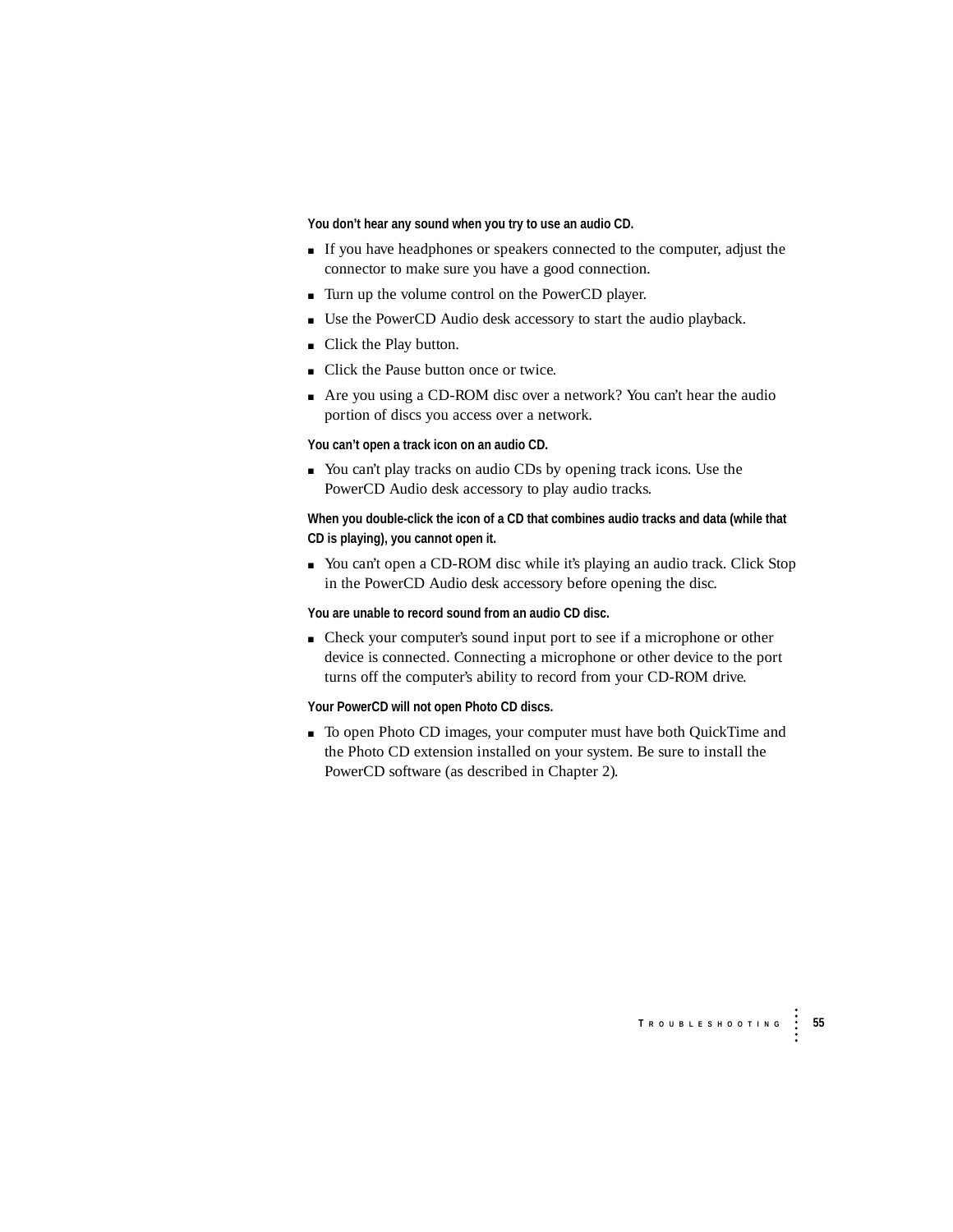#### You don’t hear any sound when you try to use an audio CD.

- If you have headphones or speakers connected to the computer, adjust the connector to make sure you have a good connection.
- Turn up the volume control on the PowerCD player.
- Use the PowerCD Audio desk accessory to start the audio playback.
- Click the Play button.
- Click the Pause button once or twice.
- Are you using a CD-ROM disc over a network? You can’t hear the audio portion of discs you access over a network.

#### You can’t open a track icon on an audio CD.

- You can’t play tracks on audio CDs by opening track icons. Use the PowerCD Audio desk accessory to play audio tracks.

#### When you double-click the icon of a CD that combines audio tracks and data (while that CD is playing), you cannot open it.

- You can’t open a CD-ROM disc while it’s playing an audio track. Click Stop in the PowerCD Audio desk accessory before opening the disc.

#### You are unable to record sound from an audio CD disc.

- Check your computer’s sound input port to see if a microphone or other device is connected. Connecting a microphone or other device to the port turns off the computer’s ability to record from your CD-ROM drive.

#### Your PowerCD will not open Photo CD discs.

- To open Photo CD images, your computer must have both QuickTime and the Photo CD extension installed on your system. Be sure to install the PowerCD software (as described in Chapter 2).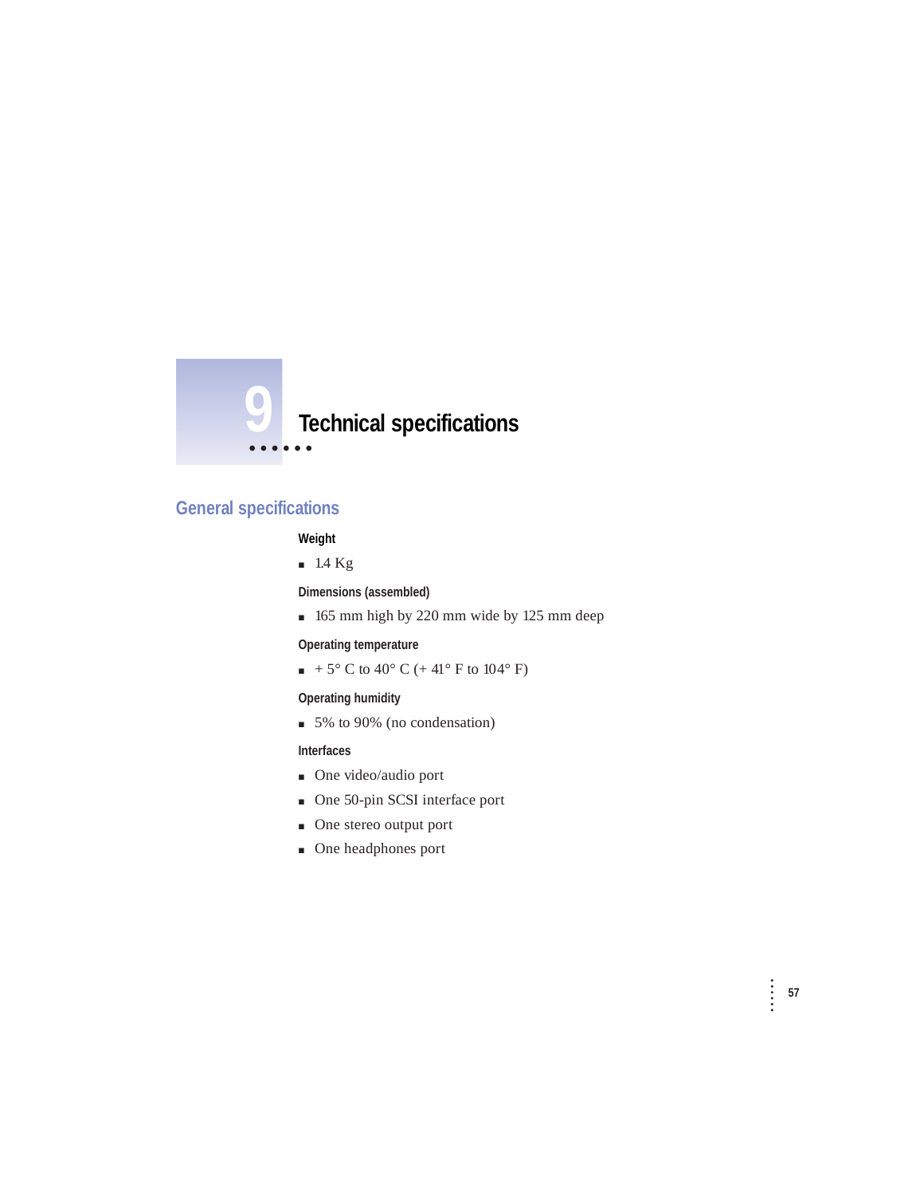# 9 Technical specifications

## General specifications

**Weight**

- 1.4 Kg

**Dimensions (assembled)**

- 165 mm high by 220 mm wide by 125 mm deep

**Operating temperature**

- + 5° C to 40° C (+ 41° F to 104° F)

**Operating humidity**

- 5% to 90% (no condensation)

**Interfaces**

- One video/audio port
- One 50-pin SCSI interface port
- One stereo output port
- One headphones port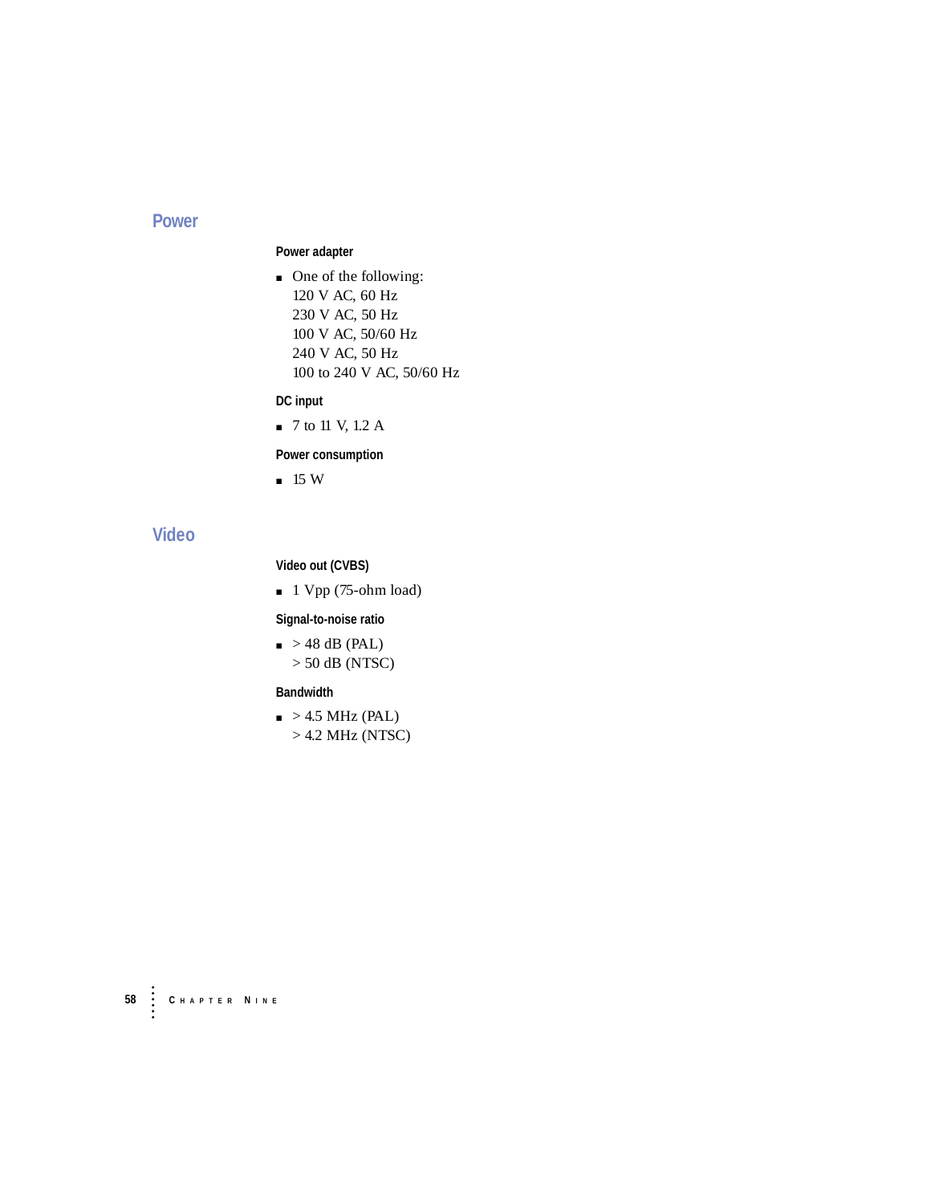## Power

### Power adapter

- One of the following:
  120 V AC, 60 Hz
  230 V AC, 50 Hz
  100 V AC, 50/60 Hz
  240 V AC, 50 Hz
  100 to 240 V AC, 50/60 Hz

### DC input

- 7 to 11 V, 1.2 A

### Power consumption

- 15 W

## Video

### Video out (CVBS)

- 1 Vpp (75-ohm load)

### Signal-to-noise ratio

- > 48 dB (PAL)
  > 50 dB (NTSC)

### Bandwidth

- > 4.5 MHz (PAL)
  > 4.2 MHz (NTSC)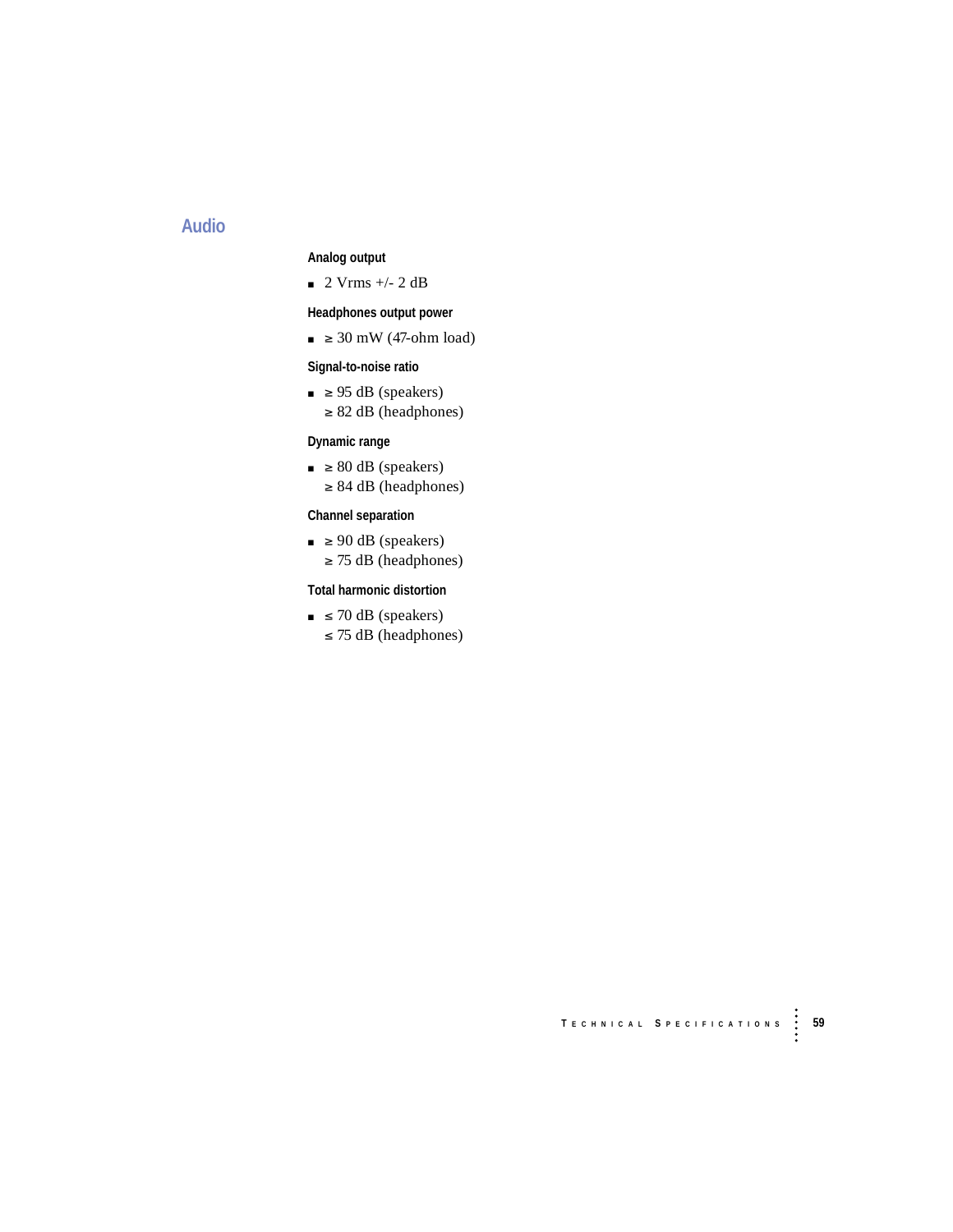## Audio

#### Analog output

- 2 Vrms +/- 2 dB

#### Headphones output power

- ≥ 30 mW (47-ohm load)

#### Signal-to-noise ratio

- ≥ 95 dB (speakers)
  ≥ 82 dB (headphones)

#### Dynamic range

- ≥ 80 dB (speakers)
  ≥ 84 dB (headphones)

#### Channel separation

- ≥ 90 dB (speakers)
  ≥ 75 dB (headphones)

#### Total harmonic distortion

- ≤ 70 dB (speakers)
  ≤ 75 dB (headphones)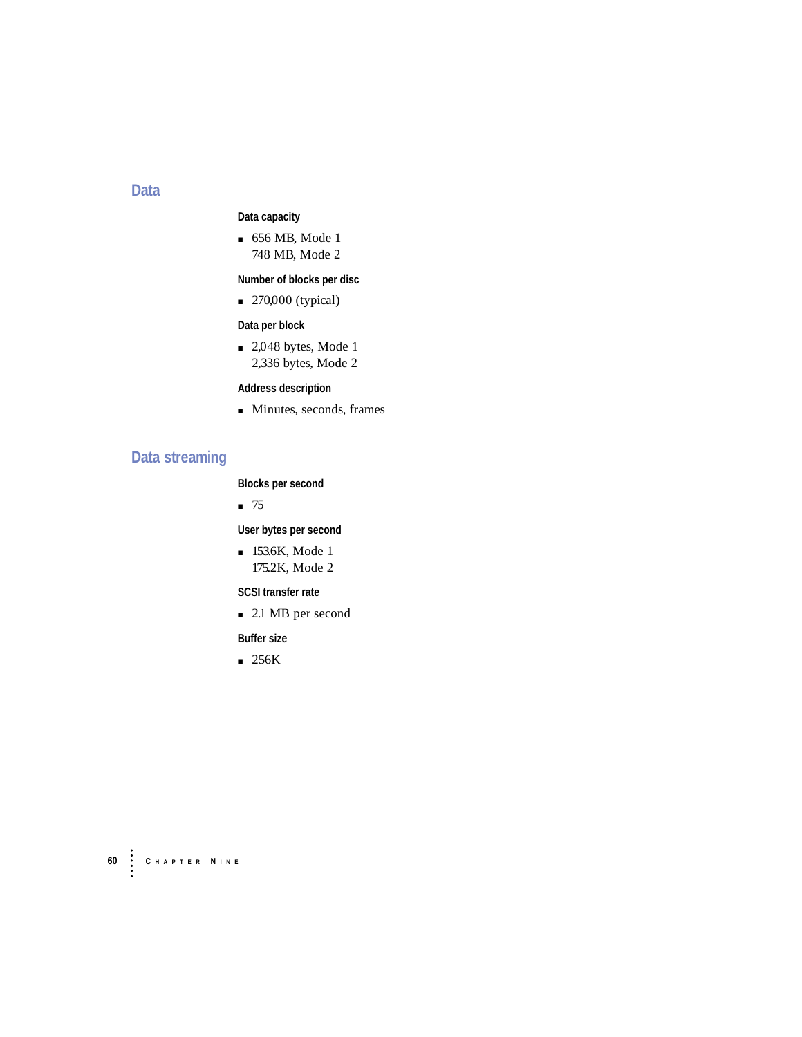## Data

### Data capacity

- 656 MB, Mode 1
  748 MB, Mode 2

### Number of blocks per disc

- 270,000 (typical)

### Data per block

- 2,048 bytes, Mode 1
  2,336 bytes, Mode 2

### Address description

- Minutes, seconds, frames

## Data streaming

### Blocks per second

- 75

### User bytes per second

- 153.6K, Mode 1
  175.2K, Mode 2

### SCSI transfer rate

- 2.1 MB per second

### Buffer size

- 256K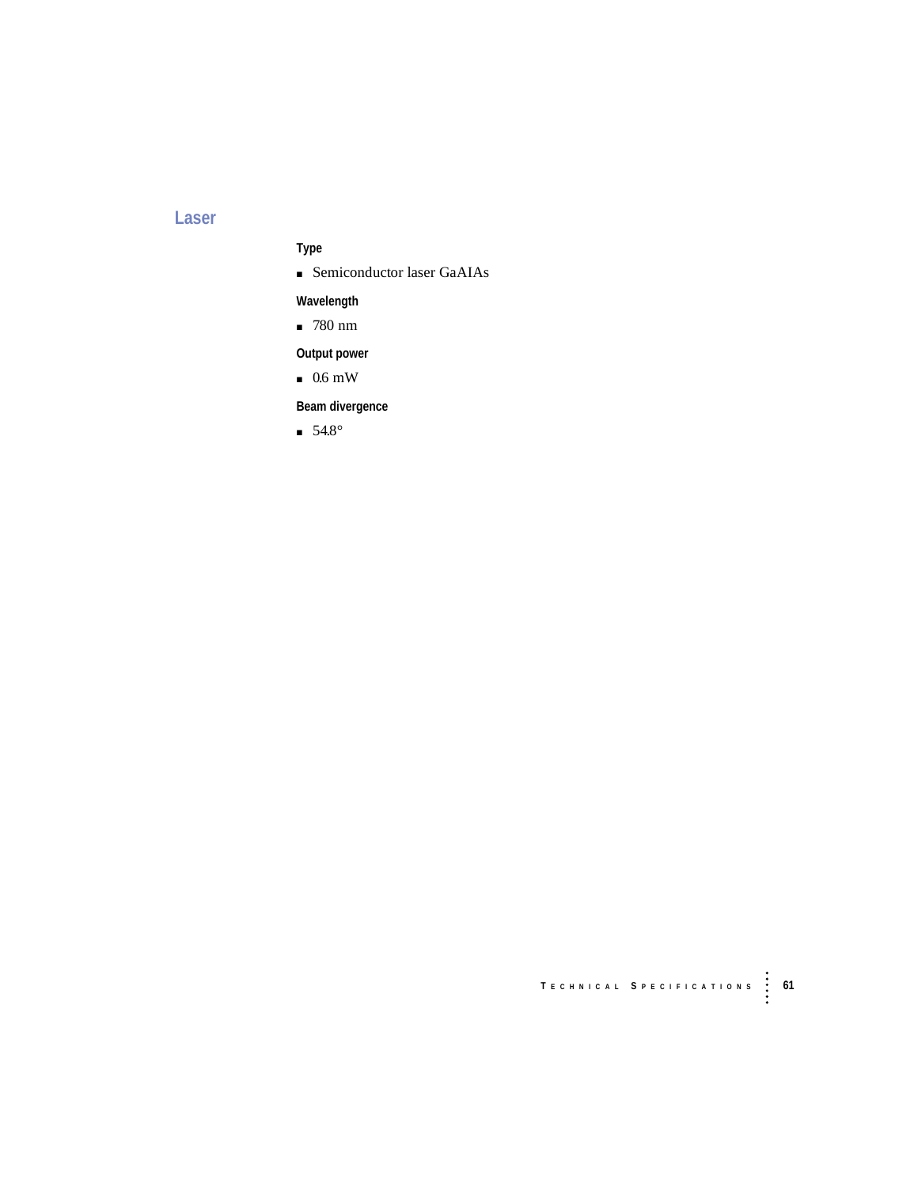## Laser

**Type**

- Semiconductor laser GaAIAs

**Wavelength**

- 780 nm

**Output power**

- 0.6 mW

**Beam divergence**

- 54.8°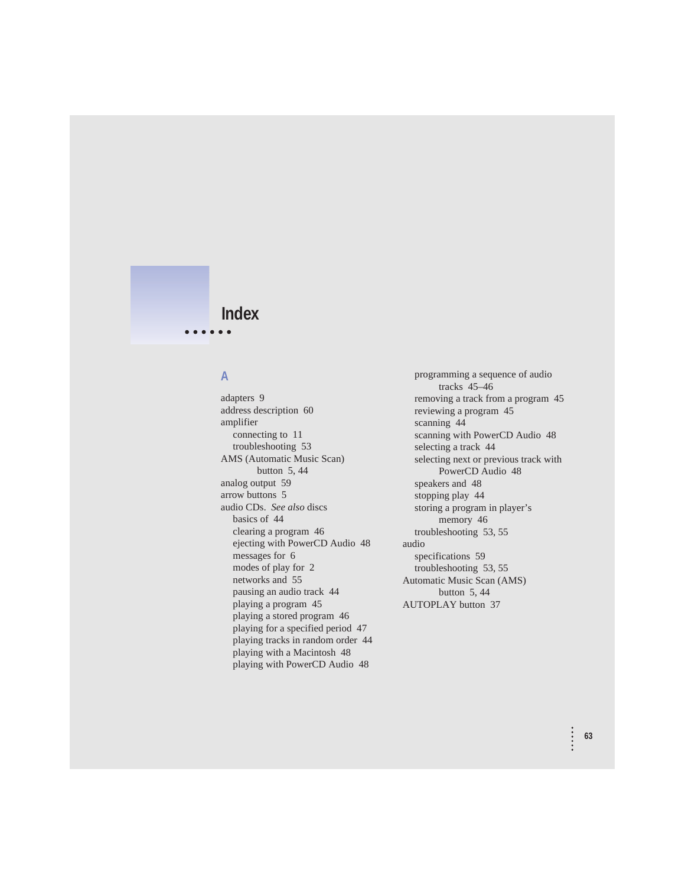# Index

## A

adapters 9
address description 60
amplifier
  connecting to 11
  troubleshooting 53
AMS (Automatic Music Scan) button 5, 44
analog output 59
arrow buttons 5
audio CDs. *See also* discs
  basics of 44
  clearing a program 46
  ejecting with PowerCD Audio 48
  messages for 6
  modes of play for 2
  networks and 55
  pausing an audio track 44
  playing a program 45
  playing a stored program 46
  playing for a specified period 47
  playing tracks in random order 44
  playing with a Macintosh 48
  playing with PowerCD Audio 48
  programming a sequence of audio tracks 45–46
  removing a track from a program 45
  reviewing a program 45
  scanning 44
  scanning with PowerCD Audio 48
  selecting a track 44
  selecting next or previous track with PowerCD Audio 48
  speakers and 48
  stopping play 44
  storing a program in player's memory 46
  troubleshooting 53, 55
audio
  specifications 59
  troubleshooting 53, 55
Automatic Music Scan (AMS) button 5, 44
AUTOPLAY button 37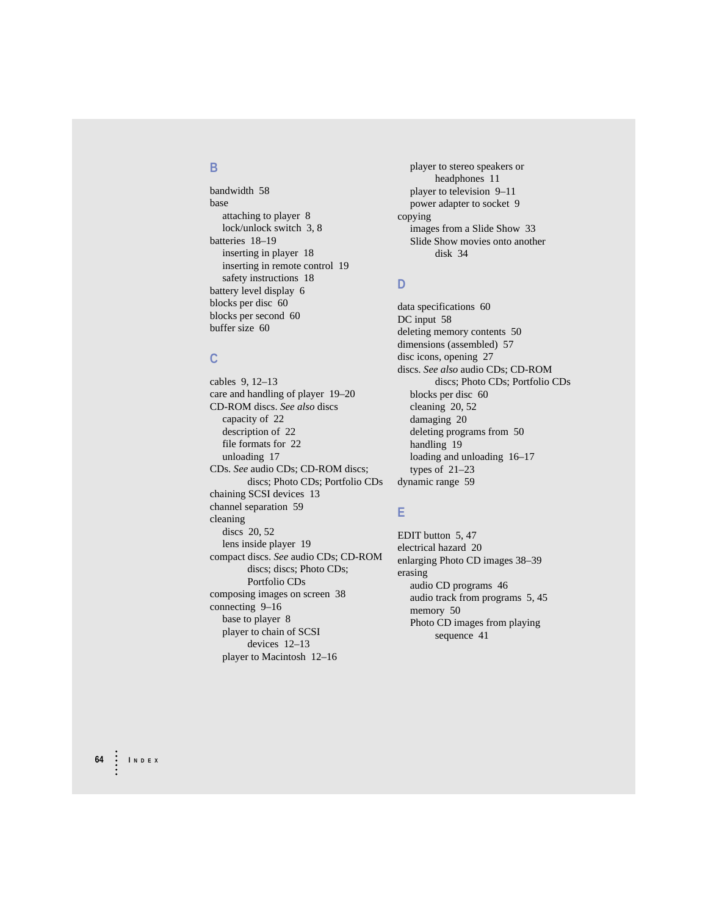## B

bandwidth 58
base
- attaching to player 8
- lock/unlock switch 3, 8

batteries 18–19
- inserting in player 18
- inserting in remote control 19
- safety instructions 18

battery level display 6
blocks per disc 60
blocks per second 60
buffer size 60

## C

cables 9, 12–13
care and handling of player 19–20
CD-ROM discs. *See also* discs
- capacity of 22
- description of 22
- file formats for 22
- unloading 17

CDs. *See* audio CDs; CD-ROM discs; discs; Photo CDs; Portfolio CDs
chaining SCSI devices 13
channel separation 59
cleaning
- discs 20, 52
- lens inside player 19

compact discs. *See* audio CDs; CD-ROM discs; discs; Photo CDs; Portfolio CDs
composing images on screen 38
connecting 9–16
- base to player 8
- player to chain of SCSI devices 12–13
- player to Macintosh 12–16
- player to stereo speakers or headphones 11
- player to television 9–11
- power adapter to socket 9

copying
- images from a Slide Show 33
- Slide Show movies onto another disk 34

## D

data specifications 60
DC input 58
deleting memory contents 50
dimensions (assembled) 57
disc icons, opening 27
discs. *See also* audio CDs; CD-ROM discs; Photo CDs; Portfolio CDs
- blocks per disc 60
- cleaning 20, 52
- damaging 20
- deleting programs from 50
- handling 19
- loading and unloading 16–17
- types of 21–23

dynamic range 59

## E

EDIT button 5, 47
electrical hazard 20
enlarging Photo CD images 38–39
erasing
- audio CD programs 46
- audio track from programs 5, 45
- memory 50
- Photo CD images from playing sequence 41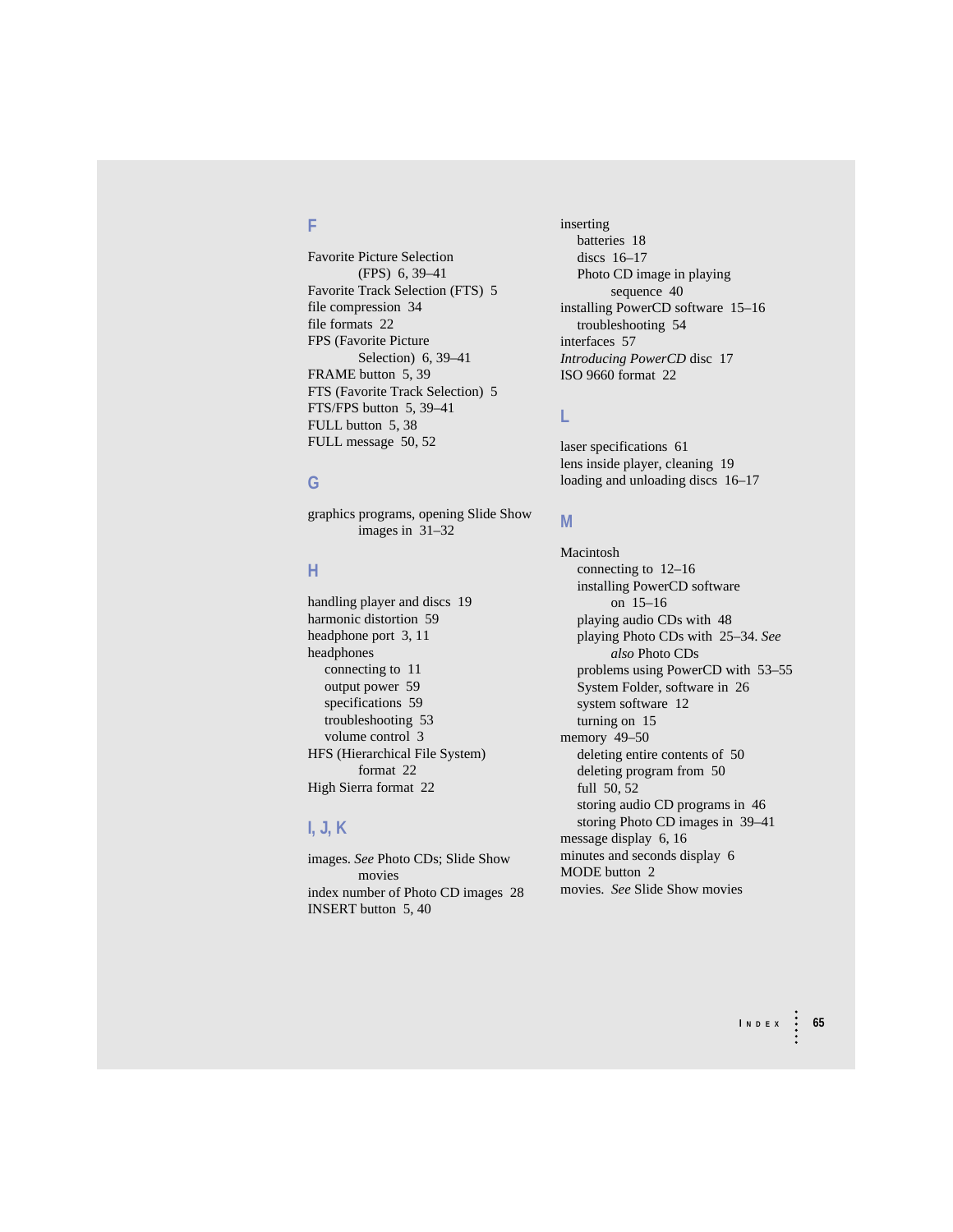## F

Favorite Picture Selection (FPS) 6, 39–41
Favorite Track Selection (FTS) 5
file compression 34
file formats 22
FPS (Favorite Picture Selection) 6, 39–41
FRAME button 5, 39
FTS (Favorite Track Selection) 5
FTS/FPS button 5, 39–41
FULL button 5, 38
FULL message 50, 52

## G

graphics programs, opening Slide Show images in 31–32

## H

handling player and discs 19
harmonic distortion 59
headphone port 3, 11
headphones
- connecting to 11
- output power 59
- specifications 59
- troubleshooting 53
- volume control 3

HFS (Hierarchical File System) format 22
High Sierra format 22

## I, J, K

images. *See* Photo CDs; Slide Show movies
index number of Photo CD images 28
INSERT button 5, 40
inserting
- batteries 18
- discs 16–17
- Photo CD image in playing sequence 40

installing PowerCD software 15–16
- troubleshooting 54

interfaces 57
*Introducing PowerCD* disc 17
ISO 9660 format 22

## L

laser specifications 61
lens inside player, cleaning 19
loading and unloading discs 16–17

## M

Macintosh
- connecting to 12–16
- installing PowerCD software on 15–16
- playing audio CDs with 48
- playing Photo CDs with 25–34. *See also* Photo CDs
- problems using PowerCD with 53–55
- System Folder, software in 26
- system software 12
- turning on 15

memory 49–50
- deleting entire contents of 50
- deleting program from 50
- full 50, 52
- storing audio CD programs in 46
- storing Photo CD images in 39–41

message display 6, 16
minutes and seconds display 6
MODE button 2
movies. *See* Slide Show movies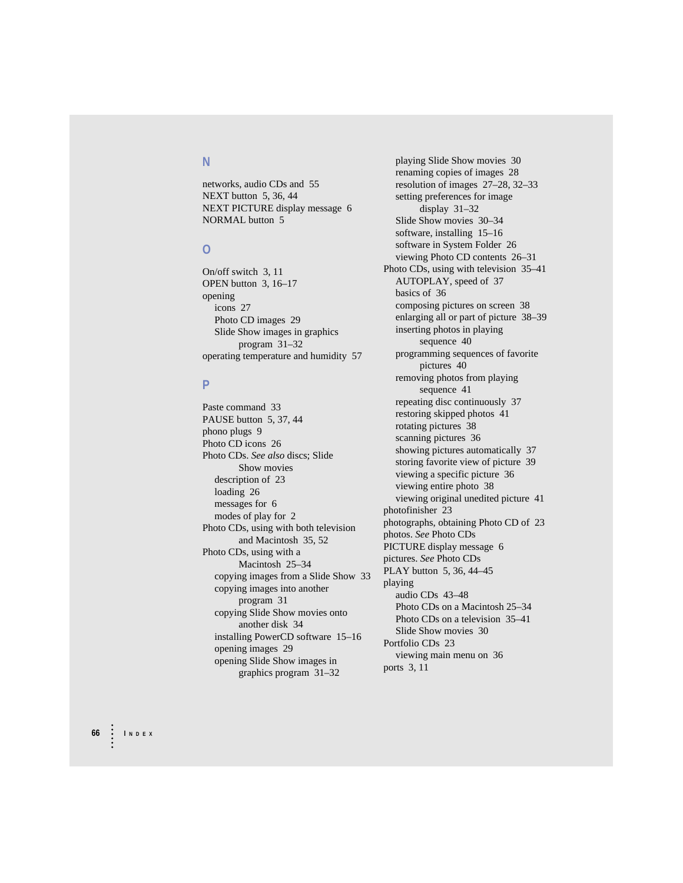## N

networks, audio CDs and 55
NEXT button 5, 36, 44
NEXT PICTURE display message 6
NORMAL button 5

## O

On/off switch 3, 11
OPEN button 3, 16–17
opening
- icons 27
- Photo CD images 29
- Slide Show images in graphics program 31–32

operating temperature and humidity 57

## P

Paste command 33
PAUSE button 5, 37, 44
phono plugs 9
Photo CD icons 26
Photo CDs. *See also* discs; Slide Show movies
- description of 23
- loading 26
- messages for 6
- modes of play for 2

Photo CDs, using with both television and Macintosh 35, 52
Photo CDs, using with a Macintosh 25–34
- copying images from a Slide Show 33
- copying images into another program 31
- copying Slide Show movies onto another disk 34
- installing PowerCD software 15–16
- opening images 29
- opening Slide Show images in graphics program 31–32
- playing Slide Show movies 30
- renaming copies of images 28
- resolution of images 27–28, 32–33
- setting preferences for image display 31–32
- Slide Show movies 30–34
- software, installing 15–16
- software in System Folder 26
- viewing Photo CD contents 26–31

Photo CDs, using with television 35–41
- AUTOPLAY, speed of 37
- basics of 36
- composing pictures on screen 38
- enlarging all or part of picture 38–39
- inserting photos in playing sequence 40
- programming sequences of favorite pictures 40
- removing photos from playing sequence 41
- repeating disc continuously 37
- restoring skipped photos 41
- rotating pictures 38
- scanning pictures 36
- showing pictures automatically 37
- storing favorite view of picture 39
- viewing a specific picture 36
- viewing entire photo 38
- viewing original unedited picture 41

photofinisher 23
photographs, obtaining Photo CD of 23
photos. *See* Photo CDs
PICTURE display message 6
pictures. *See* Photo CDs
PLAY button 5, 36, 44–45
playing
- audio CDs 43–48
- Photo CDs on a Macintosh 25–34
- Photo CDs on a television 35–41
- Slide Show movies 30

Portfolio CDs 23
- viewing main menu on 36

ports 3, 11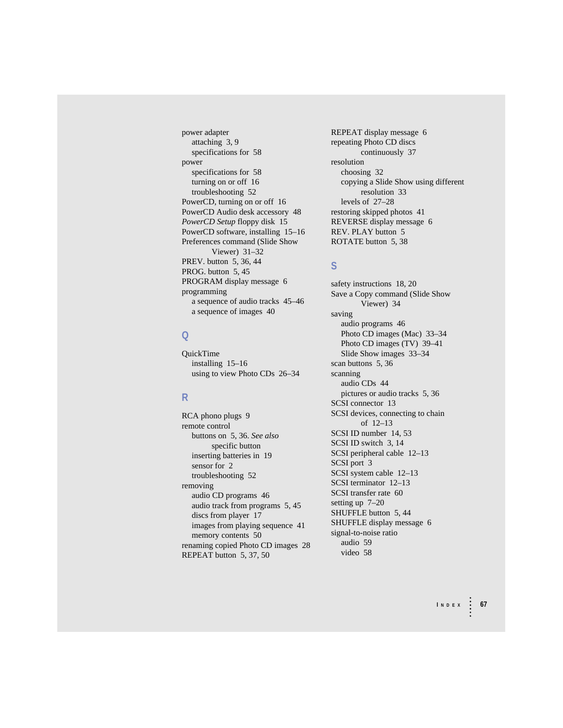power adapter
  attaching 3, 9
  specifications for 58
power
  specifications for 58
  turning on or off 16
  troubleshooting 52
PowerCD, turning on or off 16
PowerCD Audio desk accessory 48
*PowerCD Setup* floppy disk 15
PowerCD software, installing 15–16
Preferences command (Slide Show Viewer) 31–32
PREV. button 5, 36, 44
PROG. button 5, 45
PROGRAM display message 6
programming
  a sequence of audio tracks 45–46
  a sequence of images 40

## Q

QuickTime
  installing 15–16
  using to view Photo CDs 26–34

## R

RCA phono plugs 9
remote control
  buttons on 5, 36. *See also* specific button
  inserting batteries in 19
  sensor for 2
  troubleshooting 52
removing
  audio CD programs 46
  audio track from programs 5, 45
  discs from player 17
  images from playing sequence 41
  memory contents 50
renaming copied Photo CD images 28
REPEAT button 5, 37, 50
REPEAT display message 6
repeating Photo CD discs continuously 37
resolution
  choosing 32
  copying a Slide Show using different resolution 33
  levels of 27–28
restoring skipped photos 41
REVERSE display message 6
REV. PLAY button 5
ROTATE button 5, 38

## S

safety instructions 18, 20
Save a Copy command (Slide Show Viewer) 34
saving
  audio programs 46
  Photo CD images (Mac) 33–34
  Photo CD images (TV) 39–41
  Slide Show images 33–34
scan buttons 5, 36
scanning
  audio CDs 44
  pictures or audio tracks 5, 36
SCSI connector 13
SCSI devices, connecting to chain of 12–13
SCSI ID number 14, 53
SCSI ID switch 3, 14
SCSI peripheral cable 12–13
SCSI port 3
SCSI system cable 12–13
SCSI terminator 12–13
SCSI transfer rate 60
setting up 7–20
SHUFFLE button 5, 44
SHUFFLE display message 6
signal-to-noise ratio
  audio 59
  video 58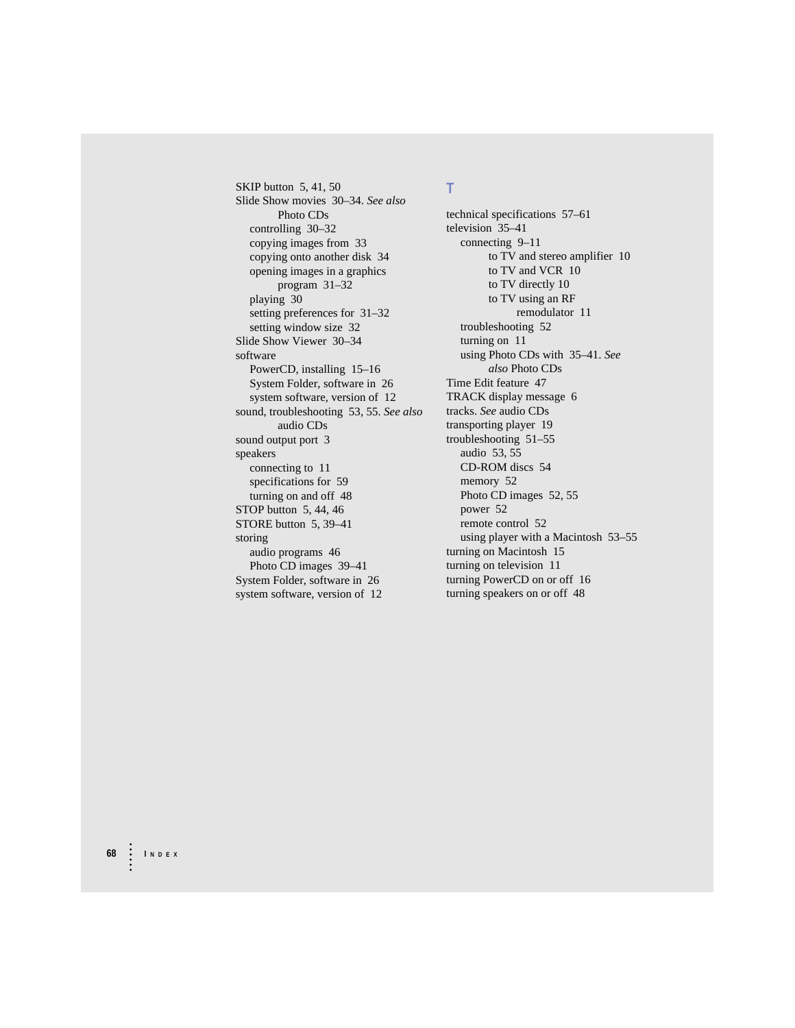SKIP button 5, 41, 50
Slide Show movies 30–34. *See also* Photo CDs
- controlling 30–32
- copying images from 33
- copying onto another disk 34
- opening images in a graphics program 31–32
- playing 30
- setting preferences for 31–32
- setting window size 32

Slide Show Viewer 30–34
software
- PowerCD, installing 15–16
- System Folder, software in 26
- system software, version of 12

sound, troubleshooting 53, 55. *See also* audio CDs
sound output port 3
speakers
- connecting to 11
- specifications for 59
- turning on and off 48

STOP button 5, 44, 46
STORE button 5, 39–41
storing
- audio programs 46
- Photo CD images 39–41

System Folder, software in 26
system software, version of 12

## T

technical specifications 57–61
television 35–41
- connecting 9–11
  - to TV and stereo amplifier 10
  - to TV and VCR 10
  - to TV directly 10
  - to TV using an RF remodulator 11
- troubleshooting 52
- turning on 11
- using Photo CDs with 35–41. *See also* Photo CDs

Time Edit feature 47
TRACK display message 6
tracks. *See* audio CDs
transporting player 19
troubleshooting 51–55
- audio 53, 55
- CD-ROM discs 54
- memory 52
- Photo CD images 52, 55
- power 52
- remote control 52
- using player with a Macintosh 53–55

turning on Macintosh 15
turning on television 11
turning PowerCD on or off 16
turning speakers on or off 48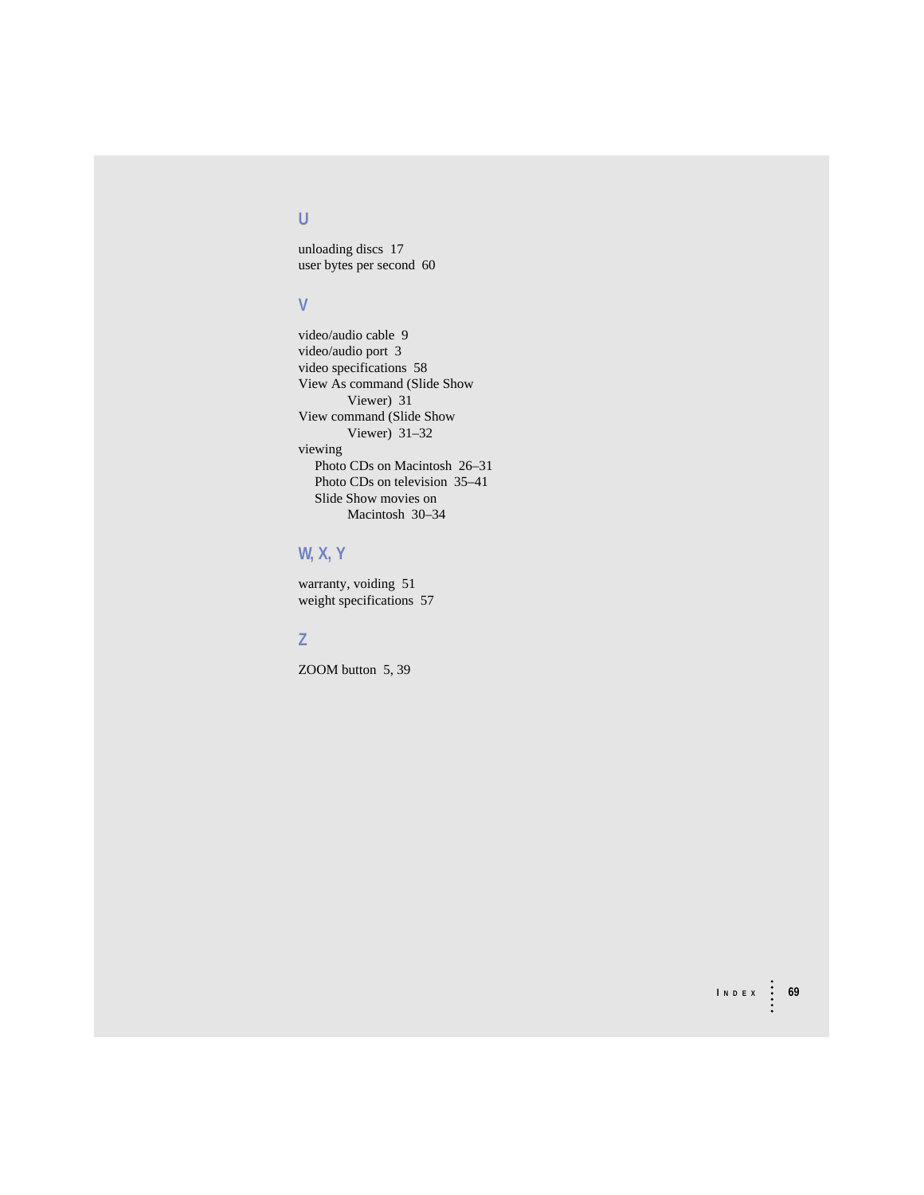## U

unloading discs 17
user bytes per second 60

## V

video/audio cable 9
video/audio port 3
video specifications 58
View As command (Slide Show Viewer) 31
View command (Slide Show Viewer) 31–32
viewing
- Photo CDs on Macintosh 26–31
- Photo CDs on television 35–41
- Slide Show movies on Macintosh 30–34

## W, X, Y

warranty, voiding 51
weight specifications 57

## Z

ZOOM button 5, 39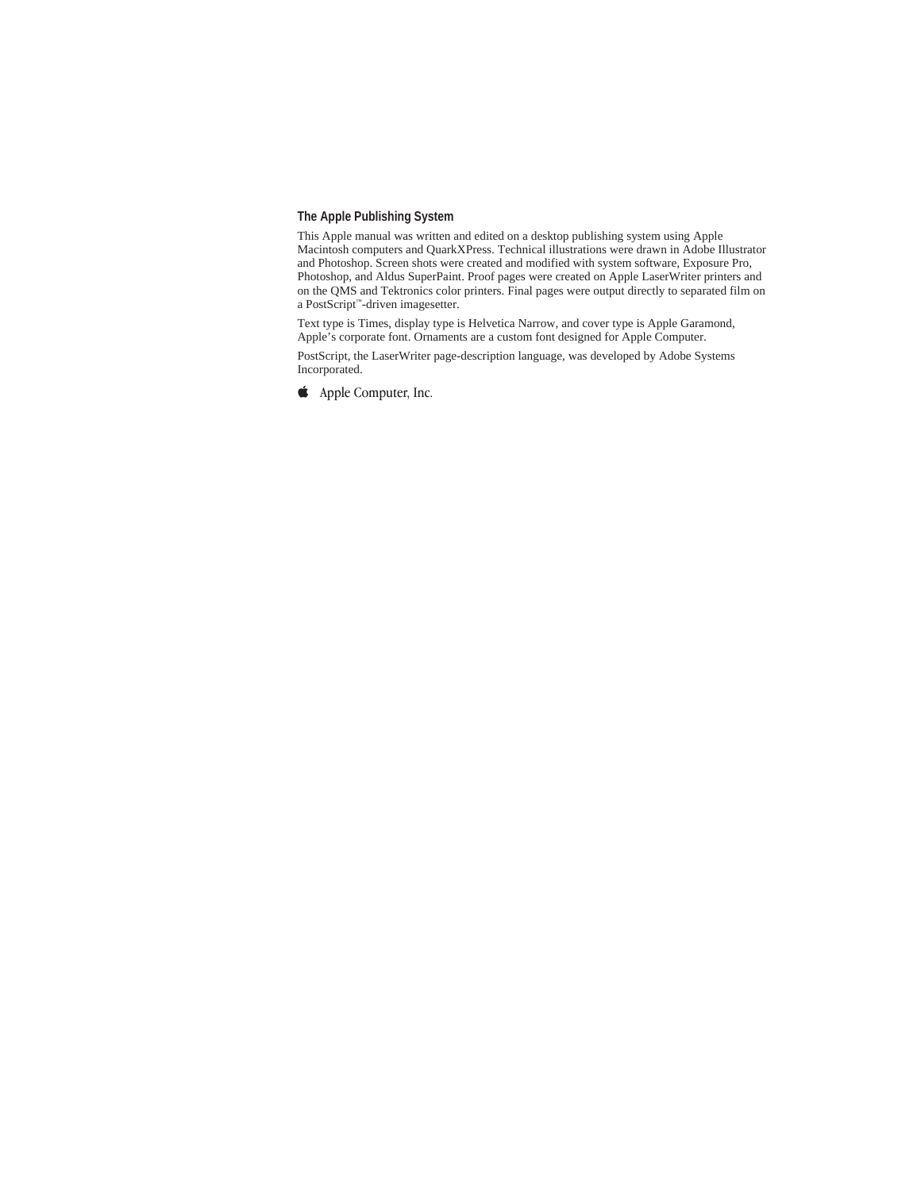### The Apple Publishing System

This Apple manual was written and edited on a desktop publishing system using Apple Macintosh computers and QuarkXPress. Technical illustrations were drawn in Adobe Illustrator and Photoshop. Screen shots were created and modified with system software, Exposure Pro, Photoshop, and Aldus SuperPaint. Proof pages were created on Apple LaserWriter printers and on the QMS and Tektronics color printers. Final pages were output directly to separated film on a PostScript™-driven imagesetter.

Text type is Times, display type is Helvetica Narrow, and cover type is Apple Garamond, Apple's corporate font. Ornaments are a custom font designed for Apple Computer.

PostScript, the LaserWriter page-description language, was developed by Adobe Systems Incorporated.

 Apple Computer, Inc.